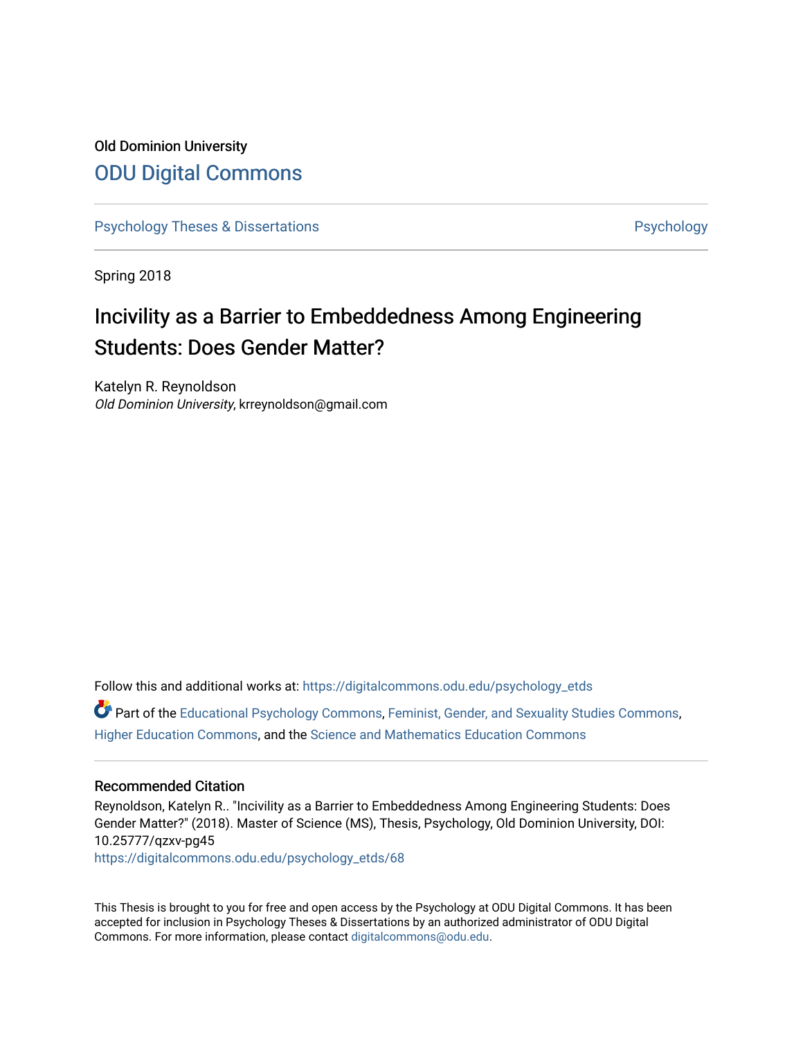Old Dominion University

# ODU Digital Commons

Psychology Theses & Dissertations | Psychology

Spring 2018

## Incivility as a Barrier to Embeddedness Among Engineering Students: Does Gender Matter?

Katelyn R. Reynoldson
*Old Dominion University*, krreynoldson@gmail.com

Follow this and additional works at: https://digitalcommons.odu.edu/psychology_etds

Part of the Educational Psychology Commons, Feminist, Gender, and Sexuality Studies Commons, Higher Education Commons, and the Science and Mathematics Education Commons

### Recommended Citation

Reynoldson, Katelyn R.. "Incivility as a Barrier to Embeddedness Among Engineering Students: Does Gender Matter?" (2018). Master of Science (MS), Thesis, Psychology, Old Dominion University, DOI: 10.25777/qzxv-pg45
https://digitalcommons.odu.edu/psychology_etds/68

This Thesis is brought to you for free and open access by the Psychology at ODU Digital Commons. It has been accepted for inclusion in Psychology Theses & Dissertations by an authorized administrator of ODU Digital Commons. For more information, please contact digitalcommons@odu.edu.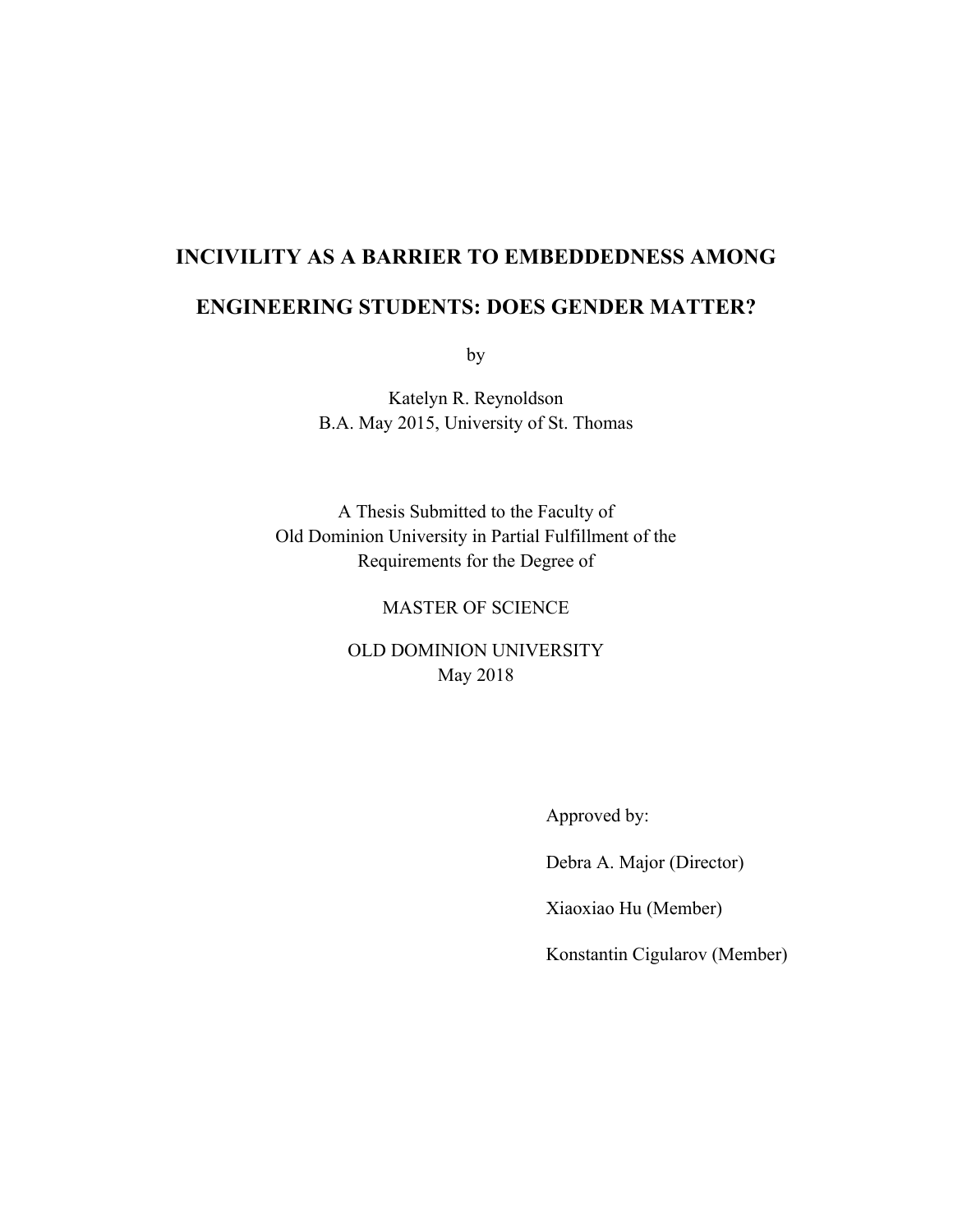# INCIVILITY AS A BARRIER TO EMBEDDEDNESS AMONG ENGINEERING STUDENTS: DOES GENDER MATTER?

by

Katelyn R. Reynoldson
B.A. May 2015, University of St. Thomas

A Thesis Submitted to the Faculty of
Old Dominion University in Partial Fulfillment of the
Requirements for the Degree of

MASTER OF SCIENCE

OLD DOMINION UNIVERSITY
May 2018

Approved by:

Debra A. Major (Director)

Xiaoxiao Hu (Member)

Konstantin Cigularov (Member)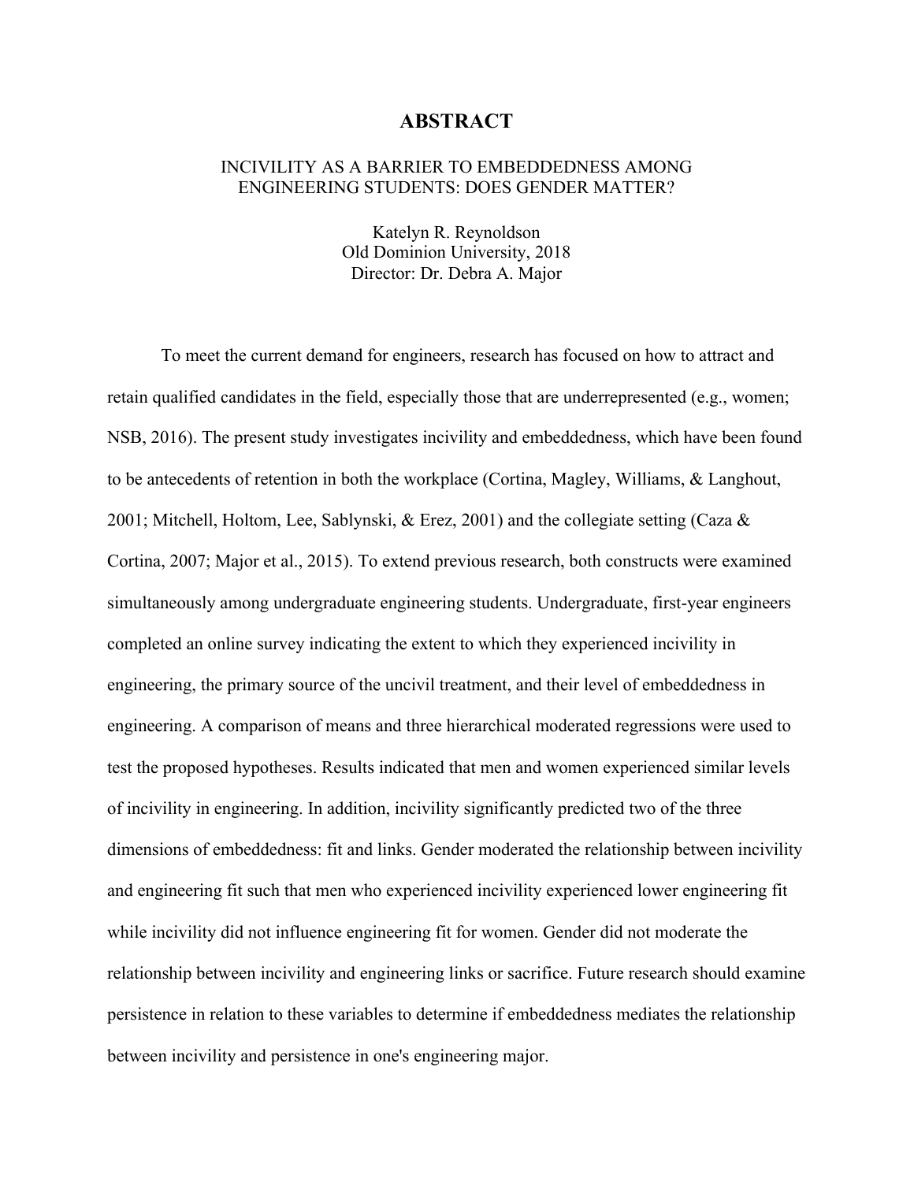# ABSTRACT

## INCIVILITY AS A BARRIER TO EMBEDDEDNESS AMONG ENGINEERING STUDENTS: DOES GENDER MATTER?

Katelyn R. Reynoldson
Old Dominion University, 2018
Director: Dr. Debra A. Major

To meet the current demand for engineers, research has focused on how to attract and retain qualified candidates in the field, especially those that are underrepresented (e.g., women; NSB, 2016). The present study investigates incivility and embeddedness, which have been found to be antecedents of retention in both the workplace (Cortina, Magley, Williams, & Langhout, 2001; Mitchell, Holtom, Lee, Sablynski, & Erez, 2001) and the collegiate setting (Caza & Cortina, 2007; Major et al., 2015). To extend previous research, both constructs were examined simultaneously among undergraduate engineering students. Undergraduate, first-year engineers completed an online survey indicating the extent to which they experienced incivility in engineering, the primary source of the uncivil treatment, and their level of embeddedness in engineering. A comparison of means and three hierarchical moderated regressions were used to test the proposed hypotheses. Results indicated that men and women experienced similar levels of incivility in engineering. In addition, incivility significantly predicted two of the three dimensions of embeddedness: fit and links. Gender moderated the relationship between incivility and engineering fit such that men who experienced incivility experienced lower engineering fit while incivility did not influence engineering fit for women. Gender did not moderate the relationship between incivility and engineering links or sacrifice. Future research should examine persistence in relation to these variables to determine if embeddedness mediates the relationship between incivility and persistence in one's engineering major.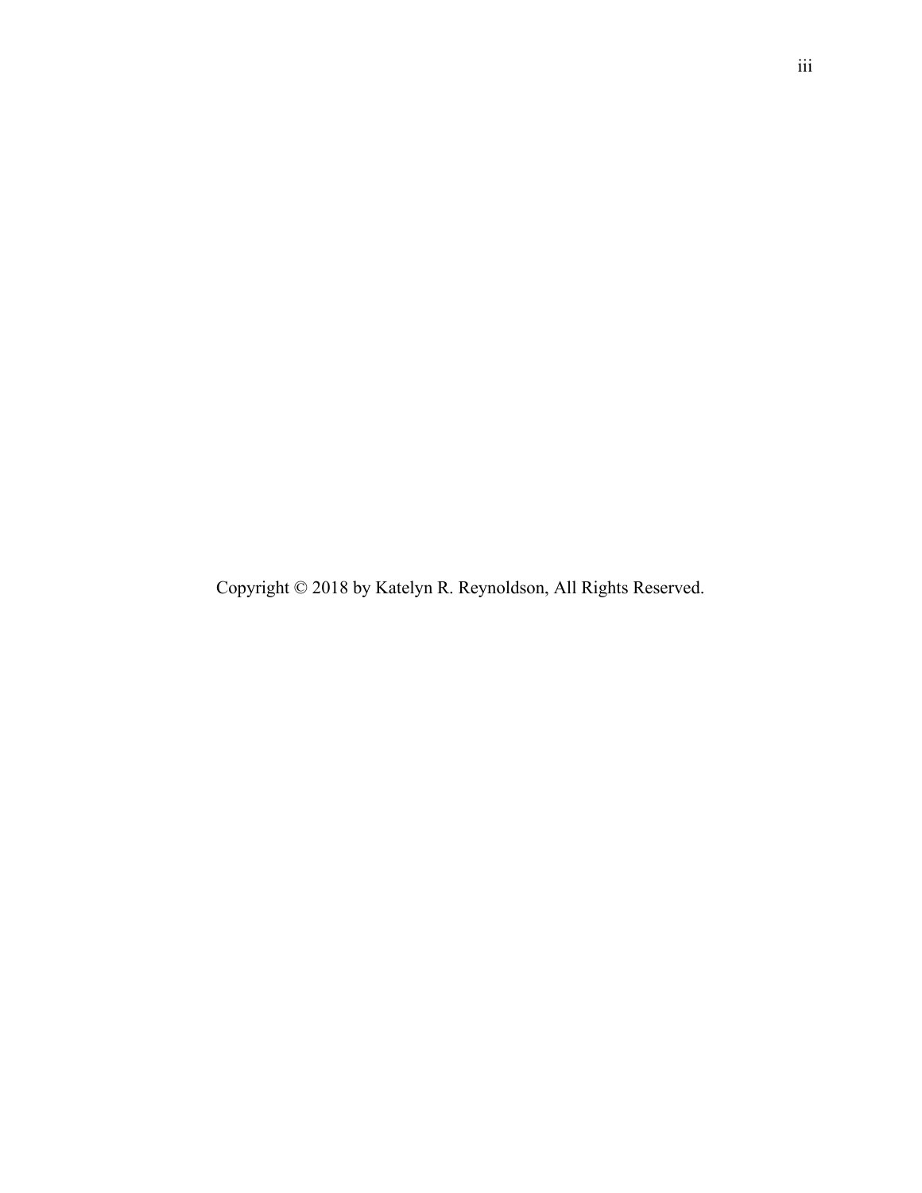Copyright © 2018 by Katelyn R. Reynoldson, All Rights Reserved.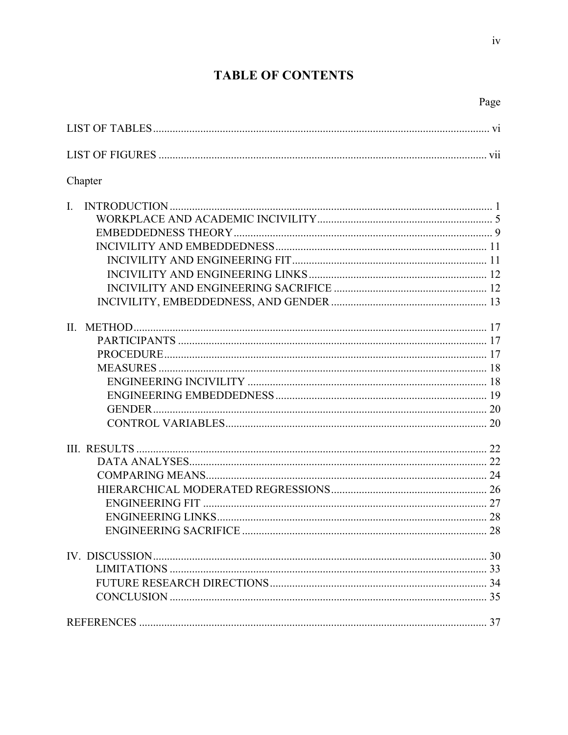# TABLE OF CONTENTS

Page

LIST OF TABLES ........................................................................................................................ vi

LIST OF FIGURES ...................................................................................................................... vii

Chapter

I. INTRODUCTION ................................................................................................................... 1
   - WORKPLACE AND ACADEMIC INCIVILITY ............................................................... 5
   - EMBEDDEDNESS THEORY ............................................................................................ 9
   - INCIVILITY AND EMBEDDEDNESS ............................................................................. 11
     - INCIVILITY AND ENGINEERING FIT ....................................................................... 11
     - INCIVILITY AND ENGINEERING LINKS ................................................................. 12
     - INCIVILITY AND ENGINEERING SACRIFICE ......................................................... 12
   - INCIVILITY, EMBEDDEDNESS, AND GENDER ......................................................... 13

II. METHOD ............................................................................................................................... 17
   - PARTICIPANTS ............................................................................................................... 17
   - PROCEDURE .................................................................................................................... 17
   - MEASURES ...................................................................................................................... 18
     - ENGINEERING INCIVILITY ...................................................................................... 18
     - ENGINEERING EMBEDDEDNESS ............................................................................ 19
     - GENDER ........................................................................................................................ 20
     - CONTROL VARIABLES .............................................................................................. 20

III. RESULTS .............................................................................................................................. 22
   - DATA ANALYSES ........................................................................................................... 22
   - COMPARING MEANS ..................................................................................................... 24
   - HIERARCHICAL MODERATED REGRESSIONS ......................................................... 26
     - ENGINEERING FIT ...................................................................................................... 27
     - ENGINEERING LINKS ................................................................................................. 28
     - ENGINEERING SACRIFICE ........................................................................................ 28

IV. DISCUSSION ........................................................................................................................ 30
   - LIMITATIONS .................................................................................................................. 33
   - FUTURE RESEARCH DIRECTIONS .............................................................................. 34
   - CONCLUSION .................................................................................................................. 35

REFERENCES ............................................................................................................................. 37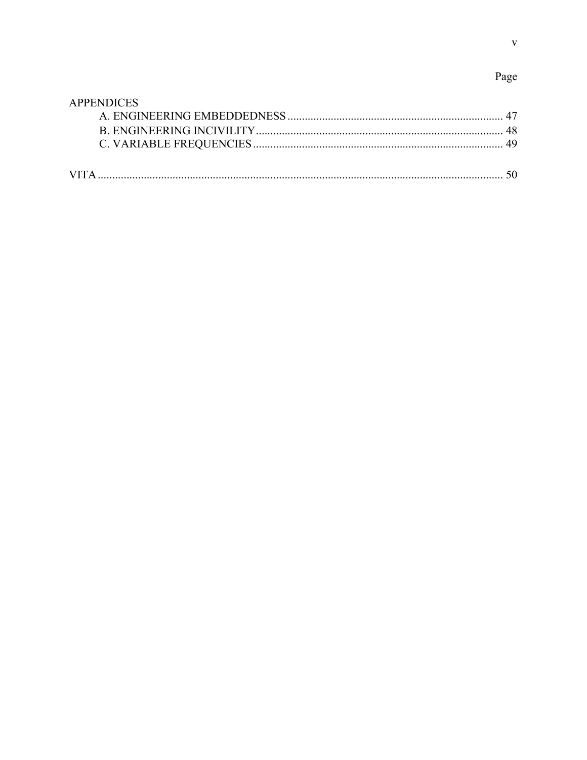| | Page |
|---|---|
| APPENDICES | |
| A. ENGINEERING EMBEDDEDNESS | 47 |
| B. ENGINEERING INCIVILITY | 48 |
| C. VARIABLE FREQUENCIES | 49 |
| VITA | 50 |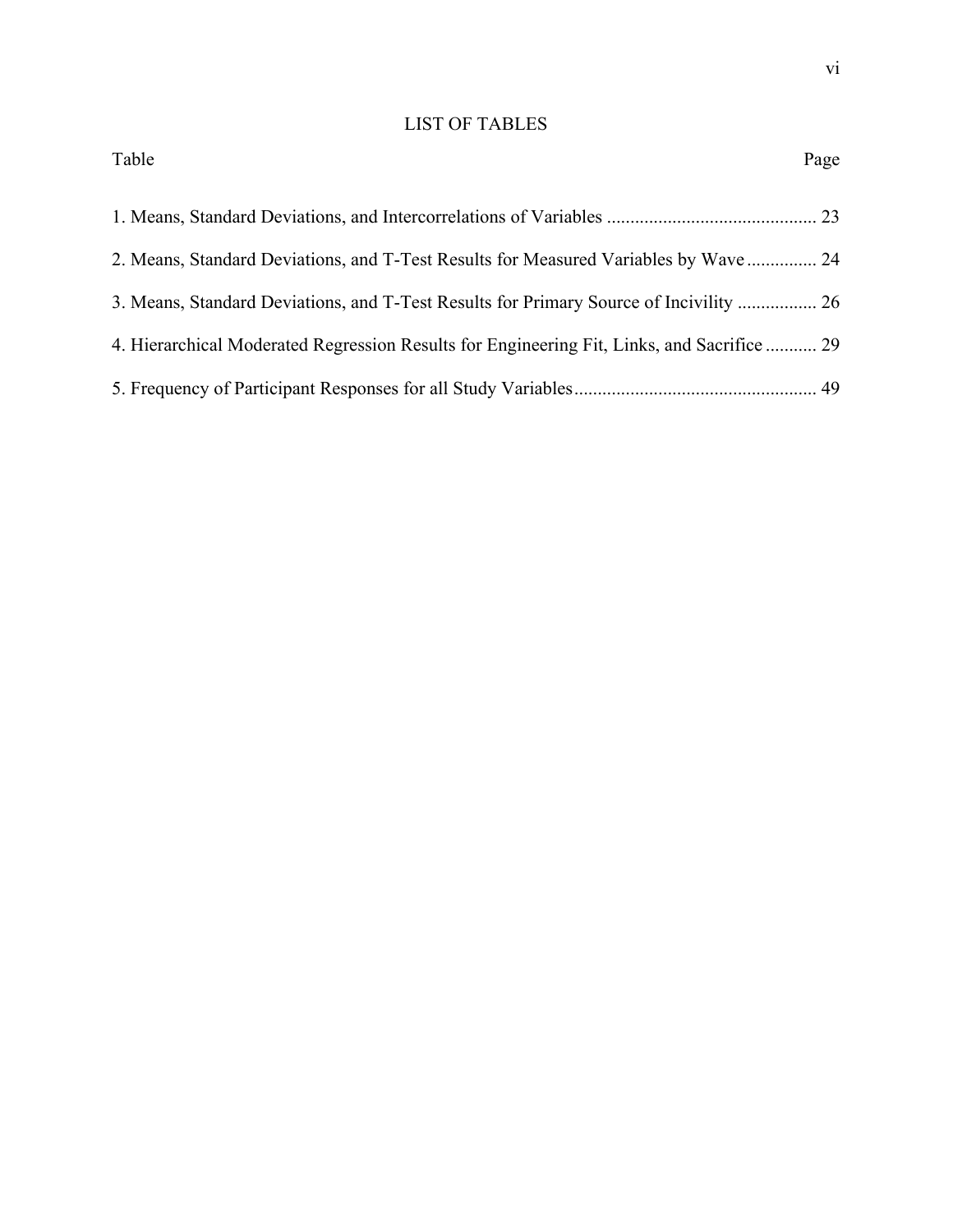# LIST OF TABLES

| Table | Page |
|---|---|
| 1. Means, Standard Deviations, and Intercorrelations of Variables | 23 |
| 2. Means, Standard Deviations, and T-Test Results for Measured Variables by Wave | 24 |
| 3. Means, Standard Deviations, and T-Test Results for Primary Source of Incivility | 26 |
| 4. Hierarchical Moderated Regression Results for Engineering Fit, Links, and Sacrifice | 29 |
| 5. Frequency of Participant Responses for all Study Variables | 49 |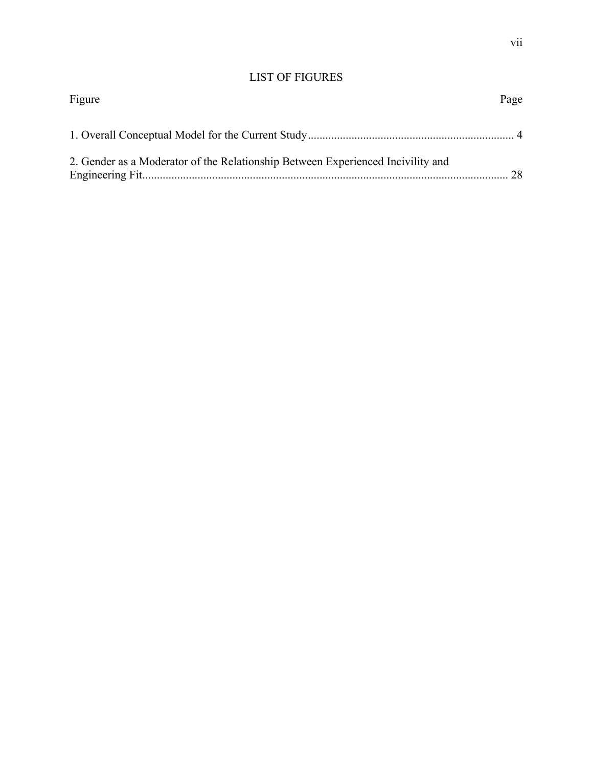# LIST OF FIGURES

| Figure | Page |
|---|---|
| 1. Overall Conceptual Model for the Current Study | 4 |
| 2. Gender as a Moderator of the Relationship Between Experienced Incivility and Engineering Fit | 28 |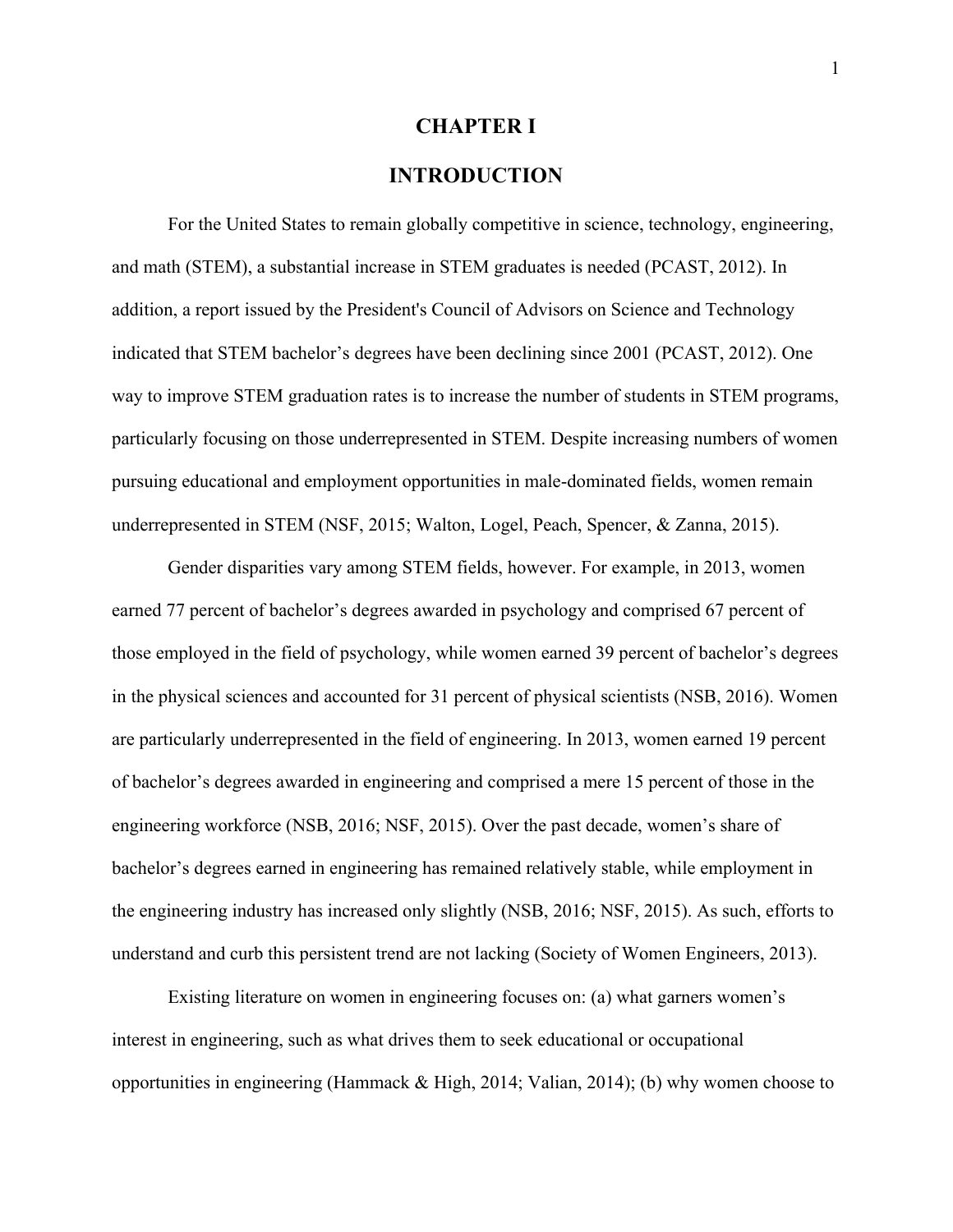# CHAPTER I

# INTRODUCTION

For the United States to remain globally competitive in science, technology, engineering, and math (STEM), a substantial increase in STEM graduates is needed (PCAST, 2012). In addition, a report issued by the President's Council of Advisors on Science and Technology indicated that STEM bachelor's degrees have been declining since 2001 (PCAST, 2012). One way to improve STEM graduation rates is to increase the number of students in STEM programs, particularly focusing on those underrepresented in STEM. Despite increasing numbers of women pursuing educational and employment opportunities in male-dominated fields, women remain underrepresented in STEM (NSF, 2015; Walton, Logel, Peach, Spencer, & Zanna, 2015).

Gender disparities vary among STEM fields, however. For example, in 2013, women earned 77 percent of bachelor's degrees awarded in psychology and comprised 67 percent of those employed in the field of psychology, while women earned 39 percent of bachelor's degrees in the physical sciences and accounted for 31 percent of physical scientists (NSB, 2016). Women are particularly underrepresented in the field of engineering. In 2013, women earned 19 percent of bachelor's degrees awarded in engineering and comprised a mere 15 percent of those in the engineering workforce (NSB, 2016; NSF, 2015). Over the past decade, women's share of bachelor's degrees earned in engineering has remained relatively stable, while employment in the engineering industry has increased only slightly (NSB, 2016; NSF, 2015). As such, efforts to understand and curb this persistent trend are not lacking (Society of Women Engineers, 2013).

Existing literature on women in engineering focuses on: (a) what garners women's interest in engineering, such as what drives them to seek educational or occupational opportunities in engineering (Hammack & High, 2014; Valian, 2014); (b) why women choose to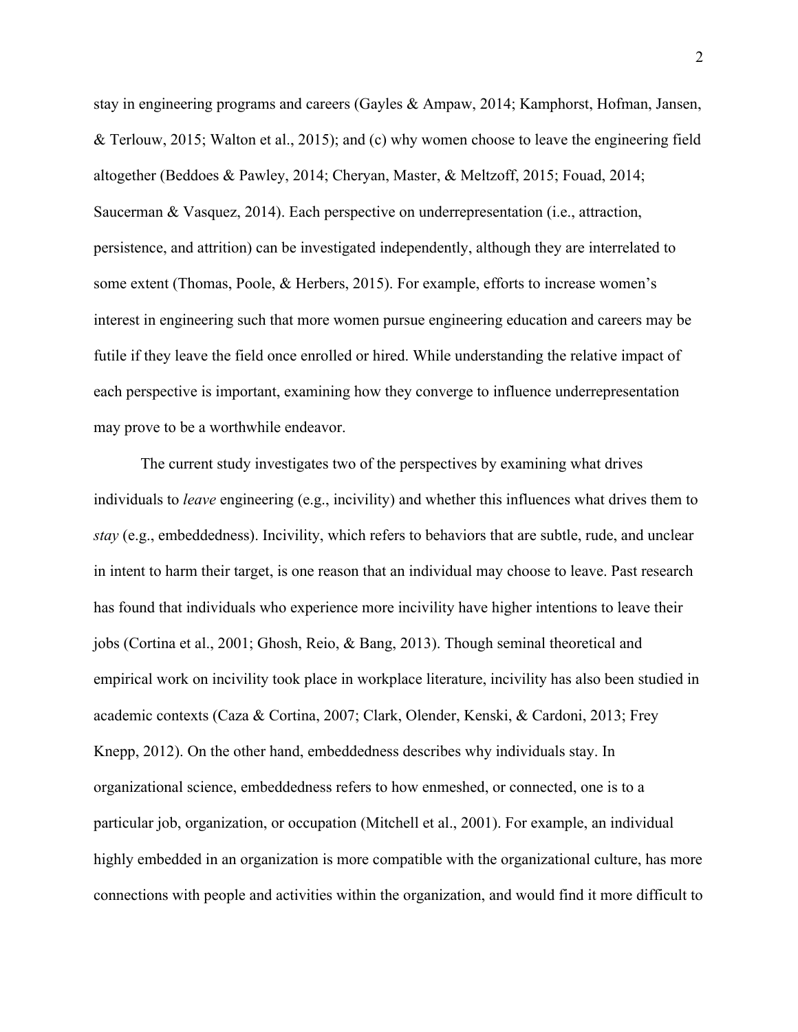stay in engineering programs and careers (Gayles & Ampaw, 2014; Kamphorst, Hofman, Jansen, & Terlouw, 2015; Walton et al., 2015); and (c) why women choose to leave the engineering field altogether (Beddoes & Pawley, 2014; Cheryan, Master, & Meltzoff, 2015; Fouad, 2014; Saucerman & Vasquez, 2014). Each perspective on underrepresentation (i.e., attraction, persistence, and attrition) can be investigated independently, although they are interrelated to some extent (Thomas, Poole, & Herbers, 2015). For example, efforts to increase women's interest in engineering such that more women pursue engineering education and careers may be futile if they leave the field once enrolled or hired. While understanding the relative impact of each perspective is important, examining how they converge to influence underrepresentation may prove to be a worthwhile endeavor.

The current study investigates two of the perspectives by examining what drives individuals to *leave* engineering (e.g., incivility) and whether this influences what drives them to *stay* (e.g., embeddedness). Incivility, which refers to behaviors that are subtle, rude, and unclear in intent to harm their target, is one reason that an individual may choose to leave. Past research has found that individuals who experience more incivility have higher intentions to leave their jobs (Cortina et al., 2001; Ghosh, Reio, & Bang, 2013). Though seminal theoretical and empirical work on incivility took place in workplace literature, incivility has also been studied in academic contexts (Caza & Cortina, 2007; Clark, Olender, Kenski, & Cardoni, 2013; Frey Knepp, 2012). On the other hand, embeddedness describes why individuals stay. In organizational science, embeddedness refers to how enmeshed, or connected, one is to a particular job, organization, or occupation (Mitchell et al., 2001). For example, an individual highly embedded in an organization is more compatible with the organizational culture, has more connections with people and activities within the organization, and would find it more difficult to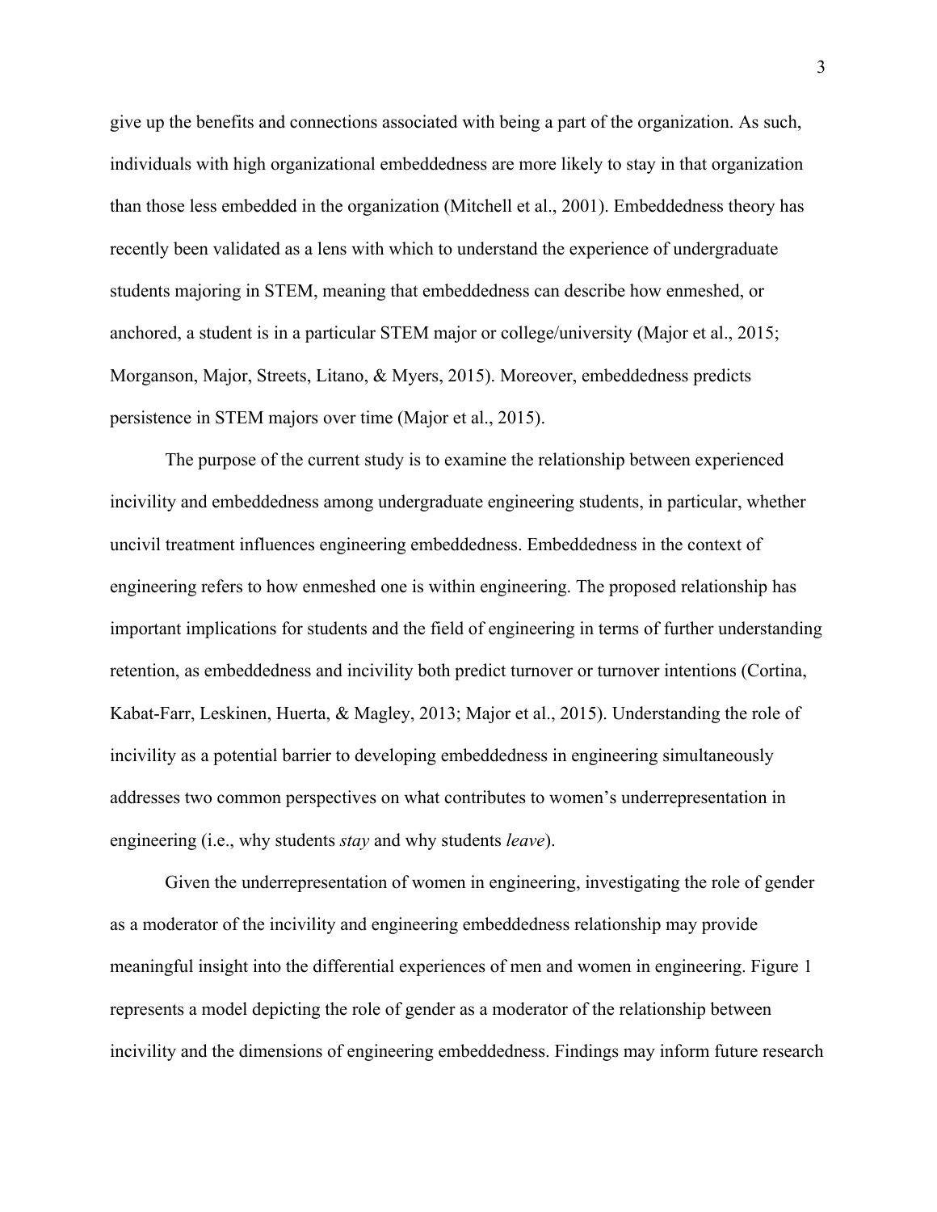give up the benefits and connections associated with being a part of the organization. As such, individuals with high organizational embeddedness are more likely to stay in that organization than those less embedded in the organization (Mitchell et al., 2001). Embeddedness theory has recently been validated as a lens with which to understand the experience of undergraduate students majoring in STEM, meaning that embeddedness can describe how enmeshed, or anchored, a student is in a particular STEM major or college/university (Major et al., 2015; Morganson, Major, Streets, Litano, & Myers, 2015). Moreover, embeddedness predicts persistence in STEM majors over time (Major et al., 2015).

The purpose of the current study is to examine the relationship between experienced incivility and embeddedness among undergraduate engineering students, in particular, whether uncivil treatment influences engineering embeddedness. Embeddedness in the context of engineering refers to how enmeshed one is within engineering. The proposed relationship has important implications for students and the field of engineering in terms of further understanding retention, as embeddedness and incivility both predict turnover or turnover intentions (Cortina, Kabat-Farr, Leskinen, Huerta, & Magley, 2013; Major et al., 2015). Understanding the role of incivility as a potential barrier to developing embeddedness in engineering simultaneously addresses two common perspectives on what contributes to women's underrepresentation in engineering (i.e., why students *stay* and why students *leave*).

Given the underrepresentation of women in engineering, investigating the role of gender as a moderator of the incivility and engineering embeddedness relationship may provide meaningful insight into the differential experiences of men and women in engineering. Figure 1 represents a model depicting the role of gender as a moderator of the relationship between incivility and the dimensions of engineering embeddedness. Findings may inform future research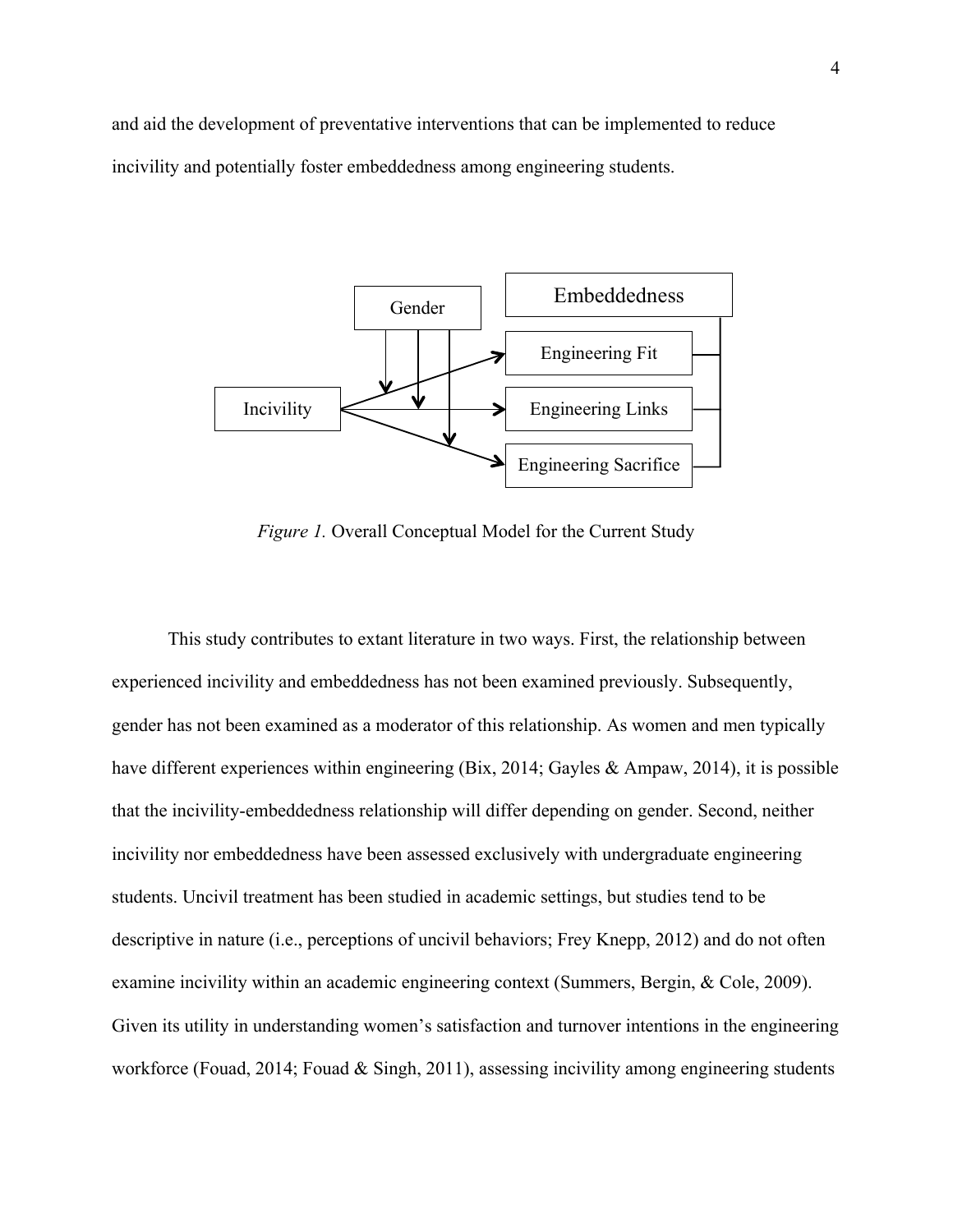and aid the development of preventative interventions that can be implemented to reduce incivility and potentially foster embeddedness among engineering students.

*Figure 1.* Overall Conceptual Model for the Current Study

This study contributes to extant literature in two ways. First, the relationship between experienced incivility and embeddedness has not been examined previously. Subsequently, gender has not been examined as a moderator of this relationship. As women and men typically have different experiences within engineering (Bix, 2014; Gayles & Ampaw, 2014), it is possible that the incivility-embeddedness relationship will differ depending on gender. Second, neither incivility nor embeddedness have been assessed exclusively with undergraduate engineering students. Uncivil treatment has been studied in academic settings, but studies tend to be descriptive in nature (i.e., perceptions of uncivil behaviors; Frey Knepp, 2012) and do not often examine incivility within an academic engineering context (Summers, Bergin, & Cole, 2009). Given its utility in understanding women's satisfaction and turnover intentions in the engineering workforce (Fouad, 2014; Fouad & Singh, 2011), assessing incivility among engineering students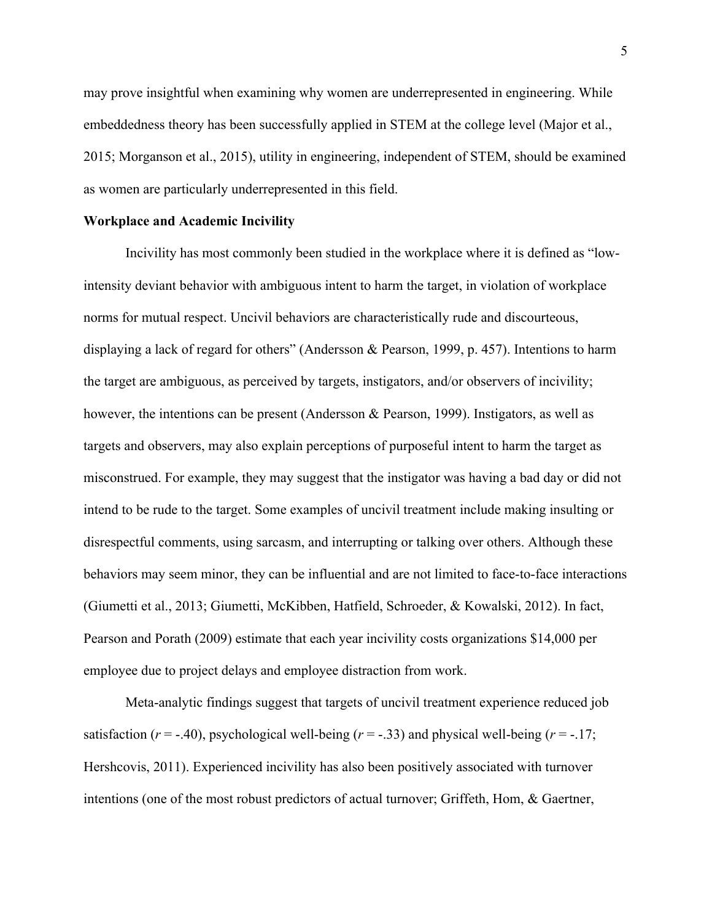may prove insightful when examining why women are underrepresented in engineering. While embeddedness theory has been successfully applied in STEM at the college level (Major et al., 2015; Morganson et al., 2015), utility in engineering, independent of STEM, should be examined as women are particularly underrepresented in this field.

**Workplace and Academic Incivility**

Incivility has most commonly been studied in the workplace where it is defined as "low-intensity deviant behavior with ambiguous intent to harm the target, in violation of workplace norms for mutual respect. Uncivil behaviors are characteristically rude and discourteous, displaying a lack of regard for others" (Andersson & Pearson, 1999, p. 457). Intentions to harm the target are ambiguous, as perceived by targets, instigators, and/or observers of incivility; however, the intentions can be present (Andersson & Pearson, 1999). Instigators, as well as targets and observers, may also explain perceptions of purposeful intent to harm the target as misconstrued. For example, they may suggest that the instigator was having a bad day or did not intend to be rude to the target. Some examples of uncivil treatment include making insulting or disrespectful comments, using sarcasm, and interrupting or talking over others. Although these behaviors may seem minor, they can be influential and are not limited to face-to-face interactions (Giumetti et al., 2013; Giumetti, McKibben, Hatfield, Schroeder, & Kowalski, 2012). In fact, Pearson and Porath (2009) estimate that each year incivility costs organizations $14,000 per employee due to project delays and employee distraction from work.

Meta-analytic findings suggest that targets of uncivil treatment experience reduced job satisfaction ($r = -.40$), psychological well-being ($r = -.33$) and physical well-being ($r = -.17$; Hershcovis, 2011). Experienced incivility has also been positively associated with turnover intentions (one of the most robust predictors of actual turnover; Griffeth, Hom, & Gaertner,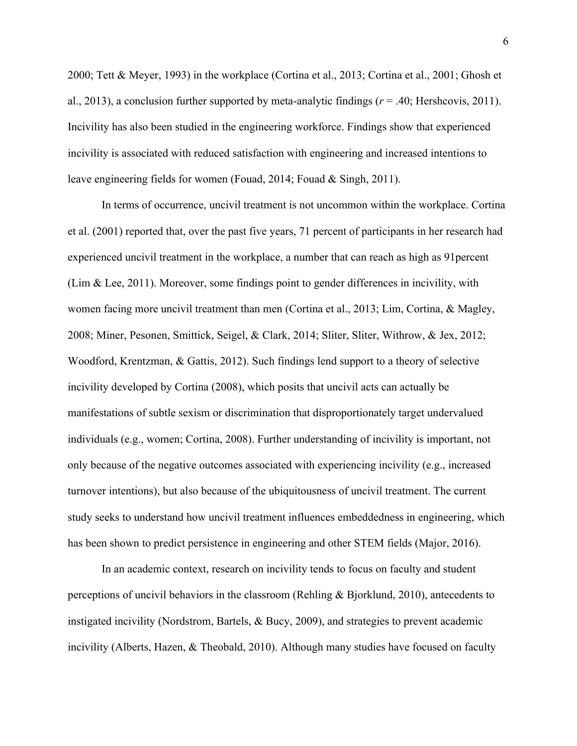2000; Tett & Meyer, 1993) in the workplace (Cortina et al., 2013; Cortina et al., 2001; Ghosh et al., 2013), a conclusion further supported by meta-analytic findings ($r$ = .40; Hershcovis, 2011). Incivility has also been studied in the engineering workforce. Findings show that experienced incivility is associated with reduced satisfaction with engineering and increased intentions to leave engineering fields for women (Fouad, 2014; Fouad & Singh, 2011).

In terms of occurrence, uncivil treatment is not uncommon within the workplace. Cortina et al. (2001) reported that, over the past five years, 71 percent of participants in her research had experienced uncivil treatment in the workplace, a number that can reach as high as 91percent (Lim & Lee, 2011). Moreover, some findings point to gender differences in incivility, with women facing more uncivil treatment than men (Cortina et al., 2013; Lim, Cortina, & Magley, 2008; Miner, Pesonen, Smittick, Seigel, & Clark, 2014; Sliter, Sliter, Withrow, & Jex, 2012; Woodford, Krentzman, & Gattis, 2012). Such findings lend support to a theory of selective incivility developed by Cortina (2008), which posits that uncivil acts can actually be manifestations of subtle sexism or discrimination that disproportionately target undervalued individuals (e.g., women; Cortina, 2008). Further understanding of incivility is important, not only because of the negative outcomes associated with experiencing incivility (e.g., increased turnover intentions), but also because of the ubiquitousness of uncivil treatment. The current study seeks to understand how uncivil treatment influences embeddedness in engineering, which has been shown to predict persistence in engineering and other STEM fields (Major, 2016).

In an academic context, research on incivility tends to focus on faculty and student perceptions of uncivil behaviors in the classroom (Rehling & Bjorklund, 2010), antecedents to instigated incivility (Nordstrom, Bartels, & Bucy, 2009), and strategies to prevent academic incivility (Alberts, Hazen, & Theobald, 2010). Although many studies have focused on faculty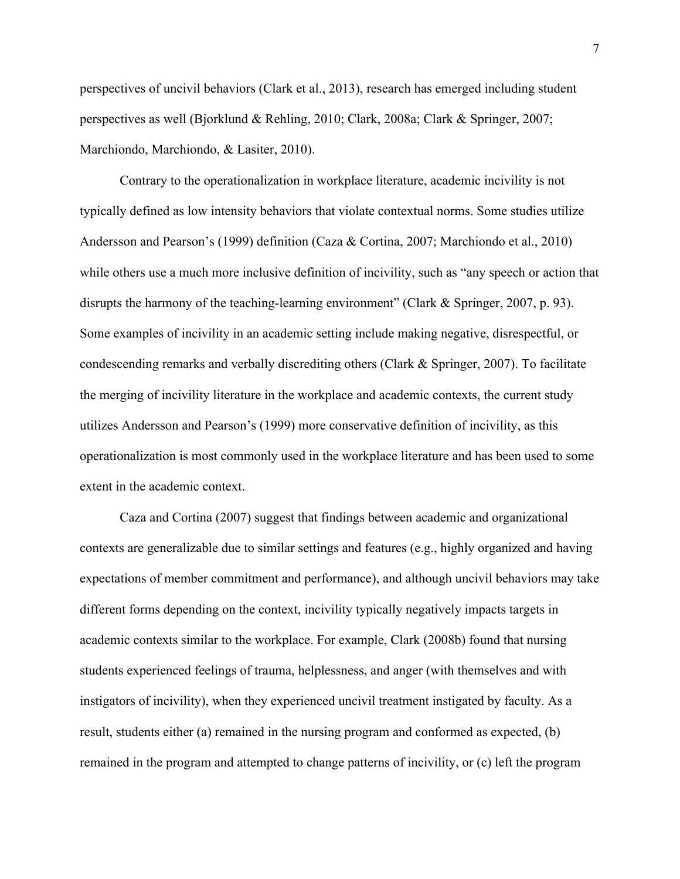perspectives of uncivil behaviors (Clark et al., 2013), research has emerged including student perspectives as well (Bjorklund & Rehling, 2010; Clark, 2008a; Clark & Springer, 2007; Marchiondo, Marchiondo, & Lasiter, 2010).

Contrary to the operationalization in workplace literature, academic incivility is not typically defined as low intensity behaviors that violate contextual norms. Some studies utilize Andersson and Pearson's (1999) definition (Caza & Cortina, 2007; Marchiondo et al., 2010) while others use a much more inclusive definition of incivility, such as "any speech or action that disrupts the harmony of the teaching-learning environment" (Clark & Springer, 2007, p. 93). Some examples of incivility in an academic setting include making negative, disrespectful, or condescending remarks and verbally discrediting others (Clark & Springer, 2007). To facilitate the merging of incivility literature in the workplace and academic contexts, the current study utilizes Andersson and Pearson's (1999) more conservative definition of incivility, as this operationalization is most commonly used in the workplace literature and has been used to some extent in the academic context.

Caza and Cortina (2007) suggest that findings between academic and organizational contexts are generalizable due to similar settings and features (e.g., highly organized and having expectations of member commitment and performance), and although uncivil behaviors may take different forms depending on the context, incivility typically negatively impacts targets in academic contexts similar to the workplace. For example, Clark (2008b) found that nursing students experienced feelings of trauma, helplessness, and anger (with themselves and with instigators of incivility), when they experienced uncivil treatment instigated by faculty. As a result, students either (a) remained in the nursing program and conformed as expected, (b) remained in the program and attempted to change patterns of incivility, or (c) left the program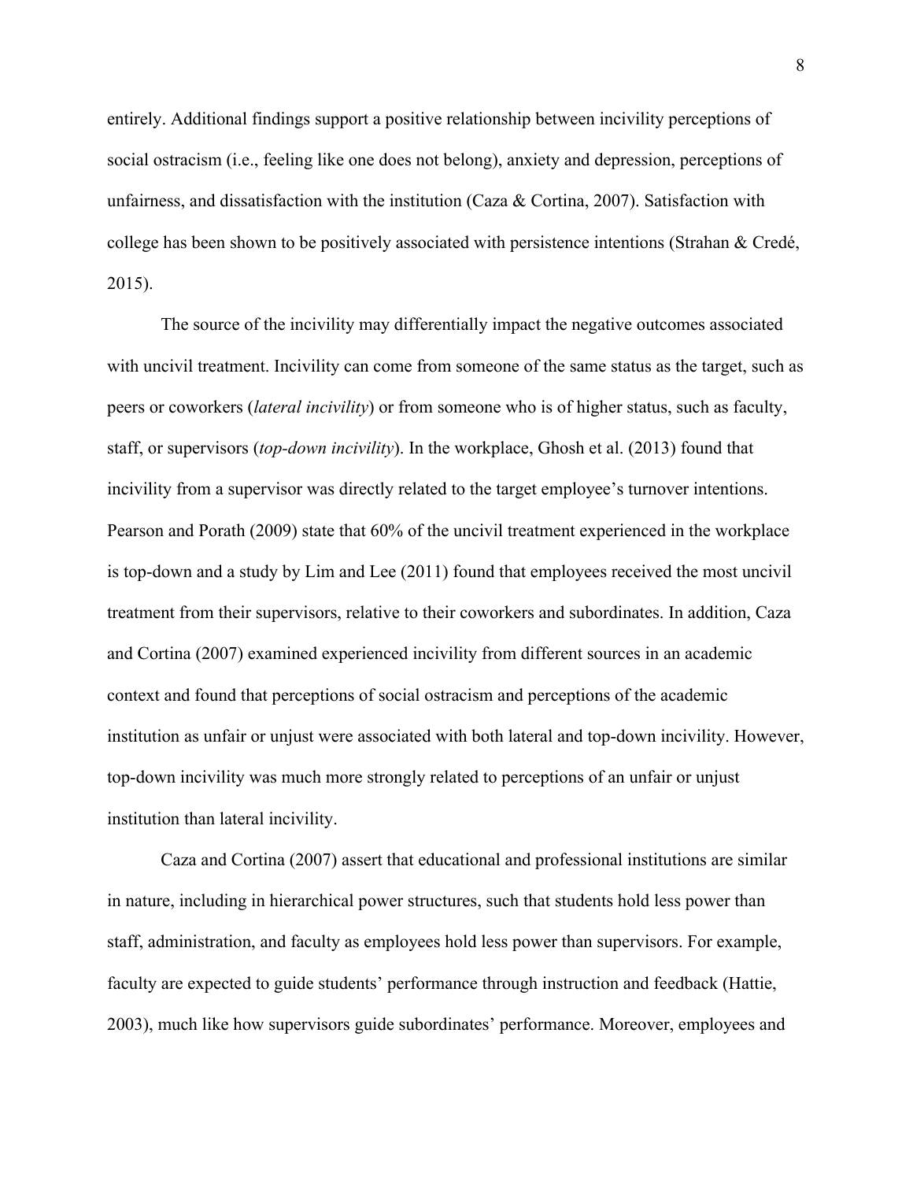entirely. Additional findings support a positive relationship between incivility perceptions of social ostracism (i.e., feeling like one does not belong), anxiety and depression, perceptions of unfairness, and dissatisfaction with the institution (Caza & Cortina, 2007). Satisfaction with college has been shown to be positively associated with persistence intentions (Strahan & Credé, 2015).

The source of the incivility may differentially impact the negative outcomes associated with uncivil treatment. Incivility can come from someone of the same status as the target, such as peers or coworkers (*lateral incivility*) or from someone who is of higher status, such as faculty, staff, or supervisors (*top-down incivility*). In the workplace, Ghosh et al. (2013) found that incivility from a supervisor was directly related to the target employee's turnover intentions. Pearson and Porath (2009) state that 60% of the uncivil treatment experienced in the workplace is top-down and a study by Lim and Lee (2011) found that employees received the most uncivil treatment from their supervisors, relative to their coworkers and subordinates. In addition, Caza and Cortina (2007) examined experienced incivility from different sources in an academic context and found that perceptions of social ostracism and perceptions of the academic institution as unfair or unjust were associated with both lateral and top-down incivility. However, top-down incivility was much more strongly related to perceptions of an unfair or unjust institution than lateral incivility.

Caza and Cortina (2007) assert that educational and professional institutions are similar in nature, including in hierarchical power structures, such that students hold less power than staff, administration, and faculty as employees hold less power than supervisors. For example, faculty are expected to guide students' performance through instruction and feedback (Hattie, 2003), much like how supervisors guide subordinates' performance. Moreover, employees and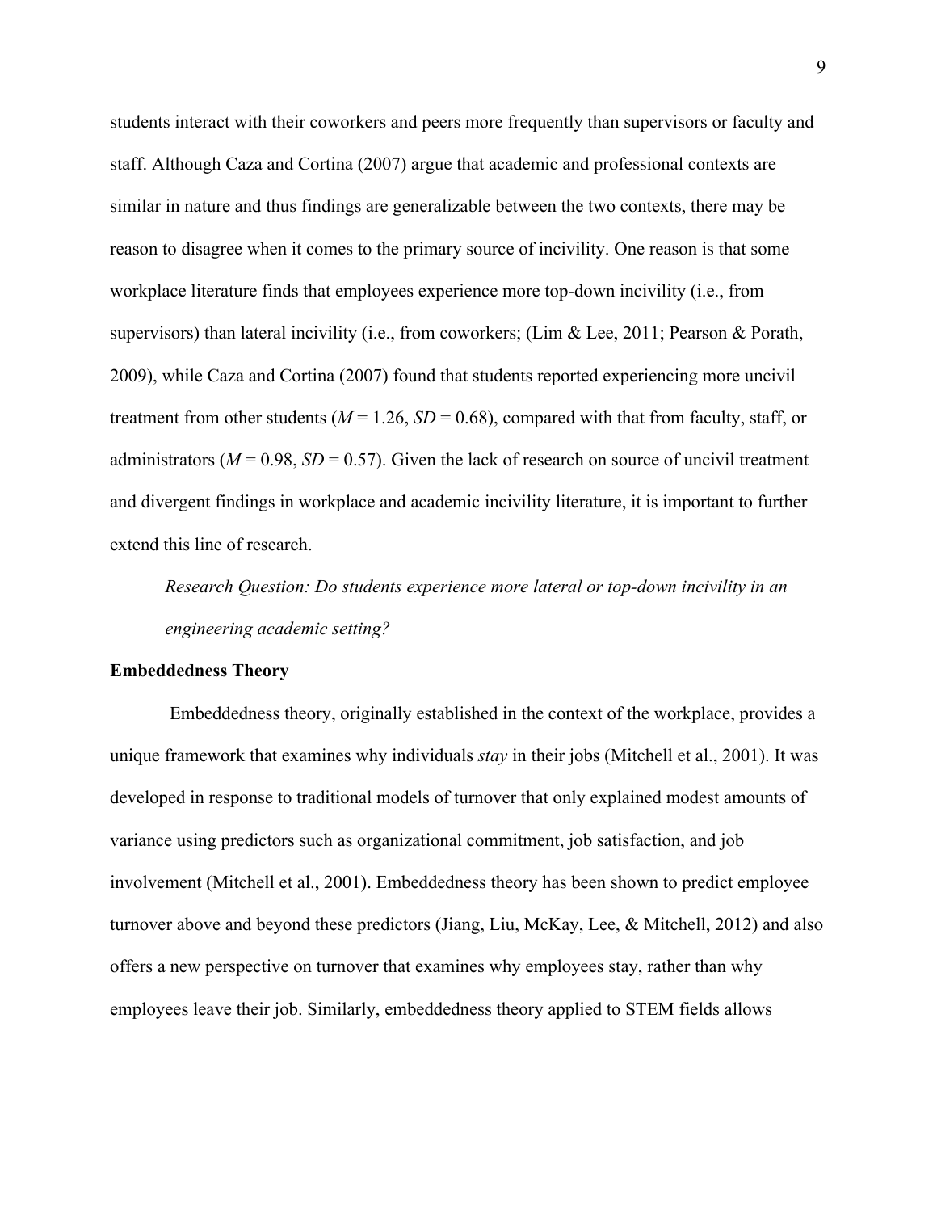students interact with their coworkers and peers more frequently than supervisors or faculty and staff. Although Caza and Cortina (2007) argue that academic and professional contexts are similar in nature and thus findings are generalizable between the two contexts, there may be reason to disagree when it comes to the primary source of incivility. One reason is that some workplace literature finds that employees experience more top-down incivility (i.e., from supervisors) than lateral incivility (i.e., from coworkers; (Lim & Lee, 2011; Pearson & Porath, 2009), while Caza and Cortina (2007) found that students reported experiencing more uncivil treatment from other students ($M$ = 1.26, $SD$ = 0.68), compared with that from faculty, staff, or administrators ($M$ = 0.98, $SD$ = 0.57). Given the lack of research on source of uncivil treatment and divergent findings in workplace and academic incivility literature, it is important to further extend this line of research.

*Research Question: Do students experience more lateral or top-down incivility in an engineering academic setting?*

**Embeddedness Theory**

Embeddedness theory, originally established in the context of the workplace, provides a unique framework that examines why individuals *stay* in their jobs (Mitchell et al., 2001). It was developed in response to traditional models of turnover that only explained modest amounts of variance using predictors such as organizational commitment, job satisfaction, and job involvement (Mitchell et al., 2001). Embeddedness theory has been shown to predict employee turnover above and beyond these predictors (Jiang, Liu, McKay, Lee, & Mitchell, 2012) and also offers a new perspective on turnover that examines why employees stay, rather than why employees leave their job. Similarly, embeddedness theory applied to STEM fields allows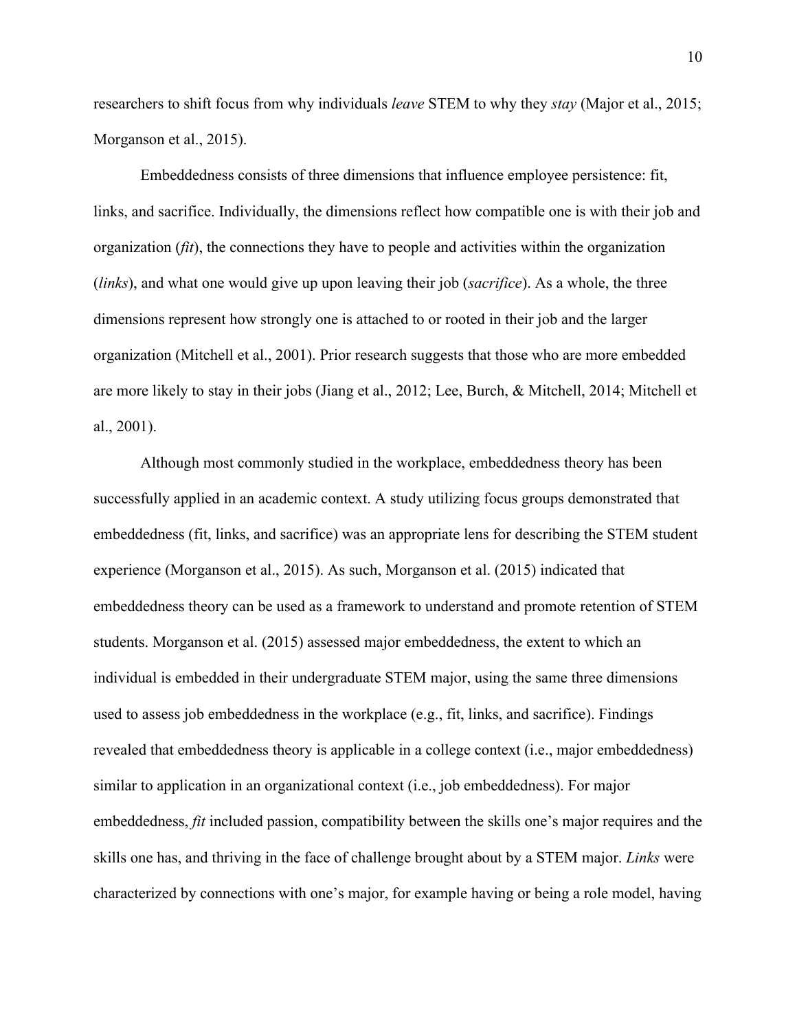researchers to shift focus from why individuals *leave* STEM to why they *stay* (Major et al., 2015; Morganson et al., 2015).

Embeddedness consists of three dimensions that influence employee persistence: fit, links, and sacrifice. Individually, the dimensions reflect how compatible one is with their job and organization (*fit*), the connections they have to people and activities within the organization (*links*), and what one would give up upon leaving their job (*sacrifice*). As a whole, the three dimensions represent how strongly one is attached to or rooted in their job and the larger organization (Mitchell et al., 2001). Prior research suggests that those who are more embedded are more likely to stay in their jobs (Jiang et al., 2012; Lee, Burch, & Mitchell, 2014; Mitchell et al., 2001).

Although most commonly studied in the workplace, embeddedness theory has been successfully applied in an academic context. A study utilizing focus groups demonstrated that embeddedness (fit, links, and sacrifice) was an appropriate lens for describing the STEM student experience (Morganson et al., 2015). As such, Morganson et al. (2015) indicated that embeddedness theory can be used as a framework to understand and promote retention of STEM students. Morganson et al. (2015) assessed major embeddedness, the extent to which an individual is embedded in their undergraduate STEM major, using the same three dimensions used to assess job embeddedness in the workplace (e.g., fit, links, and sacrifice). Findings revealed that embeddedness theory is applicable in a college context (i.e., major embeddedness) similar to application in an organizational context (i.e., job embeddedness). For major embeddedness, *fit* included passion, compatibility between the skills one's major requires and the skills one has, and thriving in the face of challenge brought about by a STEM major. *Links* were characterized by connections with one's major, for example having or being a role model, having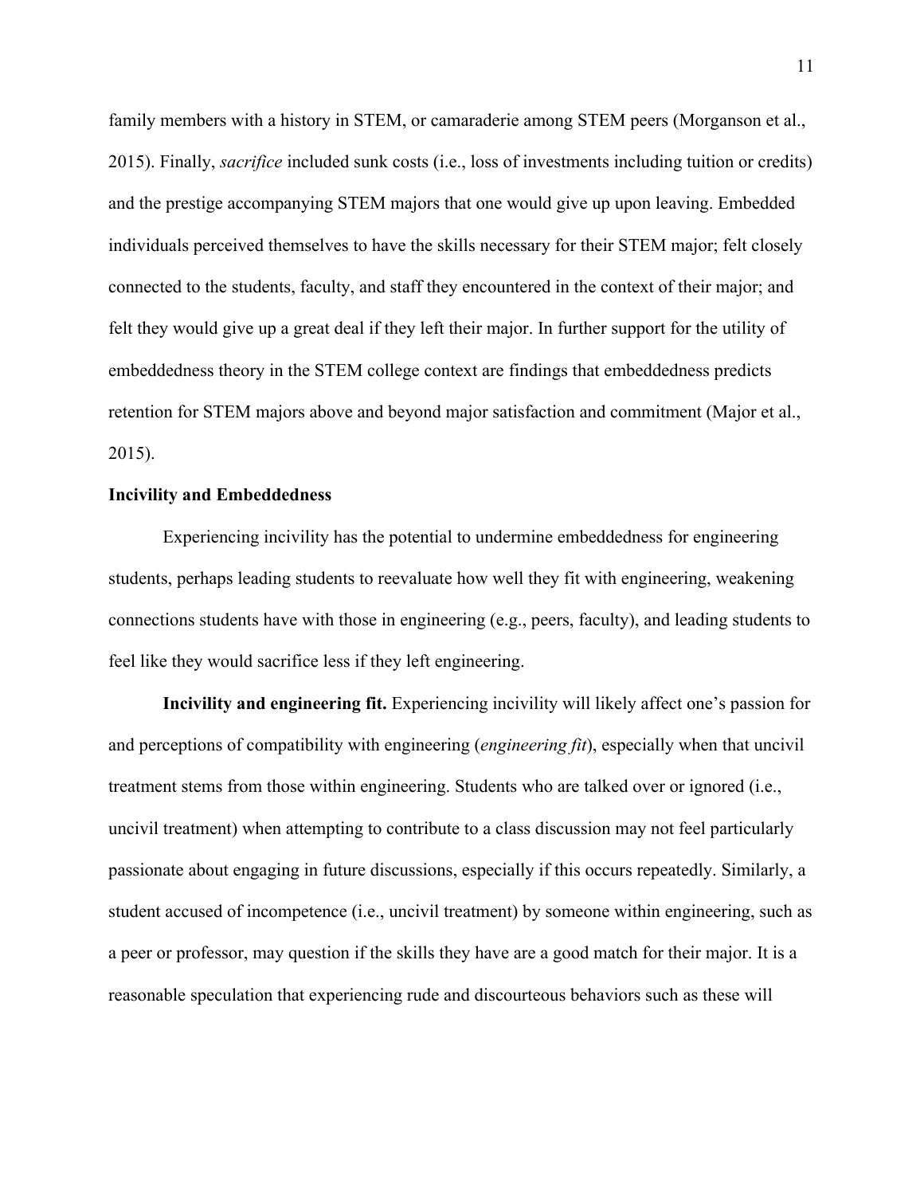family members with a history in STEM, or camaraderie among STEM peers (Morganson et al., 2015). Finally, *sacrifice* included sunk costs (i.e., loss of investments including tuition or credits) and the prestige accompanying STEM majors that one would give up upon leaving. Embedded individuals perceived themselves to have the skills necessary for their STEM major; felt closely connected to the students, faculty, and staff they encountered in the context of their major; and felt they would give up a great deal if they left their major. In further support for the utility of embeddedness theory in the STEM college context are findings that embeddedness predicts retention for STEM majors above and beyond major satisfaction and commitment (Major et al., 2015).

**Incivility and Embeddedness**

Experiencing incivility has the potential to undermine embeddedness for engineering students, perhaps leading students to reevaluate how well they fit with engineering, weakening connections students have with those in engineering (e.g., peers, faculty), and leading students to feel like they would sacrifice less if they left engineering.

**Incivility and engineering fit.** Experiencing incivility will likely affect one's passion for and perceptions of compatibility with engineering (*engineering fit*), especially when that uncivil treatment stems from those within engineering. Students who are talked over or ignored (i.e., uncivil treatment) when attempting to contribute to a class discussion may not feel particularly passionate about engaging in future discussions, especially if this occurs repeatedly. Similarly, a student accused of incompetence (i.e., uncivil treatment) by someone within engineering, such as a peer or professor, may question if the skills they have are a good match for their major. It is a reasonable speculation that experiencing rude and discourteous behaviors such as these will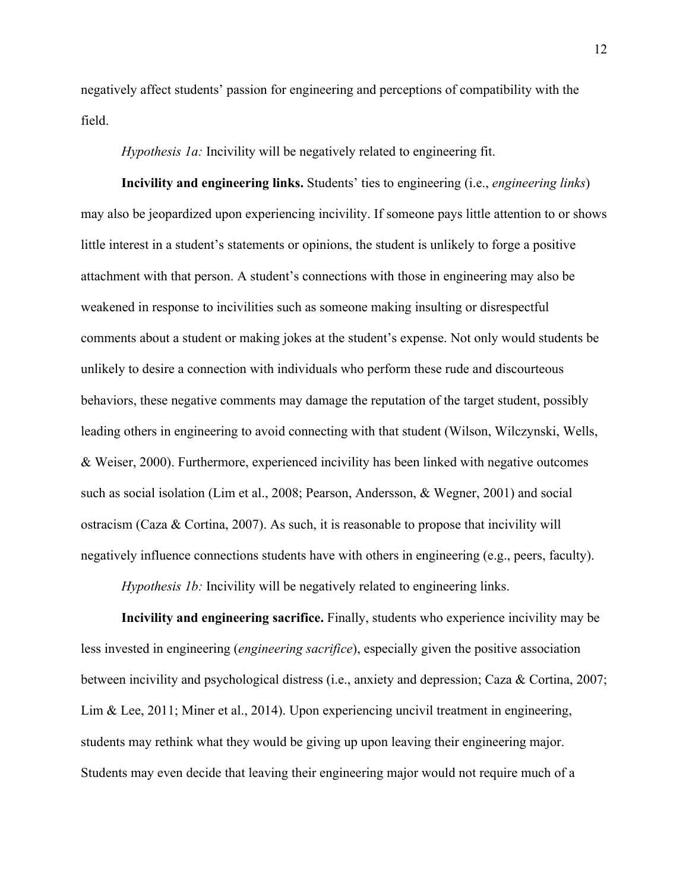negatively affect students' passion for engineering and perceptions of compatibility with the field.

*Hypothesis 1a:* Incivility will be negatively related to engineering fit.

**Incivility and engineering links.** Students' ties to engineering (i.e., *engineering links*) may also be jeopardized upon experiencing incivility. If someone pays little attention to or shows little interest in a student's statements or opinions, the student is unlikely to forge a positive attachment with that person. A student's connections with those in engineering may also be weakened in response to incivilities such as someone making insulting or disrespectful comments about a student or making jokes at the student's expense. Not only would students be unlikely to desire a connection with individuals who perform these rude and discourteous behaviors, these negative comments may damage the reputation of the target student, possibly leading others in engineering to avoid connecting with that student (Wilson, Wilczynski, Wells, & Weiser, 2000). Furthermore, experienced incivility has been linked with negative outcomes such as social isolation (Lim et al., 2008; Pearson, Andersson, & Wegner, 2001) and social ostracism (Caza & Cortina, 2007). As such, it is reasonable to propose that incivility will negatively influence connections students have with others in engineering (e.g., peers, faculty).

*Hypothesis 1b:* Incivility will be negatively related to engineering links.

**Incivility and engineering sacrifice.** Finally, students who experience incivility may be less invested in engineering (*engineering sacrifice*), especially given the positive association between incivility and psychological distress (i.e., anxiety and depression; Caza & Cortina, 2007; Lim & Lee, 2011; Miner et al., 2014). Upon experiencing uncivil treatment in engineering, students may rethink what they would be giving up upon leaving their engineering major. Students may even decide that leaving their engineering major would not require much of a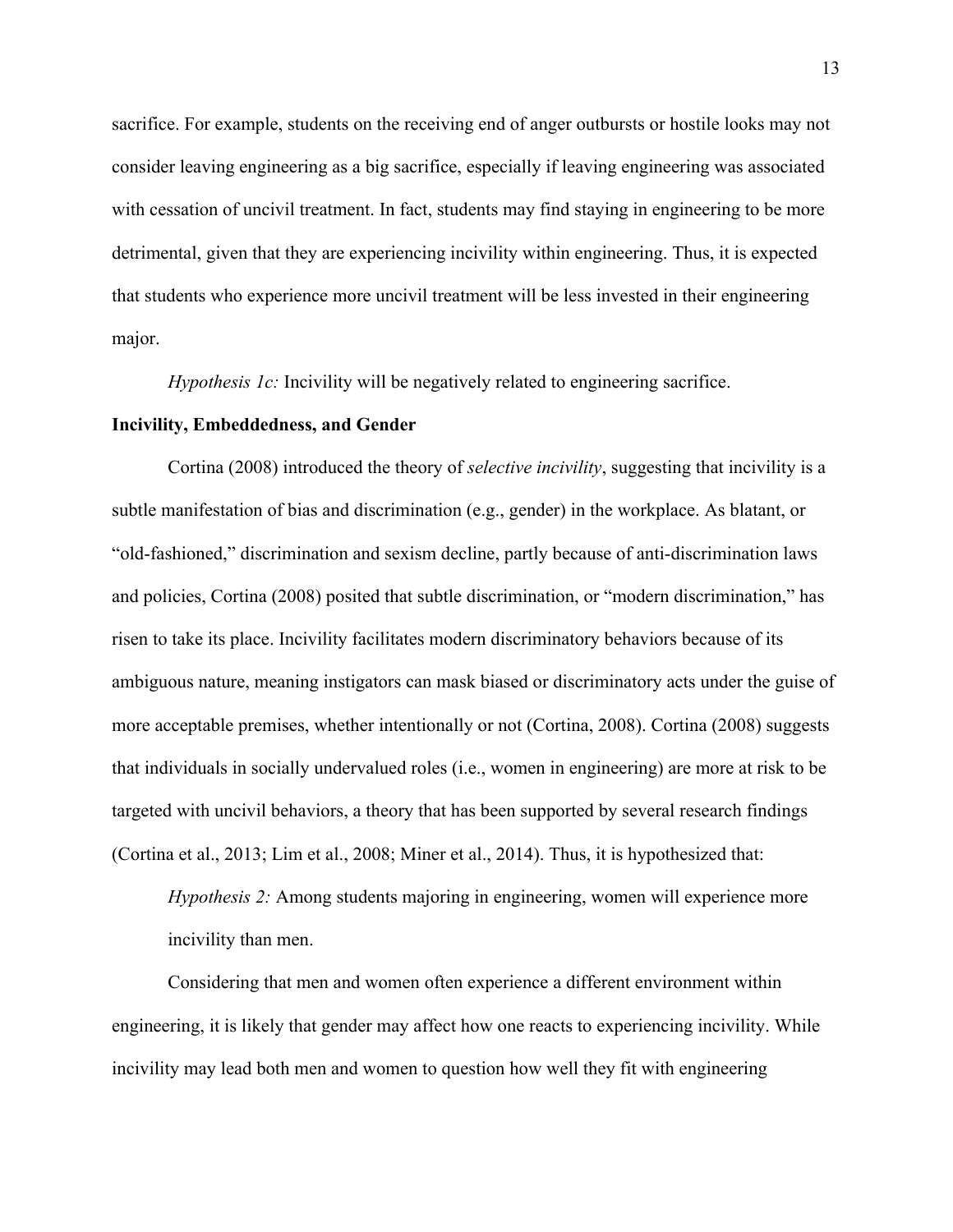sacrifice. For example, students on the receiving end of anger outbursts or hostile looks may not consider leaving engineering as a big sacrifice, especially if leaving engineering was associated with cessation of uncivil treatment. In fact, students may find staying in engineering to be more detrimental, given that they are experiencing incivility within engineering. Thus, it is expected that students who experience more uncivil treatment will be less invested in their engineering major.

> *Hypothesis 1c:* Incivility will be negatively related to engineering sacrifice.

**Incivility, Embeddedness, and Gender**

Cortina (2008) introduced the theory of *selective incivility*, suggesting that incivility is a subtle manifestation of bias and discrimination (e.g., gender) in the workplace. As blatant, or "old-fashioned," discrimination and sexism decline, partly because of anti-discrimination laws and policies, Cortina (2008) posited that subtle discrimination, or "modern discrimination," has risen to take its place. Incivility facilitates modern discriminatory behaviors because of its ambiguous nature, meaning instigators can mask biased or discriminatory acts under the guise of more acceptable premises, whether intentionally or not (Cortina, 2008). Cortina (2008) suggests that individuals in socially undervalued roles (i.e., women in engineering) are more at risk to be targeted with uncivil behaviors, a theory that has been supported by several research findings (Cortina et al., 2013; Lim et al., 2008; Miner et al., 2014). Thus, it is hypothesized that:

> *Hypothesis 2:* Among students majoring in engineering, women will experience more incivility than men.

Considering that men and women often experience a different environment within engineering, it is likely that gender may affect how one reacts to experiencing incivility. While incivility may lead both men and women to question how well they fit with engineering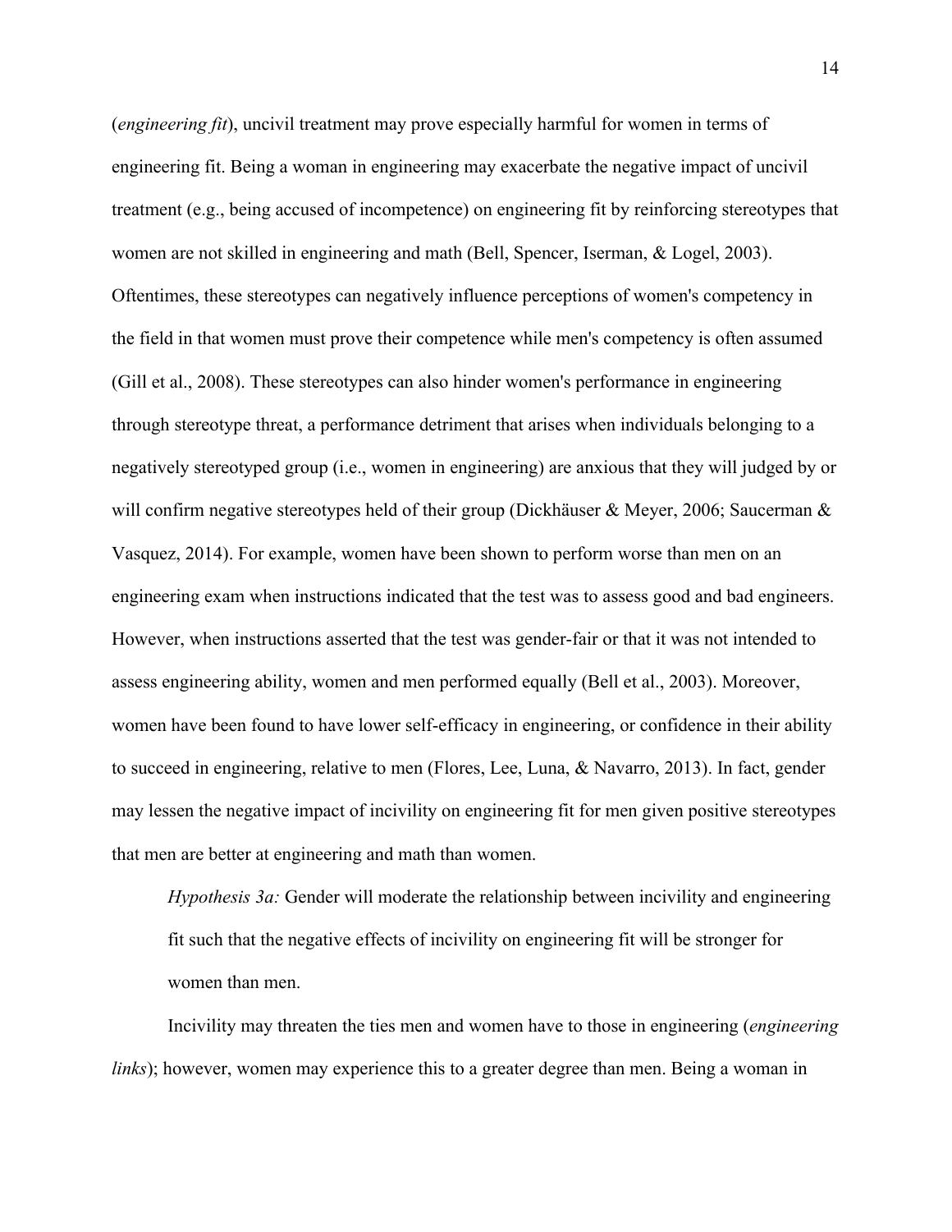(*engineering fit*), uncivil treatment may prove especially harmful for women in terms of engineering fit. Being a woman in engineering may exacerbate the negative impact of uncivil treatment (e.g., being accused of incompetence) on engineering fit by reinforcing stereotypes that women are not skilled in engineering and math (Bell, Spencer, Iserman, & Logel, 2003). Oftentimes, these stereotypes can negatively influence perceptions of women's competency in the field in that women must prove their competence while men's competency is often assumed (Gill et al., 2008). These stereotypes can also hinder women's performance in engineering through stereotype threat, a performance detriment that arises when individuals belonging to a negatively stereotyped group (i.e., women in engineering) are anxious that they will judged by or will confirm negative stereotypes held of their group (Dickhäuser & Meyer, 2006; Saucerman & Vasquez, 2014). For example, women have been shown to perform worse than men on an engineering exam when instructions indicated that the test was to assess good and bad engineers. However, when instructions asserted that the test was gender-fair or that it was not intended to assess engineering ability, women and men performed equally (Bell et al., 2003). Moreover, women have been found to have lower self-efficacy in engineering, or confidence in their ability to succeed in engineering, relative to men (Flores, Lee, Luna, & Navarro, 2013). In fact, gender may lessen the negative impact of incivility on engineering fit for men given positive stereotypes that men are better at engineering and math than women.

> *Hypothesis 3a:* Gender will moderate the relationship between incivility and engineering fit such that the negative effects of incivility on engineering fit will be stronger for women than men.

Incivility may threaten the ties men and women have to those in engineering (*engineering links*); however, women may experience this to a greater degree than men. Being a woman in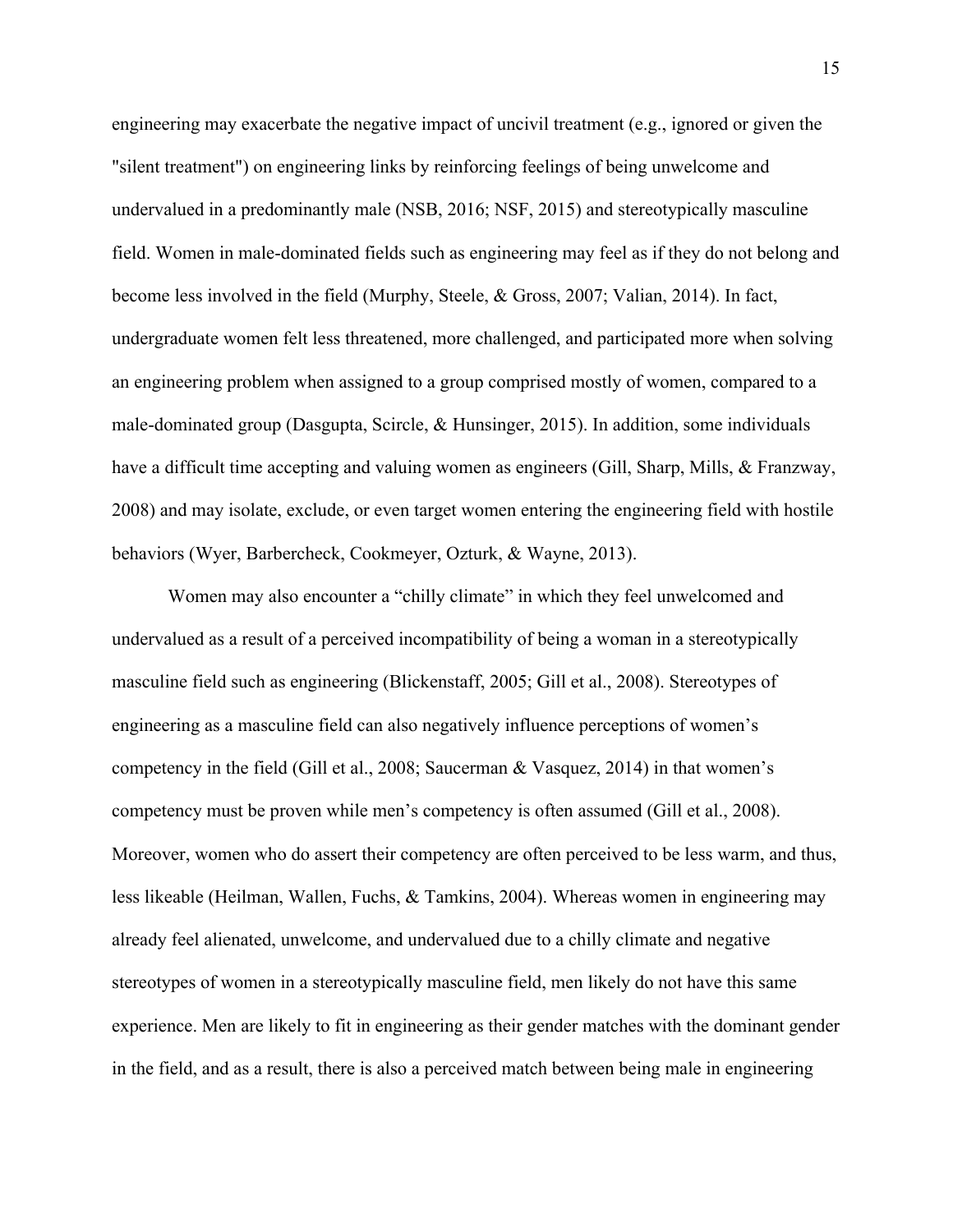engineering may exacerbate the negative impact of uncivil treatment (e.g., ignored or given the "silent treatment") on engineering links by reinforcing feelings of being unwelcome and undervalued in a predominantly male (NSB, 2016; NSF, 2015) and stereotypically masculine field. Women in male-dominated fields such as engineering may feel as if they do not belong and become less involved in the field (Murphy, Steele, & Gross, 2007; Valian, 2014). In fact, undergraduate women felt less threatened, more challenged, and participated more when solving an engineering problem when assigned to a group comprised mostly of women, compared to a male-dominated group (Dasgupta, Scircle, & Hunsinger, 2015). In addition, some individuals have a difficult time accepting and valuing women as engineers (Gill, Sharp, Mills, & Franzway, 2008) and may isolate, exclude, or even target women entering the engineering field with hostile behaviors (Wyer, Barbercheck, Cookmeyer, Ozturk, & Wayne, 2013).

Women may also encounter a "chilly climate" in which they feel unwelcomed and undervalued as a result of a perceived incompatibility of being a woman in a stereotypically masculine field such as engineering (Blickenstaff, 2005; Gill et al., 2008). Stereotypes of engineering as a masculine field can also negatively influence perceptions of women's competency in the field (Gill et al., 2008; Saucerman & Vasquez, 2014) in that women's competency must be proven while men's competency is often assumed (Gill et al., 2008). Moreover, women who do assert their competency are often perceived to be less warm, and thus, less likeable (Heilman, Wallen, Fuchs, & Tamkins, 2004). Whereas women in engineering may already feel alienated, unwelcome, and undervalued due to a chilly climate and negative stereotypes of women in a stereotypically masculine field, men likely do not have this same experience. Men are likely to fit in engineering as their gender matches with the dominant gender in the field, and as a result, there is also a perceived match between being male in engineering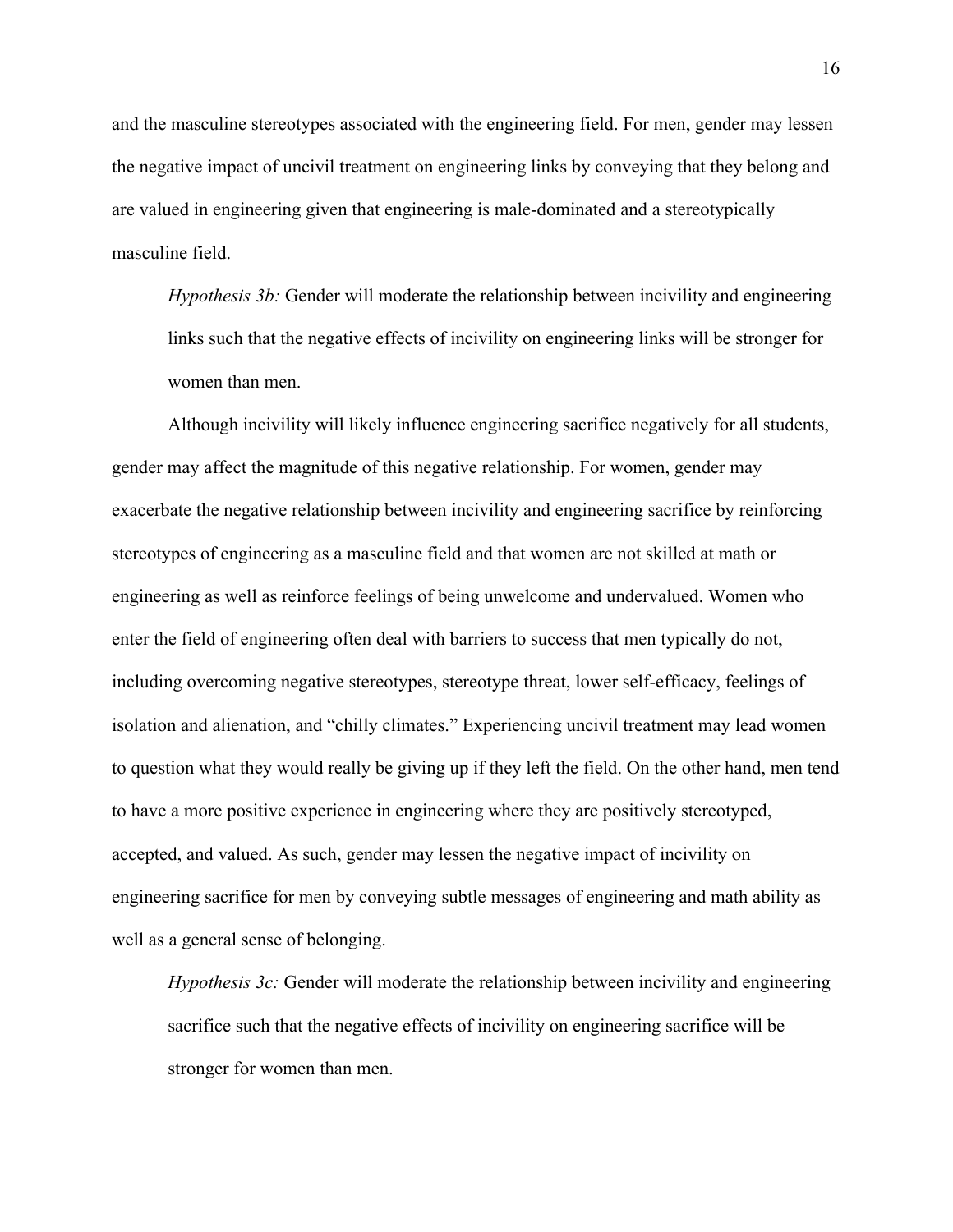and the masculine stereotypes associated with the engineering field. For men, gender may lessen the negative impact of uncivil treatment on engineering links by conveying that they belong and are valued in engineering given that engineering is male-dominated and a stereotypically masculine field.

> *Hypothesis 3b:* Gender will moderate the relationship between incivility and engineering links such that the negative effects of incivility on engineering links will be stronger for women than men.

Although incivility will likely influence engineering sacrifice negatively for all students, gender may affect the magnitude of this negative relationship. For women, gender may exacerbate the negative relationship between incivility and engineering sacrifice by reinforcing stereotypes of engineering as a masculine field and that women are not skilled at math or engineering as well as reinforce feelings of being unwelcome and undervalued. Women who enter the field of engineering often deal with barriers to success that men typically do not, including overcoming negative stereotypes, stereotype threat, lower self-efficacy, feelings of isolation and alienation, and "chilly climates." Experiencing uncivil treatment may lead women to question what they would really be giving up if they left the field. On the other hand, men tend to have a more positive experience in engineering where they are positively stereotyped, accepted, and valued. As such, gender may lessen the negative impact of incivility on engineering sacrifice for men by conveying subtle messages of engineering and math ability as well as a general sense of belonging.

> *Hypothesis 3c:* Gender will moderate the relationship between incivility and engineering sacrifice such that the negative effects of incivility on engineering sacrifice will be stronger for women than men.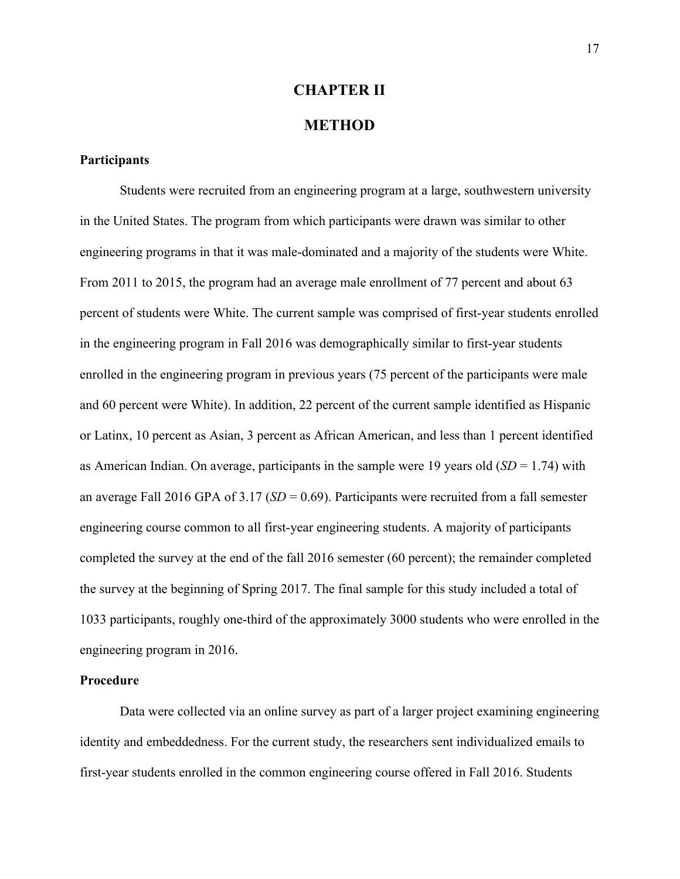# CHAPTER II

# METHOD

## Participants

Students were recruited from an engineering program at a large, southwestern university in the United States. The program from which participants were drawn was similar to other engineering programs in that it was male-dominated and a majority of the students were White. From 2011 to 2015, the program had an average male enrollment of 77 percent and about 63 percent of students were White. The current sample was comprised of first-year students enrolled in the engineering program in Fall 2016 was demographically similar to first-year students enrolled in the engineering program in previous years (75 percent of the participants were male and 60 percent were White). In addition, 22 percent of the current sample identified as Hispanic or Latinx, 10 percent as Asian, 3 percent as African American, and less than 1 percent identified as American Indian. On average, participants in the sample were 19 years old (*SD* = 1.74) with an average Fall 2016 GPA of 3.17 (*SD* = 0.69). Participants were recruited from a fall semester engineering course common to all first-year engineering students. A majority of participants completed the survey at the end of the fall 2016 semester (60 percent); the remainder completed the survey at the beginning of Spring 2017. The final sample for this study included a total of 1033 participants, roughly one-third of the approximately 3000 students who were enrolled in the engineering program in 2016.

## Procedure

Data were collected via an online survey as part of a larger project examining engineering identity and embeddedness. For the current study, the researchers sent individualized emails to first-year students enrolled in the common engineering course offered in Fall 2016. Students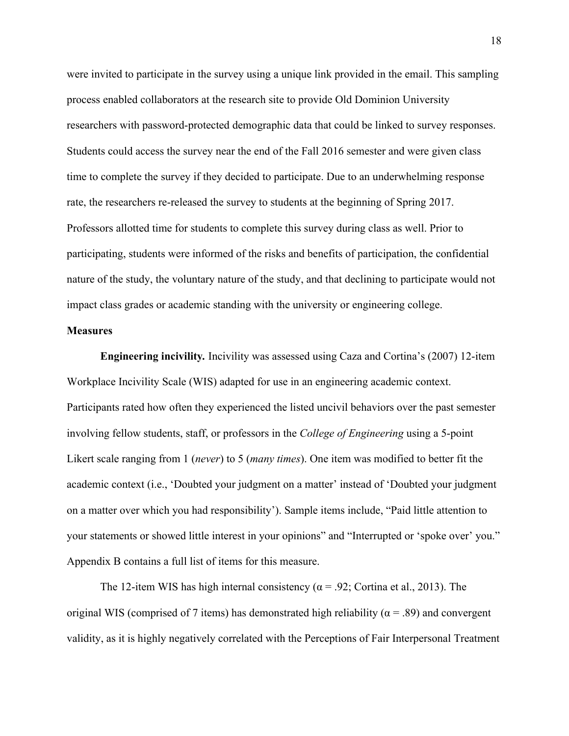were invited to participate in the survey using a unique link provided in the email. This sampling process enabled collaborators at the research site to provide Old Dominion University researchers with password-protected demographic data that could be linked to survey responses. Students could access the survey near the end of the Fall 2016 semester and were given class time to complete the survey if they decided to participate. Due to an underwhelming response rate, the researchers re-released the survey to students at the beginning of Spring 2017. Professors allotted time for students to complete this survey during class as well. Prior to participating, students were informed of the risks and benefits of participation, the confidential nature of the study, the voluntary nature of the study, and that declining to participate would not impact class grades or academic standing with the university or engineering college.

**Measures**

**Engineering incivility.** Incivility was assessed using Caza and Cortina's (2007) 12-item Workplace Incivility Scale (WIS) adapted for use in an engineering academic context. Participants rated how often they experienced the listed uncivil behaviors over the past semester involving fellow students, staff, or professors in the *College of Engineering* using a 5-point Likert scale ranging from 1 (*never*) to 5 (*many times*). One item was modified to better fit the academic context (i.e., 'Doubted your judgment on a matter' instead of 'Doubted your judgment on a matter over which you had responsibility'). Sample items include, "Paid little attention to your statements or showed little interest in your opinions" and "Interrupted or 'spoke over' you." Appendix B contains a full list of items for this measure.

The 12-item WIS has high internal consistency ($\alpha = .92$; Cortina et al., 2013). The original WIS (comprised of 7 items) has demonstrated high reliability ($\alpha = .89$) and convergent validity, as it is highly negatively correlated with the Perceptions of Fair Interpersonal Treatment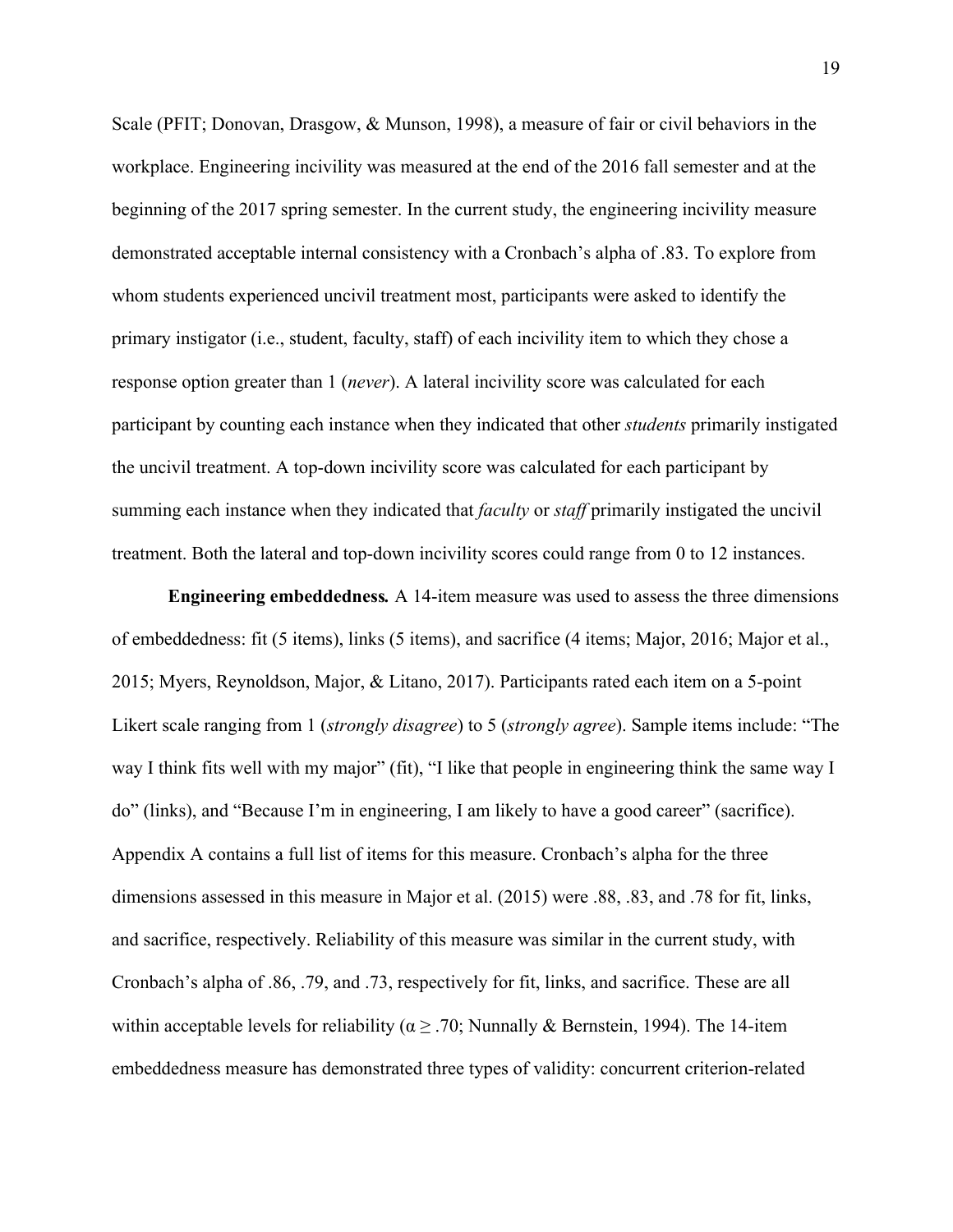Scale (PFIT; Donovan, Drasgow, & Munson, 1998), a measure of fair or civil behaviors in the workplace. Engineering incivility was measured at the end of the 2016 fall semester and at the beginning of the 2017 spring semester. In the current study, the engineering incivility measure demonstrated acceptable internal consistency with a Cronbach's alpha of .83. To explore from whom students experienced uncivil treatment most, participants were asked to identify the primary instigator (i.e., student, faculty, staff) of each incivility item to which they chose a response option greater than 1 (*never*). A lateral incivility score was calculated for each participant by counting each instance when they indicated that other *students* primarily instigated the uncivil treatment. A top-down incivility score was calculated for each participant by summing each instance when they indicated that *faculty* or *staff* primarily instigated the uncivil treatment. Both the lateral and top-down incivility scores could range from 0 to 12 instances.

**Engineering embeddedness.** A 14-item measure was used to assess the three dimensions of embeddedness: fit (5 items), links (5 items), and sacrifice (4 items; Major, 2016; Major et al., 2015; Myers, Reynoldson, Major, & Litano, 2017). Participants rated each item on a 5-point Likert scale ranging from 1 (*strongly disagree*) to 5 (*strongly agree*). Sample items include: "The way I think fits well with my major" (fit), "I like that people in engineering think the same way I do" (links), and "Because I'm in engineering, I am likely to have a good career" (sacrifice). Appendix A contains a full list of items for this measure. Cronbach's alpha for the three dimensions assessed in this measure in Major et al. (2015) were .88, .83, and .78 for fit, links, and sacrifice, respectively. Reliability of this measure was similar in the current study, with Cronbach's alpha of .86, .79, and .73, respectively for fit, links, and sacrifice. These are all within acceptable levels for reliability ($\alpha \geq .70$; Nunnally & Bernstein, 1994). The 14-item embeddedness measure has demonstrated three types of validity: concurrent criterion-related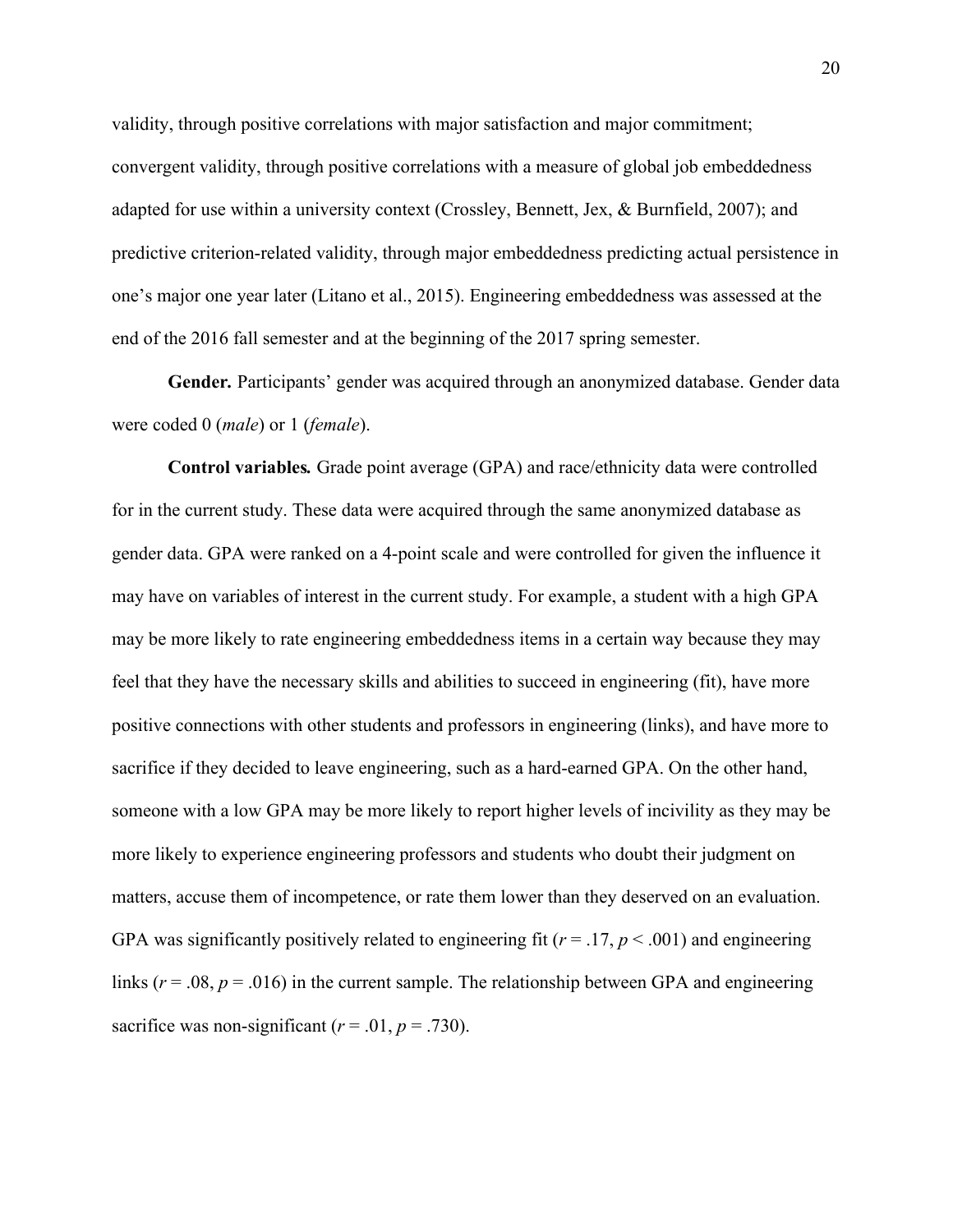validity, through positive correlations with major satisfaction and major commitment; convergent validity, through positive correlations with a measure of global job embeddedness adapted for use within a university context (Crossley, Bennett, Jex, & Burnfield, 2007); and predictive criterion-related validity, through major embeddedness predicting actual persistence in one's major one year later (Litano et al., 2015). Engineering embeddedness was assessed at the end of the 2016 fall semester and at the beginning of the 2017 spring semester.

**Gender.** Participants' gender was acquired through an anonymized database. Gender data were coded 0 (*male*) or 1 (*female*).

**Control variables.** Grade point average (GPA) and race/ethnicity data were controlled for in the current study. These data were acquired through the same anonymized database as gender data. GPA were ranked on a 4-point scale and were controlled for given the influence it may have on variables of interest in the current study. For example, a student with a high GPA may be more likely to rate engineering embeddedness items in a certain way because they may feel that they have the necessary skills and abilities to succeed in engineering (fit), have more positive connections with other students and professors in engineering (links), and have more to sacrifice if they decided to leave engineering, such as a hard-earned GPA. On the other hand, someone with a low GPA may be more likely to report higher levels of incivility as they may be more likely to experience engineering professors and students who doubt their judgment on matters, accuse them of incompetence, or rate them lower than they deserved on an evaluation. GPA was significantly positively related to engineering fit ($r = .17$, $p < .001$) and engineering links ($r = .08$, $p = .016$) in the current sample. The relationship between GPA and engineering sacrifice was non-significant ($r = .01$, $p = .730$).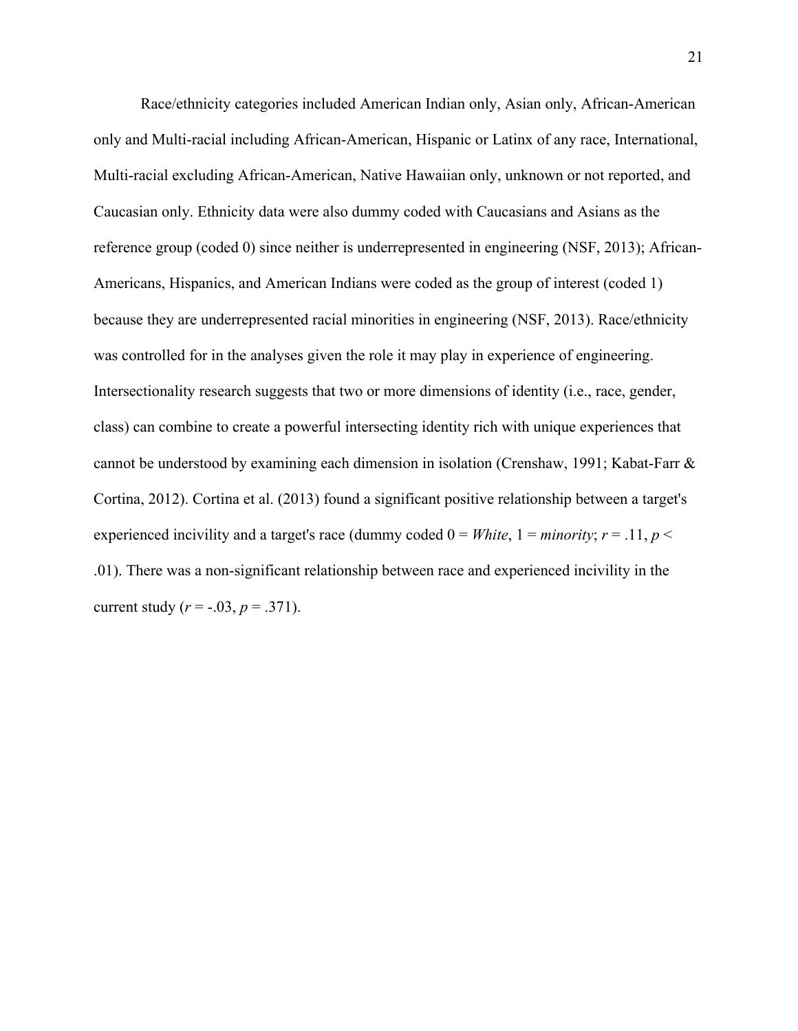Race/ethnicity categories included American Indian only, Asian only, African-American only and Multi-racial including African-American, Hispanic or Latinx of any race, International, Multi-racial excluding African-American, Native Hawaiian only, unknown or not reported, and Caucasian only. Ethnicity data were also dummy coded with Caucasians and Asians as the reference group (coded 0) since neither is underrepresented in engineering (NSF, 2013); African-Americans, Hispanics, and American Indians were coded as the group of interest (coded 1) because they are underrepresented racial minorities in engineering (NSF, 2013). Race/ethnicity was controlled for in the analyses given the role it may play in experience of engineering. Intersectionality research suggests that two or more dimensions of identity (i.e., race, gender, class) can combine to create a powerful intersecting identity rich with unique experiences that cannot be understood by examining each dimension in isolation (Crenshaw, 1991; Kabat-Farr & Cortina, 2012). Cortina et al. (2013) found a significant positive relationship between a target's experienced incivility and a target's race (dummy coded 0 = *White*, 1 = *minority*; $r = .11$, $p < .01$). There was a non-significant relationship between race and experienced incivility in the current study ($r = -.03$, $p = .371$).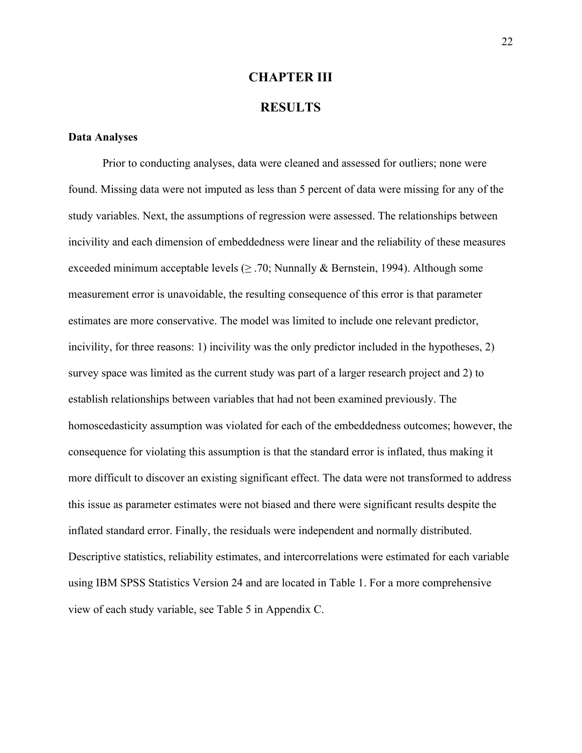# CHAPTER III

# RESULTS

### Data Analyses

Prior to conducting analyses, data were cleaned and assessed for outliers; none were found. Missing data were not imputed as less than 5 percent of data were missing for any of the study variables. Next, the assumptions of regression were assessed. The relationships between incivility and each dimension of embeddedness were linear and the reliability of these measures exceeded minimum acceptable levels (≥ .70; Nunnally & Bernstein, 1994). Although some measurement error is unavoidable, the resulting consequence of this error is that parameter estimates are more conservative. The model was limited to include one relevant predictor, incivility, for three reasons: 1) incivility was the only predictor included in the hypotheses, 2) survey space was limited as the current study was part of a larger research project and 2) to establish relationships between variables that had not been examined previously. The homoscedasticity assumption was violated for each of the embeddedness outcomes; however, the consequence for violating this assumption is that the standard error is inflated, thus making it more difficult to discover an existing significant effect. The data were not transformed to address this issue as parameter estimates were not biased and there were significant results despite the inflated standard error. Finally, the residuals were independent and normally distributed. Descriptive statistics, reliability estimates, and intercorrelations were estimated for each variable using IBM SPSS Statistics Version 24 and are located in Table 1. For a more comprehensive view of each study variable, see Table 5 in Appendix C.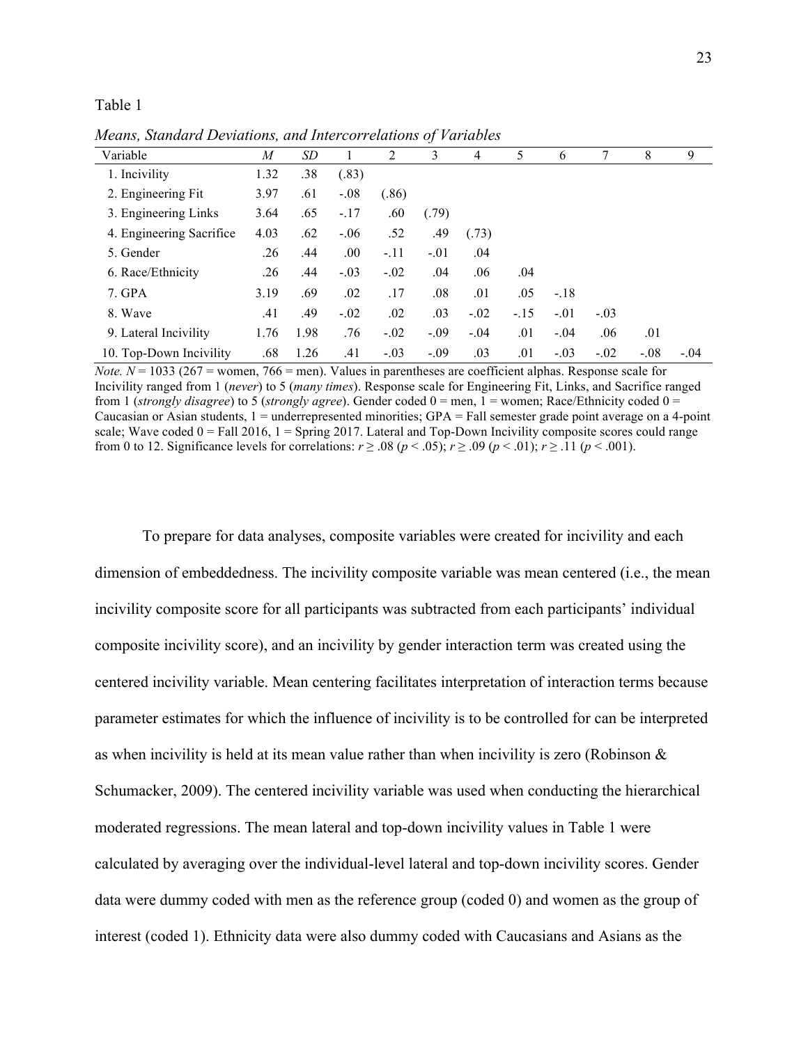Table 1

*Means, Standard Deviations, and Intercorrelations of Variables*

| Variable | *M* | *SD* | 1 | 2 | 3 | 4 | 5 | 6 | 7 | 8 | 9 |
|---|---|---|---|---|---|---|---|---|---|---|---|
| 1. Incivility | 1.32 | .38 | (.83) | | | | | | | | |
| 2. Engineering Fit | 3.97 | .61 | -.08 | (.86) | | | | | | | |
| 3. Engineering Links | 3.64 | .65 | -.17 | .60 | (.79) | | | | | | |
| 4. Engineering Sacrifice | 4.03 | .62 | -.06 | .52 | .49 | (.73) | | | | | |
| 5. Gender | .26 | .44 | .00 | -.11 | -.01 | .04 | | | | | |
| 6. Race/Ethnicity | .26 | .44 | -.03 | -.02 | .04 | .06 | .04 | | | | |
| 7. GPA | 3.19 | .69 | .02 | .17 | .08 | .01 | .05 | -.18 | | | |
| 8. Wave | .41 | .49 | -.02 | .02 | .03 | -.02 | -.15 | -.01 | -.03 | | |
| 9. Lateral Incivility | 1.76 | 1.98 | .76 | -.02 | -.09 | -.04 | .01 | -.04 | .06 | .01 | |
| 10. Top-Down Incivility | .68 | 1.26 | .41 | -.03 | -.09 | .03 | .01 | -.03 | -.02 | -.08 | -.04 |

*Note.* $N = 1033$ (267 = women, 766 = men). Values in parentheses are coefficient alphas. Response scale for Incivility ranged from 1 (*never*) to 5 (*many times*). Response scale for Engineering Fit, Links, and Sacrifice ranged from 1 (*strongly disagree*) to 5 (*strongly agree*). Gender coded 0 = men, 1 = women; Race/Ethnicity coded 0 = Caucasian or Asian students, 1 = underrepresented minorities; GPA = Fall semester grade point average on a 4-point scale; Wave coded 0 = Fall 2016, 1 = Spring 2017. Lateral and Top-Down Incivility composite scores could range from 0 to 12. Significance levels for correlations: $r \geq .08$ ($p < .05$); $r \geq .09$ ($p < .01$); $r \geq .11$ ($p < .001$).

To prepare for data analyses, composite variables were created for incivility and each dimension of embeddedness. The incivility composite variable was mean centered (i.e., the mean incivility composite score for all participants was subtracted from each participants' individual composite incivility score), and an incivility by gender interaction term was created using the centered incivility variable. Mean centering facilitates interpretation of interaction terms because parameter estimates for which the influence of incivility is to be controlled for can be interpreted as when incivility is held at its mean value rather than when incivility is zero (Robinson & Schumacker, 2009). The centered incivility variable was used when conducting the hierarchical moderated regressions. The mean lateral and top-down incivility values in Table 1 were calculated by averaging over the individual-level lateral and top-down incivility scores. Gender data were dummy coded with men as the reference group (coded 0) and women as the group of interest (coded 1). Ethnicity data were also dummy coded with Caucasians and Asians as the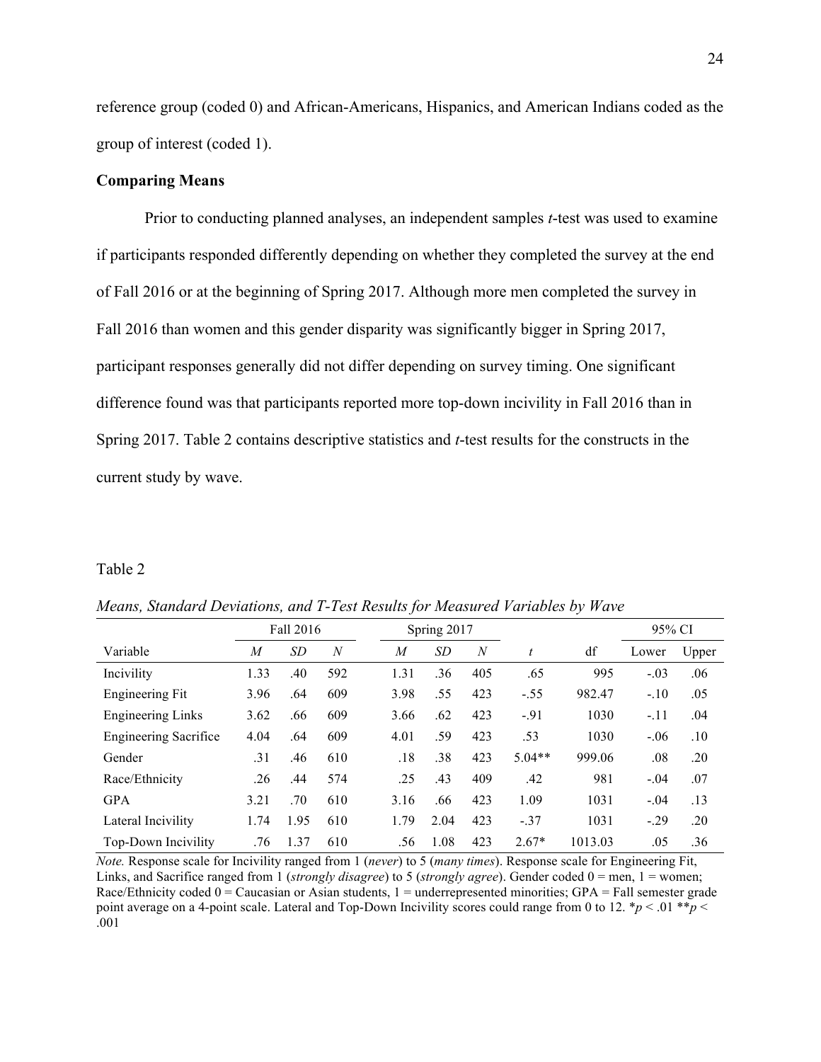reference group (coded 0) and African-Americans, Hispanics, and American Indians coded as the group of interest (coded 1).

**Comparing Means**

Prior to conducting planned analyses, an independent samples *t*-test was used to examine if participants responded differently depending on whether they completed the survey at the end of Fall 2016 or at the beginning of Spring 2017. Although more men completed the survey in Fall 2016 than women and this gender disparity was significantly bigger in Spring 2017, participant responses generally did not differ depending on survey timing. One significant difference found was that participants reported more top-down incivility in Fall 2016 than in Spring 2017. Table 2 contains descriptive statistics and *t*-test results for the constructs in the current study by wave.

Table 2

*Means, Standard Deviations, and T-Test Results for Measured Variables by Wave*

| | Fall 2016 | | | Spring 2017 | | | | | 95% CI | |
|---|---|---|---|---|---|---|---|---|---|---|
| Variable | *M* | *SD* | *N* | *M* | *SD* | *N* | *t* | df | Lower | Upper |
| Incivility | 1.33 | .40 | 592 | 1.31 | .36 | 405 | .65 | 995 | -.03 | .06 |
| Engineering Fit | 3.96 | .64 | 609 | 3.98 | .55 | 423 | -.55 | 982.47 | -.10 | .05 |
| Engineering Links | 3.62 | .66 | 609 | 3.66 | .62 | 423 | -.91 | 1030 | -.11 | .04 |
| Engineering Sacrifice | 4.04 | .64 | 609 | 4.01 | .59 | 423 | .53 | 1030 | -.06 | .10 |
| Gender | .31 | .46 | 610 | .18 | .38 | 423 | 5.04** | 999.06 | .08 | .20 |
| Race/Ethnicity | .26 | .44 | 574 | .25 | .43 | 409 | .42 | 981 | -.04 | .07 |
| GPA | 3.21 | .70 | 610 | 3.16 | .66 | 423 | 1.09 | 1031 | -.04 | .13 |
| Lateral Incivility | 1.74 | 1.95 | 610 | 1.79 | 2.04 | 423 | -.37 | 1031 | -.29 | .20 |
| Top-Down Incivility | .76 | 1.37 | 610 | .56 | 1.08 | 423 | 2.67* | 1013.03 | .05 | .36 |

*Note.* Response scale for Incivility ranged from 1 (*never*) to 5 (*many times*). Response scale for Engineering Fit, Links, and Sacrifice ranged from 1 (*strongly disagree*) to 5 (*strongly agree*). Gender coded 0 = men, 1 = women; Race/Ethnicity coded 0 = Caucasian or Asian students, 1 = underrepresented minorities; GPA = Fall semester grade point average on a 4-point scale. Lateral and Top-Down Incivility scores could range from 0 to 12. *$p < .01$ **$p < .001$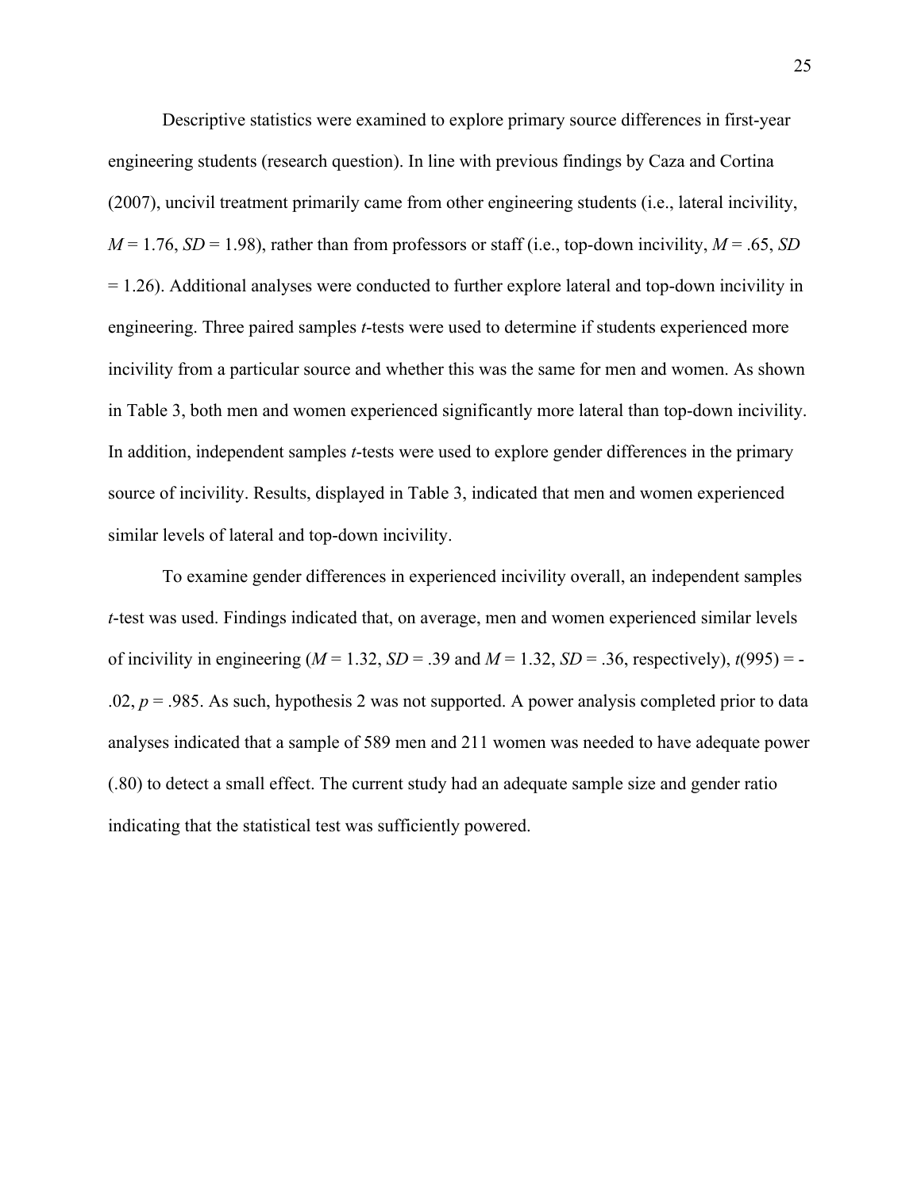Descriptive statistics were examined to explore primary source differences in first-year engineering students (research question). In line with previous findings by Caza and Cortina (2007), uncivil treatment primarily came from other engineering students (i.e., lateral incivility, $M = 1.76$, $SD = 1.98$), rather than from professors or staff (i.e., top-down incivility, $M = .65$, $SD = 1.26$). Additional analyses were conducted to further explore lateral and top-down incivility in engineering. Three paired samples *t*-tests were used to determine if students experienced more incivility from a particular source and whether this was the same for men and women. As shown in Table 3, both men and women experienced significantly more lateral than top-down incivility. In addition, independent samples *t*-tests were used to explore gender differences in the primary source of incivility. Results, displayed in Table 3, indicated that men and women experienced similar levels of lateral and top-down incivility.

To examine gender differences in experienced incivility overall, an independent samples *t*-test was used. Findings indicated that, on average, men and women experienced similar levels of incivility in engineering ($M = 1.32$, $SD = .39$ and $M = 1.32$, $SD = .36$, respectively), $t(995) = -.02$, $p = .985$. As such, hypothesis 2 was not supported. A power analysis completed prior to data analyses indicated that a sample of 589 men and 211 women was needed to have adequate power (.80) to detect a small effect. The current study had an adequate sample size and gender ratio indicating that the statistical test was sufficiently powered.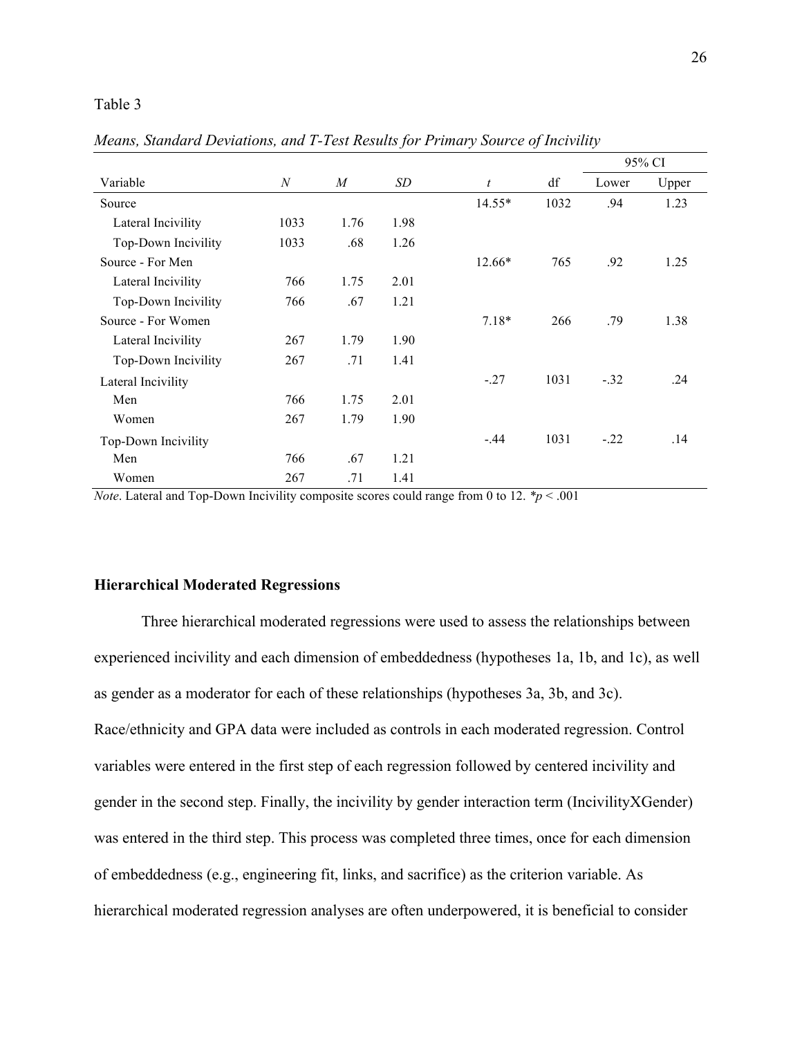Table 3

*Means, Standard Deviations, and T-Test Results for Primary Source of Incivility*

| Variable | *N* | *M* | *SD* | *t* | df | 95% CI | |
|---|---|---|---|---|---|---|---|
| | | | | | | Lower | Upper |
| Source | | | | 14.55* | 1032 | .94 | 1.23 |
| Lateral Incivility | 1033 | 1.76 | 1.98 | | | | |
| Top-Down Incivility | 1033 | .68 | 1.26 | | | | |
| Source - For Men | | | | 12.66* | 765 | .92 | 1.25 |
| Lateral Incivility | 766 | 1.75 | 2.01 | | | | |
| Top-Down Incivility | 766 | .67 | 1.21 | | | | |
| Source - For Women | | | | 7.18* | 266 | .79 | 1.38 |
| Lateral Incivility | 267 | 1.79 | 1.90 | | | | |
| Top-Down Incivility | 267 | .71 | 1.41 | | | | |
| Lateral Incivility | | | | -.27 | 1031 | -.32 | .24 |
| Men | 766 | 1.75 | 2.01 | | | | |
| Women | 267 | 1.79 | 1.90 | | | | |
| Top-Down Incivility | | | | -.44 | 1031 | -.22 | .14 |
| Men | 766 | .67 | 1.21 | | | | |
| Women | 267 | .71 | 1.41 | | | | |

*Note*. Lateral and Top-Down Incivility composite scores could range from 0 to 12. *$p < .001$

**Hierarchical Moderated Regressions**

Three hierarchical moderated regressions were used to assess the relationships between experienced incivility and each dimension of embeddedness (hypotheses 1a, 1b, and 1c), as well as gender as a moderator for each of these relationships (hypotheses 3a, 3b, and 3c). Race/ethnicity and GPA data were included as controls in each moderated regression. Control variables were entered in the first step of each regression followed by centered incivility and gender in the second step. Finally, the incivility by gender interaction term (IncivilityXGender) was entered in the third step. This process was completed three times, once for each dimension of embeddedness (e.g., engineering fit, links, and sacrifice) as the criterion variable. As hierarchical moderated regression analyses are often underpowered, it is beneficial to consider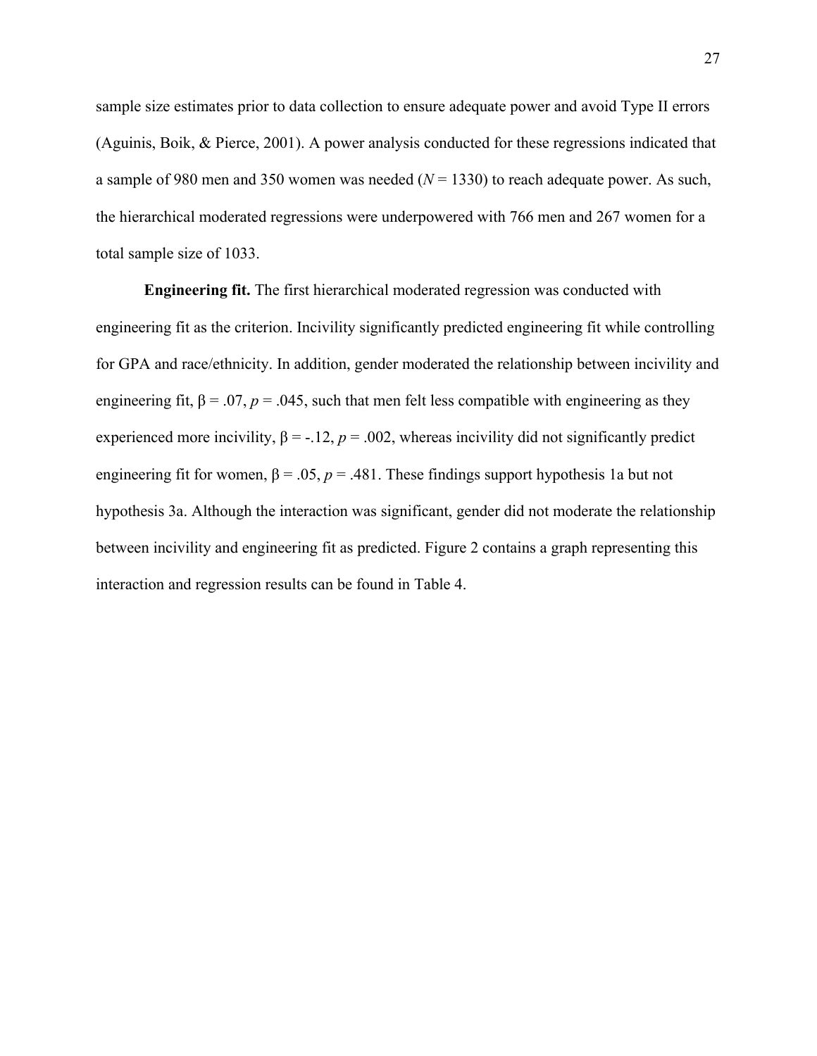sample size estimates prior to data collection to ensure adequate power and avoid Type II errors (Aguinis, Boik, & Pierce, 2001). A power analysis conducted for these regressions indicated that a sample of 980 men and 350 women was needed ($N$ = 1330) to reach adequate power. As such, the hierarchical moderated regressions were underpowered with 766 men and 267 women for a total sample size of 1033.

**Engineering fit.** The first hierarchical moderated regression was conducted with engineering fit as the criterion. Incivility significantly predicted engineering fit while controlling for GPA and race/ethnicity. In addition, gender moderated the relationship between incivility and engineering fit, $\beta = .07$, $p = .045$, such that men felt less compatible with engineering as they experienced more incivility, $\beta = -.12$, $p = .002$, whereas incivility did not significantly predict engineering fit for women, $\beta = .05$, $p = .481$. These findings support hypothesis 1a but not hypothesis 3a. Although the interaction was significant, gender did not moderate the relationship between incivility and engineering fit as predicted. Figure 2 contains a graph representing this interaction and regression results can be found in Table 4.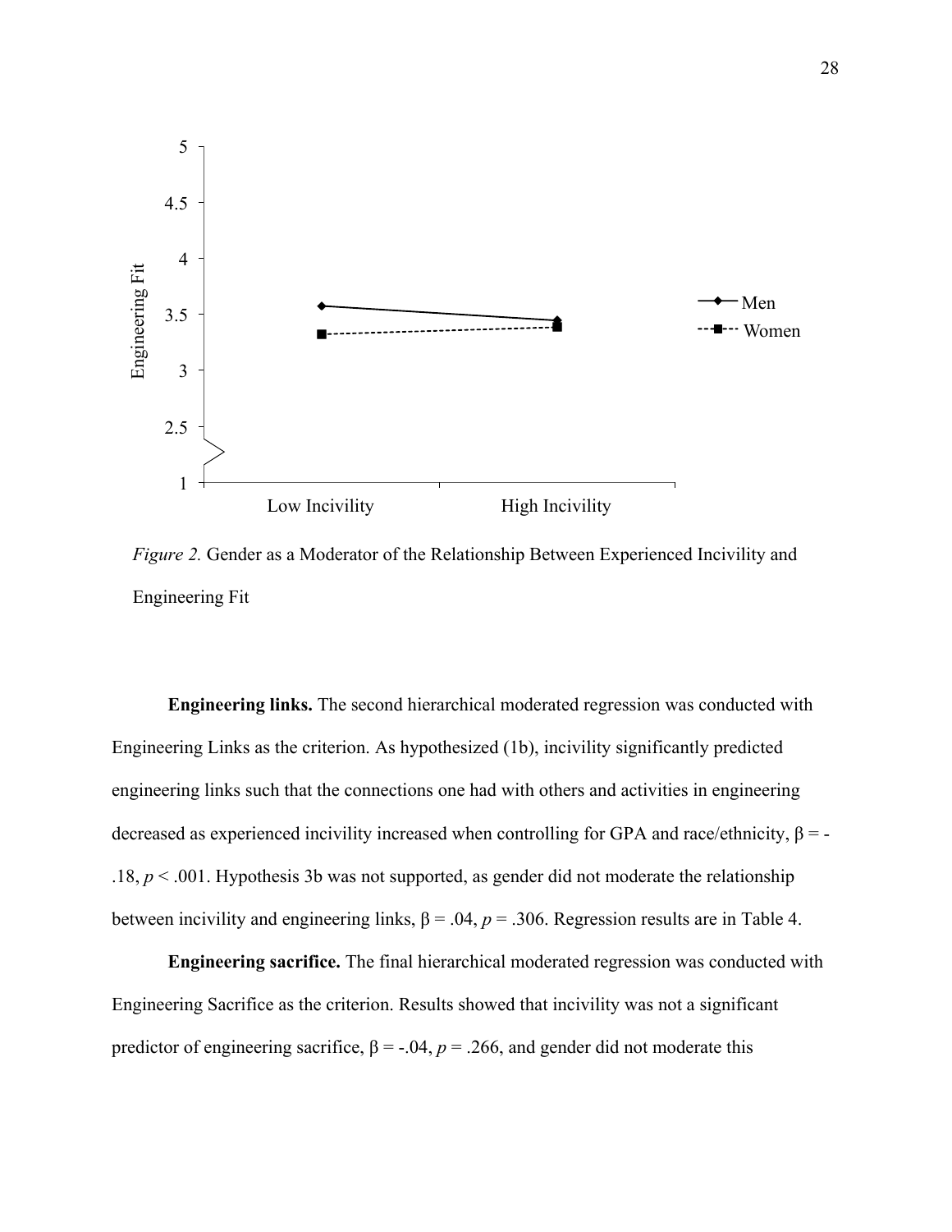*Figure 2.* Gender as a Moderator of the Relationship Between Experienced Incivility and Engineering Fit

**Engineering links.** The second hierarchical moderated regression was conducted with Engineering Links as the criterion. As hypothesized (1b), incivility significantly predicted engineering links such that the connections one had with others and activities in engineering decreased as experienced incivility increased when controlling for GPA and race/ethnicity, $\beta = -.18$, $p < .001$. Hypothesis 3b was not supported, as gender did not moderate the relationship between incivility and engineering links, $\beta = .04$, $p = .306$. Regression results are in Table 4.

**Engineering sacrifice.** The final hierarchical moderated regression was conducted with Engineering Sacrifice as the criterion. Results showed that incivility was not a significant predictor of engineering sacrifice, $\beta = -.04$, $p = .266$, and gender did not moderate this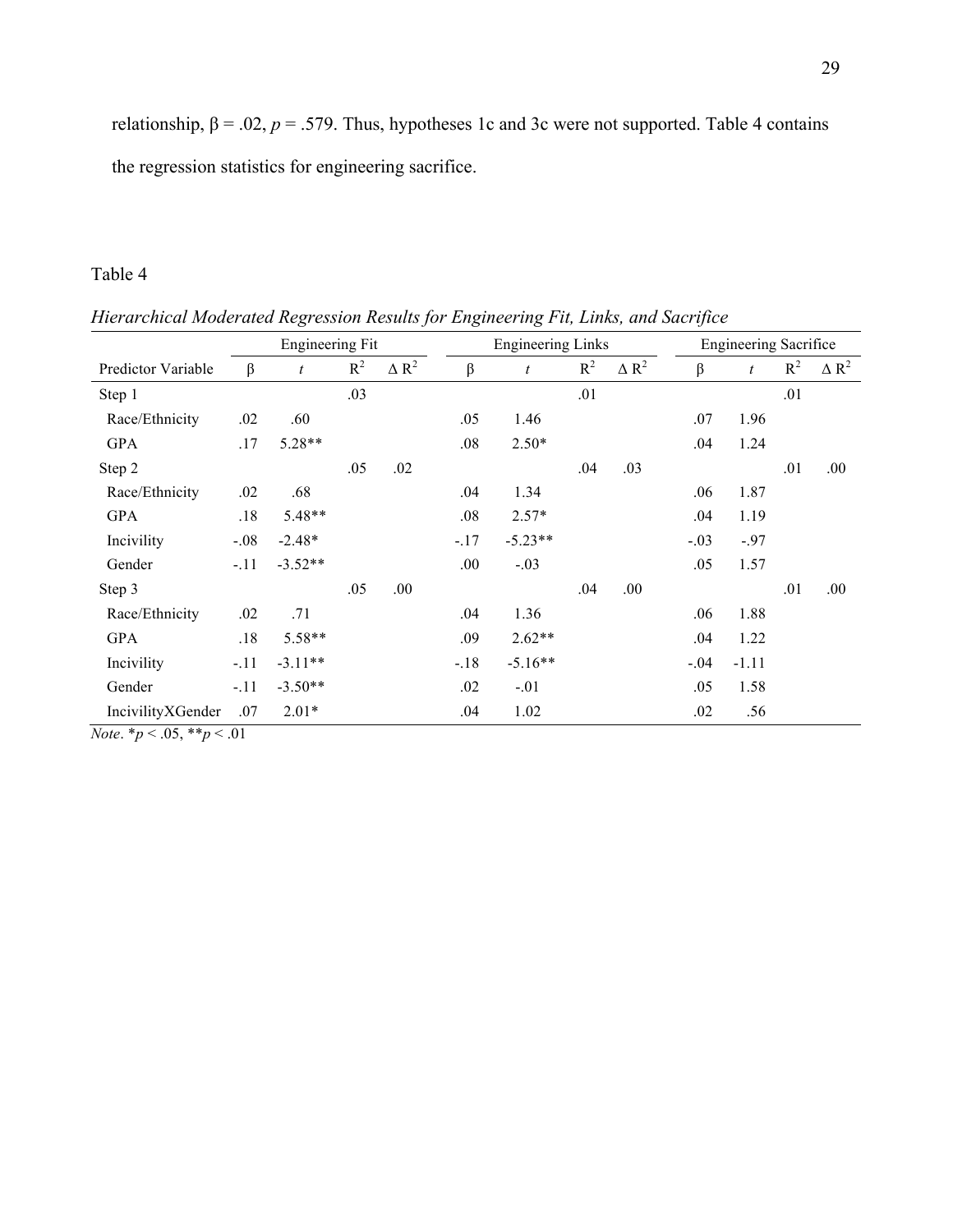relationship, β = .02, $p$ = .579. Thus, hypotheses 1c and 3c were not supported. Table 4 contains the regression statistics for engineering sacrifice.

Table 4

*Hierarchical Moderated Regression Results for Engineering Fit, Links, and Sacrifice*

| | Engineering Fit | | | | Engineering Links | | | | Engineering Sacrifice | | | |
|---|---|---|---|---|---|---|---|---|---|---|---|---|
| Predictor Variable | β | $t$ | $R^2$ | $\Delta R^2$ | β | $t$ | $R^2$ | $\Delta R^2$ | β | $t$ | $R^2$ | $\Delta R^2$ |
| Step 1 | | | .03 | | | | .01 | | | | .01 | |
| Race/Ethnicity | .02 | .60 | | | .05 | 1.46 | | | .07 | 1.96 | | |
| GPA | .17 | 5.28** | | | .08 | 2.50* | | | .04 | 1.24 | | |
| Step 2 | | | .05 | .02 | | | .04 | .03 | | | .01 | .00 |
| Race/Ethnicity | .02 | .68 | | | .04 | 1.34 | | | .06 | 1.87 | | |
| GPA | .18 | 5.48** | | | .08 | 2.57* | | | .04 | 1.19 | | |
| Incivility | -.08 | -2.48* | | | -.17 | -5.23** | | | -.03 | -.97 | | |
| Gender | -.11 | -3.52** | | | .00 | -.03 | | | .05 | 1.57 | | |
| Step 3 | | | .05 | .00 | | | .04 | .00 | | | .01 | .00 |
| Race/Ethnicity | .02 | .71 | | | .04 | 1.36 | | | .06 | 1.88 | | |
| GPA | .18 | 5.58** | | | .09 | 2.62** | | | .04 | 1.22 | | |
| Incivility | -.11 | -3.11** | | | -.18 | -5.16** | | | -.04 | -1.11 | | |
| Gender | -.11 | -3.50** | | | .02 | -.01 | | | .05 | 1.58 | | |
| IncivilityXGender | .07 | 2.01* | | | .04 | 1.02 | | | .02 | .56 | | |

*Note*. *$p$ < .05, **$p$ < .01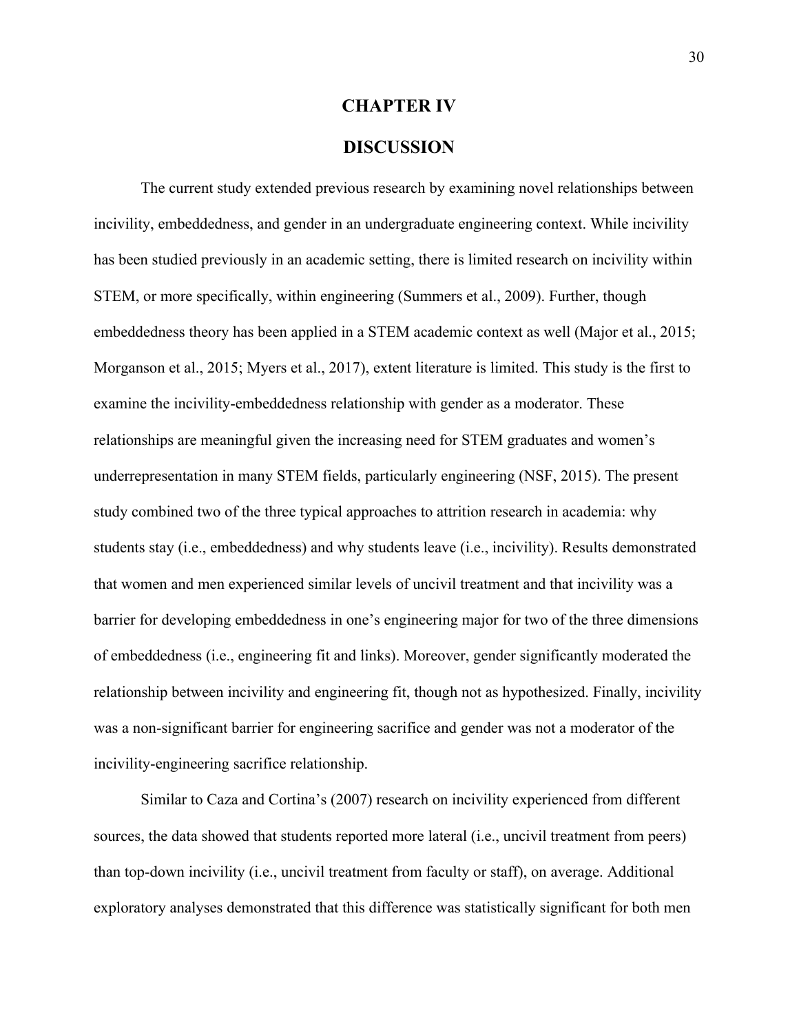# CHAPTER IV

# DISCUSSION

The current study extended previous research by examining novel relationships between incivility, embeddedness, and gender in an undergraduate engineering context. While incivility has been studied previously in an academic setting, there is limited research on incivility within STEM, or more specifically, within engineering (Summers et al., 2009). Further, though embeddedness theory has been applied in a STEM academic context as well (Major et al., 2015; Morganson et al., 2015; Myers et al., 2017), extent literature is limited. This study is the first to examine the incivility-embeddedness relationship with gender as a moderator. These relationships are meaningful given the increasing need for STEM graduates and women's underrepresentation in many STEM fields, particularly engineering (NSF, 2015). The present study combined two of the three typical approaches to attrition research in academia: why students stay (i.e., embeddedness) and why students leave (i.e., incivility). Results demonstrated that women and men experienced similar levels of uncivil treatment and that incivility was a barrier for developing embeddedness in one's engineering major for two of the three dimensions of embeddedness (i.e., engineering fit and links). Moreover, gender significantly moderated the relationship between incivility and engineering fit, though not as hypothesized. Finally, incivility was a non-significant barrier for engineering sacrifice and gender was not a moderator of the incivility-engineering sacrifice relationship.

Similar to Caza and Cortina's (2007) research on incivility experienced from different sources, the data showed that students reported more lateral (i.e., uncivil treatment from peers) than top-down incivility (i.e., uncivil treatment from faculty or staff), on average. Additional exploratory analyses demonstrated that this difference was statistically significant for both men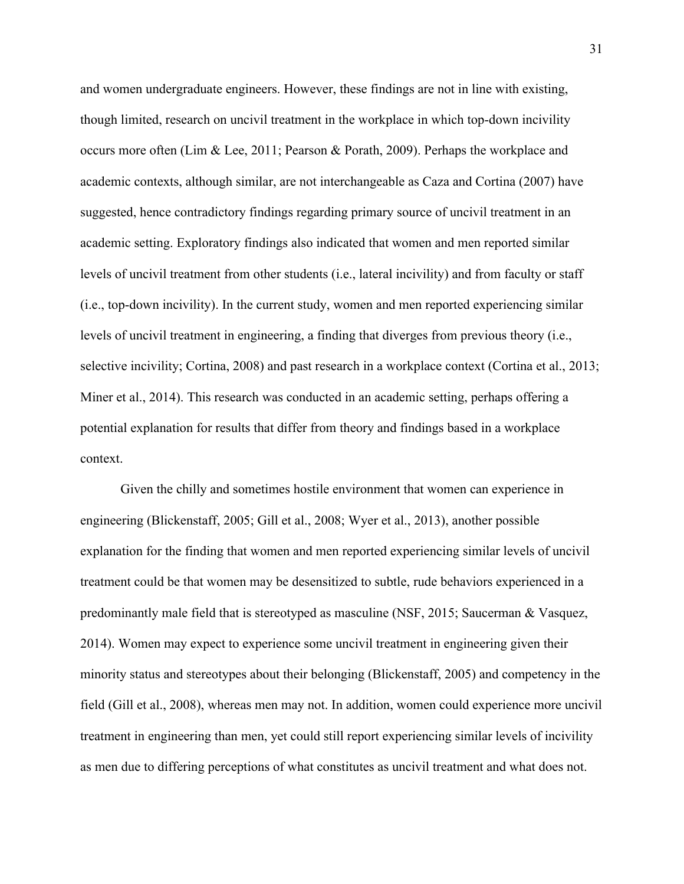and women undergraduate engineers. However, these findings are not in line with existing, though limited, research on uncivil treatment in the workplace in which top-down incivility occurs more often (Lim & Lee, 2011; Pearson & Porath, 2009). Perhaps the workplace and academic contexts, although similar, are not interchangeable as Caza and Cortina (2007) have suggested, hence contradictory findings regarding primary source of uncivil treatment in an academic setting. Exploratory findings also indicated that women and men reported similar levels of uncivil treatment from other students (i.e., lateral incivility) and from faculty or staff (i.e., top-down incivility). In the current study, women and men reported experiencing similar levels of uncivil treatment in engineering, a finding that diverges from previous theory (i.e., selective incivility; Cortina, 2008) and past research in a workplace context (Cortina et al., 2013; Miner et al., 2014). This research was conducted in an academic setting, perhaps offering a potential explanation for results that differ from theory and findings based in a workplace context.

Given the chilly and sometimes hostile environment that women can experience in engineering (Blickenstaff, 2005; Gill et al., 2008; Wyer et al., 2013), another possible explanation for the finding that women and men reported experiencing similar levels of uncivil treatment could be that women may be desensitized to subtle, rude behaviors experienced in a predominantly male field that is stereotyped as masculine (NSF, 2015; Saucerman & Vasquez, 2014). Women may expect to experience some uncivil treatment in engineering given their minority status and stereotypes about their belonging (Blickenstaff, 2005) and competency in the field (Gill et al., 2008), whereas men may not. In addition, women could experience more uncivil treatment in engineering than men, yet could still report experiencing similar levels of incivility as men due to differing perceptions of what constitutes as uncivil treatment and what does not.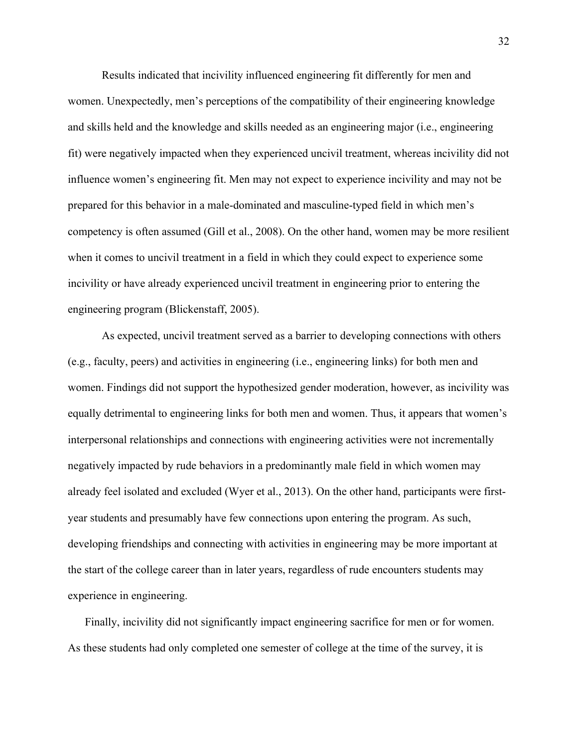Results indicated that incivility influenced engineering fit differently for men and women. Unexpectedly, men's perceptions of the compatibility of their engineering knowledge and skills held and the knowledge and skills needed as an engineering major (i.e., engineering fit) were negatively impacted when they experienced uncivil treatment, whereas incivility did not influence women's engineering fit. Men may not expect to experience incivility and may not be prepared for this behavior in a male-dominated and masculine-typed field in which men's competency is often assumed (Gill et al., 2008). On the other hand, women may be more resilient when it comes to uncivil treatment in a field in which they could expect to experience some incivility or have already experienced uncivil treatment in engineering prior to entering the engineering program (Blickenstaff, 2005).

As expected, uncivil treatment served as a barrier to developing connections with others (e.g., faculty, peers) and activities in engineering (i.e., engineering links) for both men and women. Findings did not support the hypothesized gender moderation, however, as incivility was equally detrimental to engineering links for both men and women. Thus, it appears that women's interpersonal relationships and connections with engineering activities were not incrementally negatively impacted by rude behaviors in a predominantly male field in which women may already feel isolated and excluded (Wyer et al., 2013). On the other hand, participants were first-year students and presumably have few connections upon entering the program. As such, developing friendships and connecting with activities in engineering may be more important at the start of the college career than in later years, regardless of rude encounters students may experience in engineering.

Finally, incivility did not significantly impact engineering sacrifice for men or for women. As these students had only completed one semester of college at the time of the survey, it is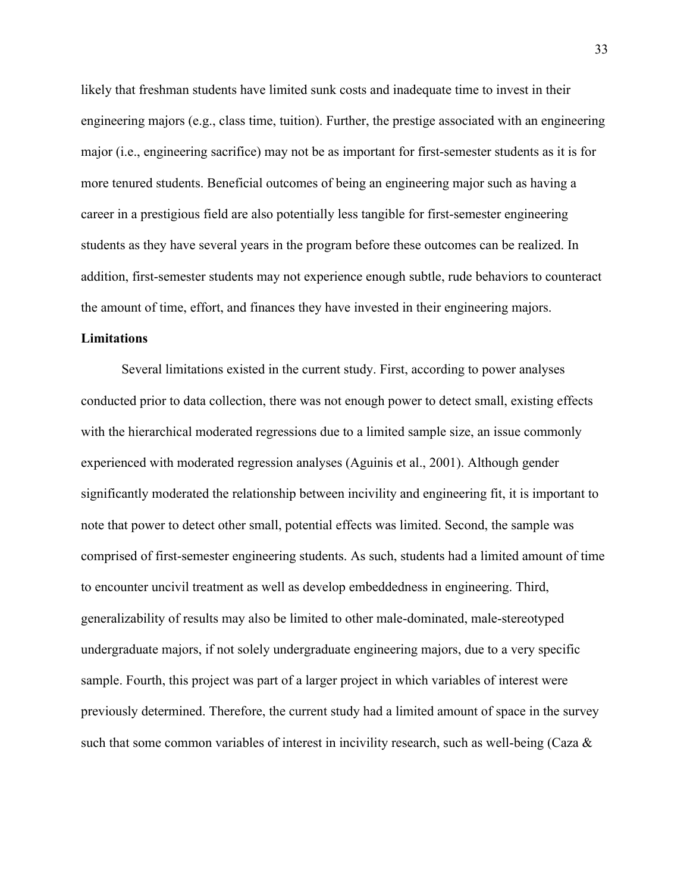likely that freshman students have limited sunk costs and inadequate time to invest in their engineering majors (e.g., class time, tuition). Further, the prestige associated with an engineering major (i.e., engineering sacrifice) may not be as important for first-semester students as it is for more tenured students. Beneficial outcomes of being an engineering major such as having a career in a prestigious field are also potentially less tangible for first-semester engineering students as they have several years in the program before these outcomes can be realized. In addition, first-semester students may not experience enough subtle, rude behaviors to counteract the amount of time, effort, and finances they have invested in their engineering majors.

**Limitations**

Several limitations existed in the current study. First, according to power analyses conducted prior to data collection, there was not enough power to detect small, existing effects with the hierarchical moderated regressions due to a limited sample size, an issue commonly experienced with moderated regression analyses (Aguinis et al., 2001). Although gender significantly moderated the relationship between incivility and engineering fit, it is important to note that power to detect other small, potential effects was limited. Second, the sample was comprised of first-semester engineering students. As such, students had a limited amount of time to encounter uncivil treatment as well as develop embeddedness in engineering. Third, generalizability of results may also be limited to other male-dominated, male-stereotyped undergraduate majors, if not solely undergraduate engineering majors, due to a very specific sample. Fourth, this project was part of a larger project in which variables of interest were previously determined. Therefore, the current study had a limited amount of space in the survey such that some common variables of interest in incivility research, such as well-being (Caza &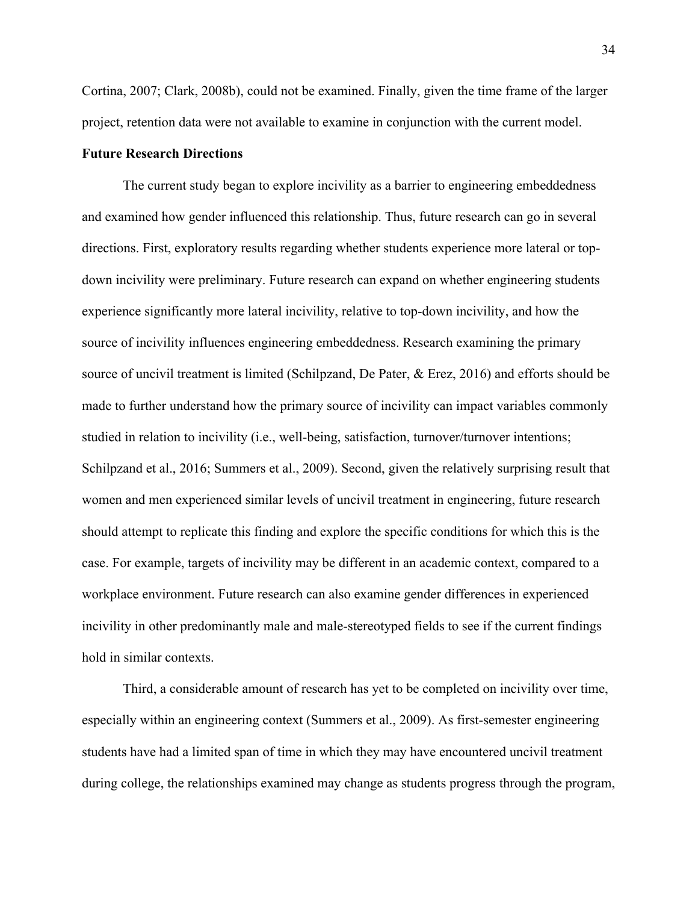Cortina, 2007; Clark, 2008b), could not be examined. Finally, given the time frame of the larger project, retention data were not available to examine in conjunction with the current model.

**Future Research Directions**

The current study began to explore incivility as a barrier to engineering embeddedness and examined how gender influenced this relationship. Thus, future research can go in several directions. First, exploratory results regarding whether students experience more lateral or top-down incivility were preliminary. Future research can expand on whether engineering students experience significantly more lateral incivility, relative to top-down incivility, and how the source of incivility influences engineering embeddedness. Research examining the primary source of uncivil treatment is limited (Schilpzand, De Pater, & Erez, 2016) and efforts should be made to further understand how the primary source of incivility can impact variables commonly studied in relation to incivility (i.e., well-being, satisfaction, turnover/turnover intentions; Schilpzand et al., 2016; Summers et al., 2009). Second, given the relatively surprising result that women and men experienced similar levels of uncivil treatment in engineering, future research should attempt to replicate this finding and explore the specific conditions for which this is the case. For example, targets of incivility may be different in an academic context, compared to a workplace environment. Future research can also examine gender differences in experienced incivility in other predominantly male and male-stereotyped fields to see if the current findings hold in similar contexts.

Third, a considerable amount of research has yet to be completed on incivility over time, especially within an engineering context (Summers et al., 2009). As first-semester engineering students have had a limited span of time in which they may have encountered uncivil treatment during college, the relationships examined may change as students progress through the program,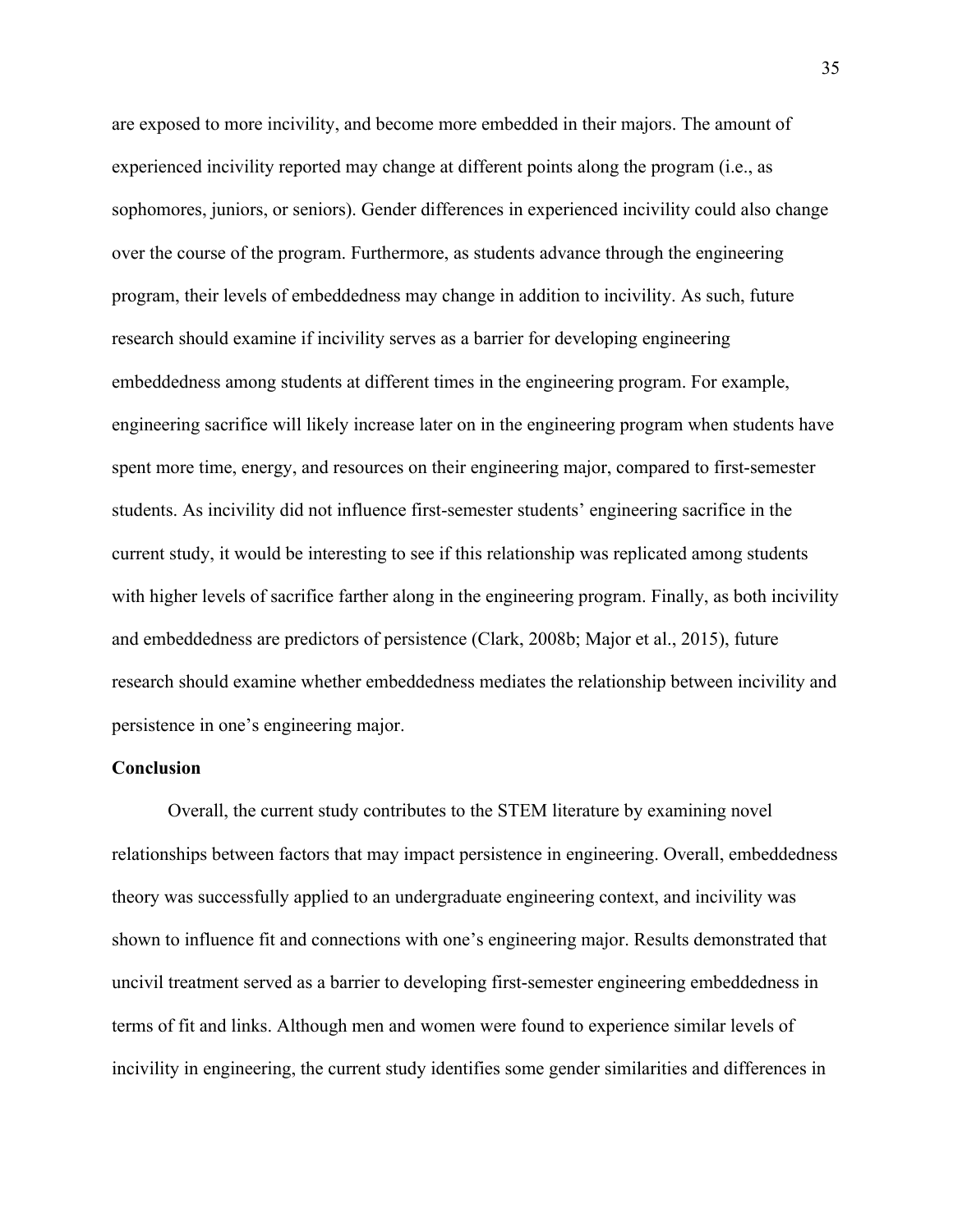are exposed to more incivility, and become more embedded in their majors. The amount of experienced incivility reported may change at different points along the program (i.e., as sophomores, juniors, or seniors). Gender differences in experienced incivility could also change over the course of the program. Furthermore, as students advance through the engineering program, their levels of embeddedness may change in addition to incivility. As such, future research should examine if incivility serves as a barrier for developing engineering embeddedness among students at different times in the engineering program. For example, engineering sacrifice will likely increase later on in the engineering program when students have spent more time, energy, and resources on their engineering major, compared to first-semester students. As incivility did not influence first-semester students' engineering sacrifice in the current study, it would be interesting to see if this relationship was replicated among students with higher levels of sacrifice farther along in the engineering program. Finally, as both incivility and embeddedness are predictors of persistence (Clark, 2008b; Major et al., 2015), future research should examine whether embeddedness mediates the relationship between incivility and persistence in one's engineering major.

## Conclusion

Overall, the current study contributes to the STEM literature by examining novel relationships between factors that may impact persistence in engineering. Overall, embeddedness theory was successfully applied to an undergraduate engineering context, and incivility was shown to influence fit and connections with one's engineering major. Results demonstrated that uncivil treatment served as a barrier to developing first-semester engineering embeddedness in terms of fit and links. Although men and women were found to experience similar levels of incivility in engineering, the current study identifies some gender similarities and differences in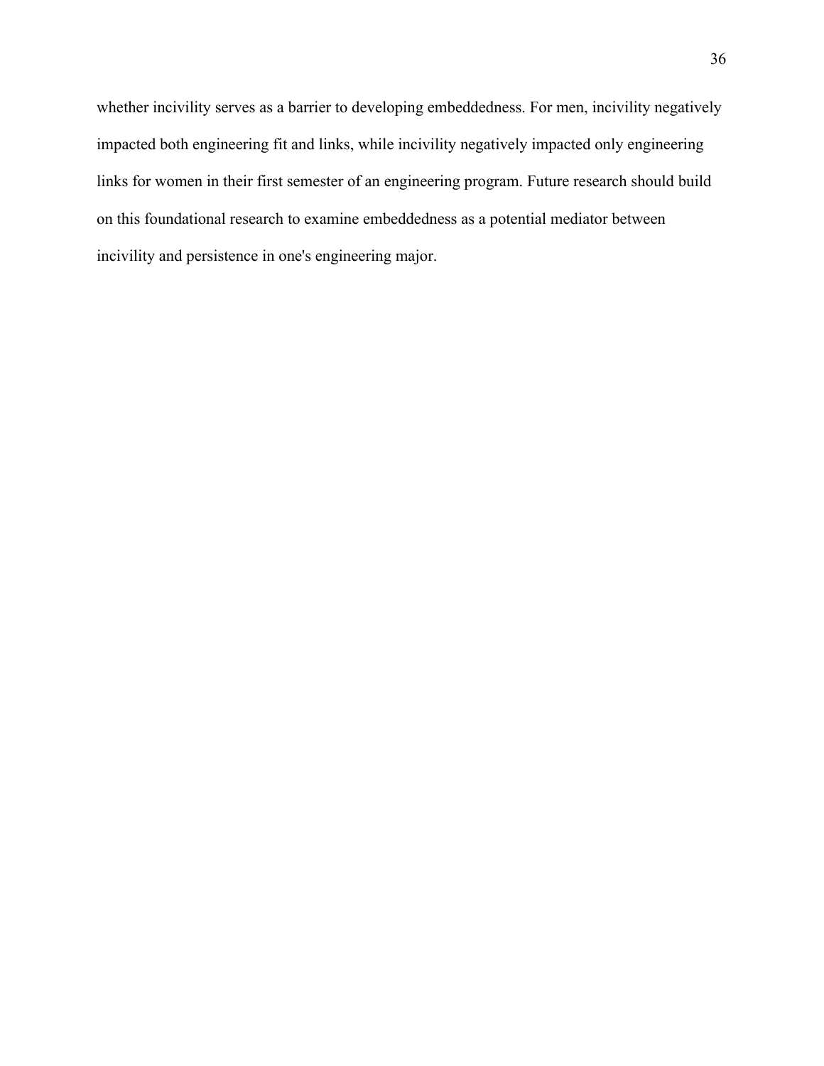whether incivility serves as a barrier to developing embeddedness. For men, incivility negatively impacted both engineering fit and links, while incivility negatively impacted only engineering links for women in their first semester of an engineering program. Future research should build on this foundational research to examine embeddedness as a potential mediator between incivility and persistence in one's engineering major.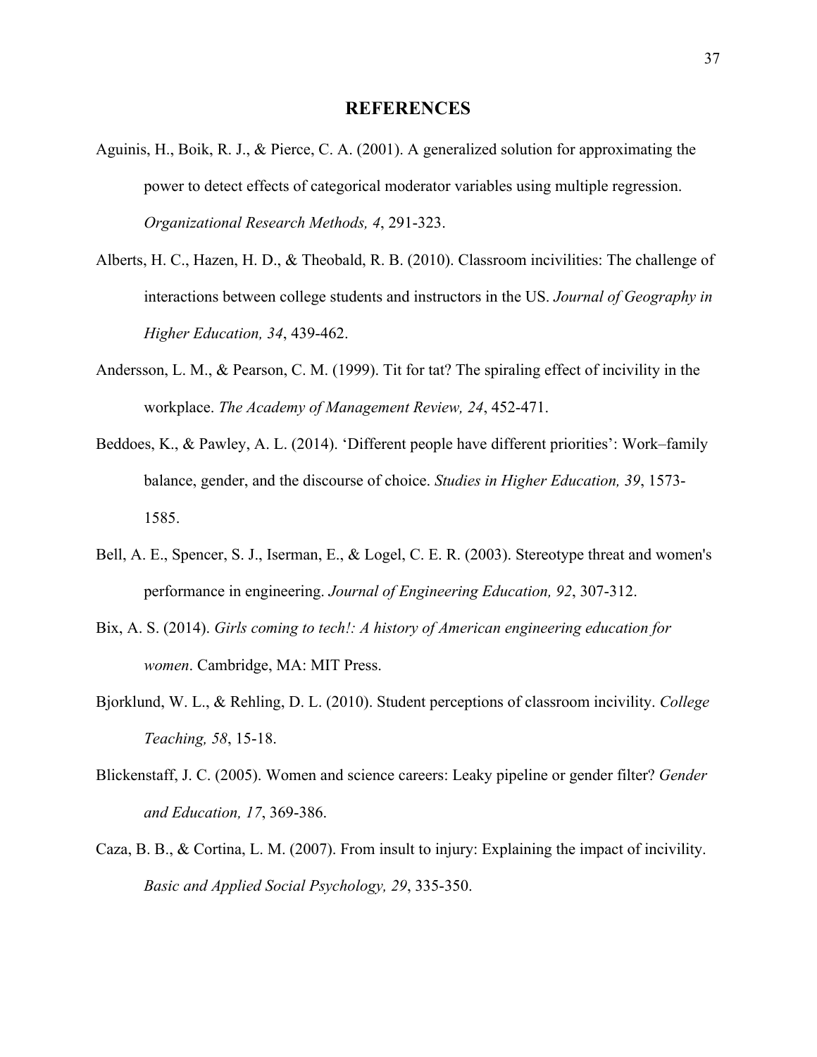# REFERENCES

Aguinis, H., Boik, R. J., & Pierce, C. A. (2001). A generalized solution for approximating the power to detect effects of categorical moderator variables using multiple regression. *Organizational Research Methods, 4*, 291-323.

Alberts, H. C., Hazen, H. D., & Theobald, R. B. (2010). Classroom incivilities: The challenge of interactions between college students and instructors in the US. *Journal of Geography in Higher Education, 34*, 439-462.

Andersson, L. M., & Pearson, C. M. (1999). Tit for tat? The spiraling effect of incivility in the workplace. *The Academy of Management Review, 24*, 452-471.

Beddoes, K., & Pawley, A. L. (2014). 'Different people have different priorities': Work–family balance, gender, and the discourse of choice. *Studies in Higher Education, 39*, 1573-1585.

Bell, A. E., Spencer, S. J., Iserman, E., & Logel, C. E. R. (2003). Stereotype threat and women's performance in engineering. *Journal of Engineering Education, 92*, 307-312.

Bix, A. S. (2014). *Girls coming to tech!: A history of American engineering education for women*. Cambridge, MA: MIT Press.

Bjorklund, W. L., & Rehling, D. L. (2010). Student perceptions of classroom incivility. *College Teaching, 58*, 15-18.

Blickenstaff, J. C. (2005). Women and science careers: Leaky pipeline or gender filter? *Gender and Education, 17*, 369-386.

Caza, B. B., & Cortina, L. M. (2007). From insult to injury: Explaining the impact of incivility. *Basic and Applied Social Psychology, 29*, 335-350.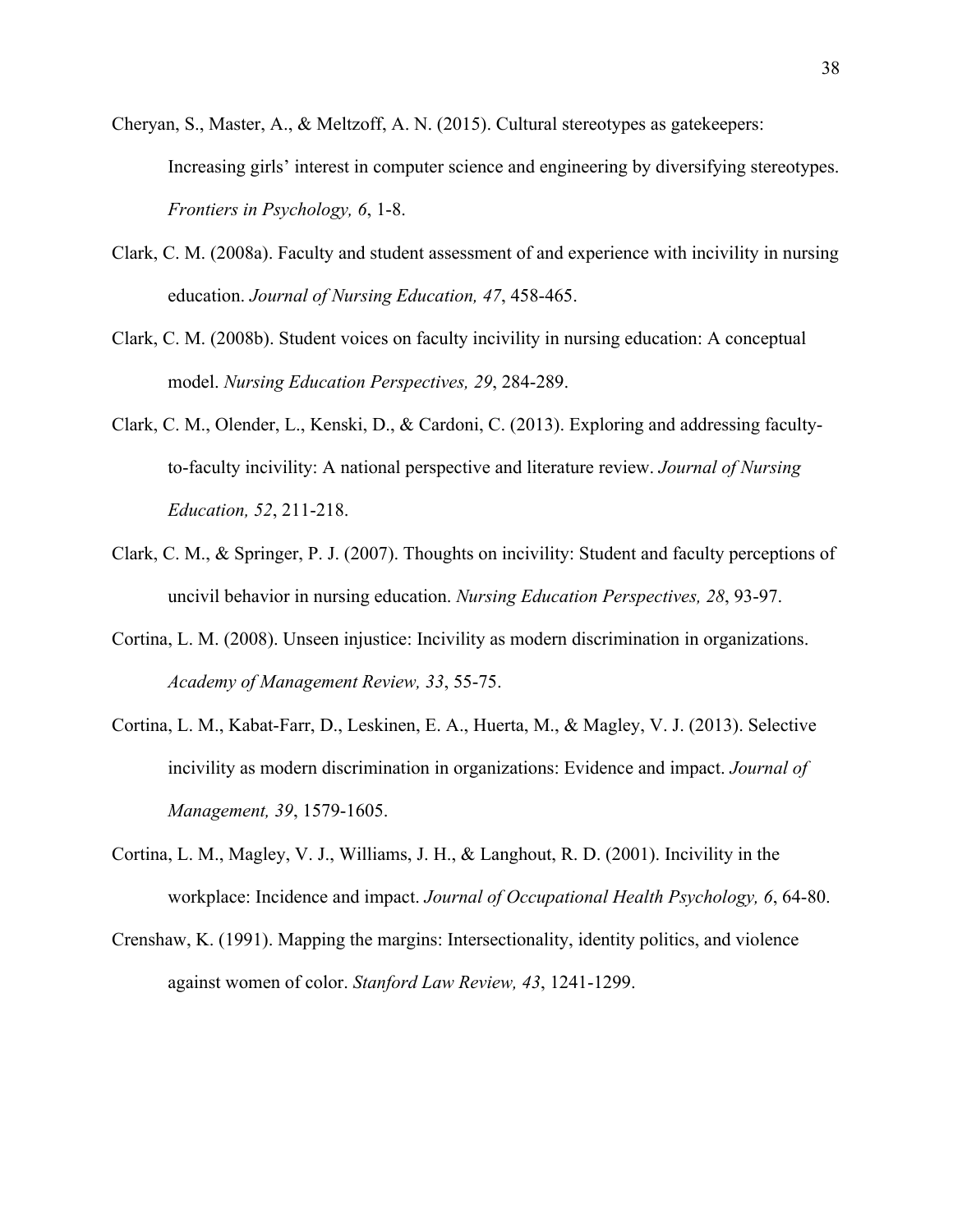Cheryan, S., Master, A., & Meltzoff, A. N. (2015). Cultural stereotypes as gatekeepers: Increasing girls' interest in computer science and engineering by diversifying stereotypes. *Frontiers in Psychology, 6*, 1-8.

Clark, C. M. (2008a). Faculty and student assessment of and experience with incivility in nursing education. *Journal of Nursing Education, 47*, 458-465.

Clark, C. M. (2008b). Student voices on faculty incivility in nursing education: A conceptual model. *Nursing Education Perspectives, 29*, 284-289.

Clark, C. M., Olender, L., Kenski, D., & Cardoni, C. (2013). Exploring and addressing faculty-to-faculty incivility: A national perspective and literature review. *Journal of Nursing Education, 52*, 211-218.

Clark, C. M., & Springer, P. J. (2007). Thoughts on incivility: Student and faculty perceptions of uncivil behavior in nursing education. *Nursing Education Perspectives, 28*, 93-97.

Cortina, L. M. (2008). Unseen injustice: Incivility as modern discrimination in organizations. *Academy of Management Review, 33*, 55-75.

Cortina, L. M., Kabat-Farr, D., Leskinen, E. A., Huerta, M., & Magley, V. J. (2013). Selective incivility as modern discrimination in organizations: Evidence and impact. *Journal of Management, 39*, 1579-1605.

Cortina, L. M., Magley, V. J., Williams, J. H., & Langhout, R. D. (2001). Incivility in the workplace: Incidence and impact. *Journal of Occupational Health Psychology, 6*, 64-80.

Crenshaw, K. (1991). Mapping the margins: Intersectionality, identity politics, and violence against women of color. *Stanford Law Review, 43*, 1241-1299.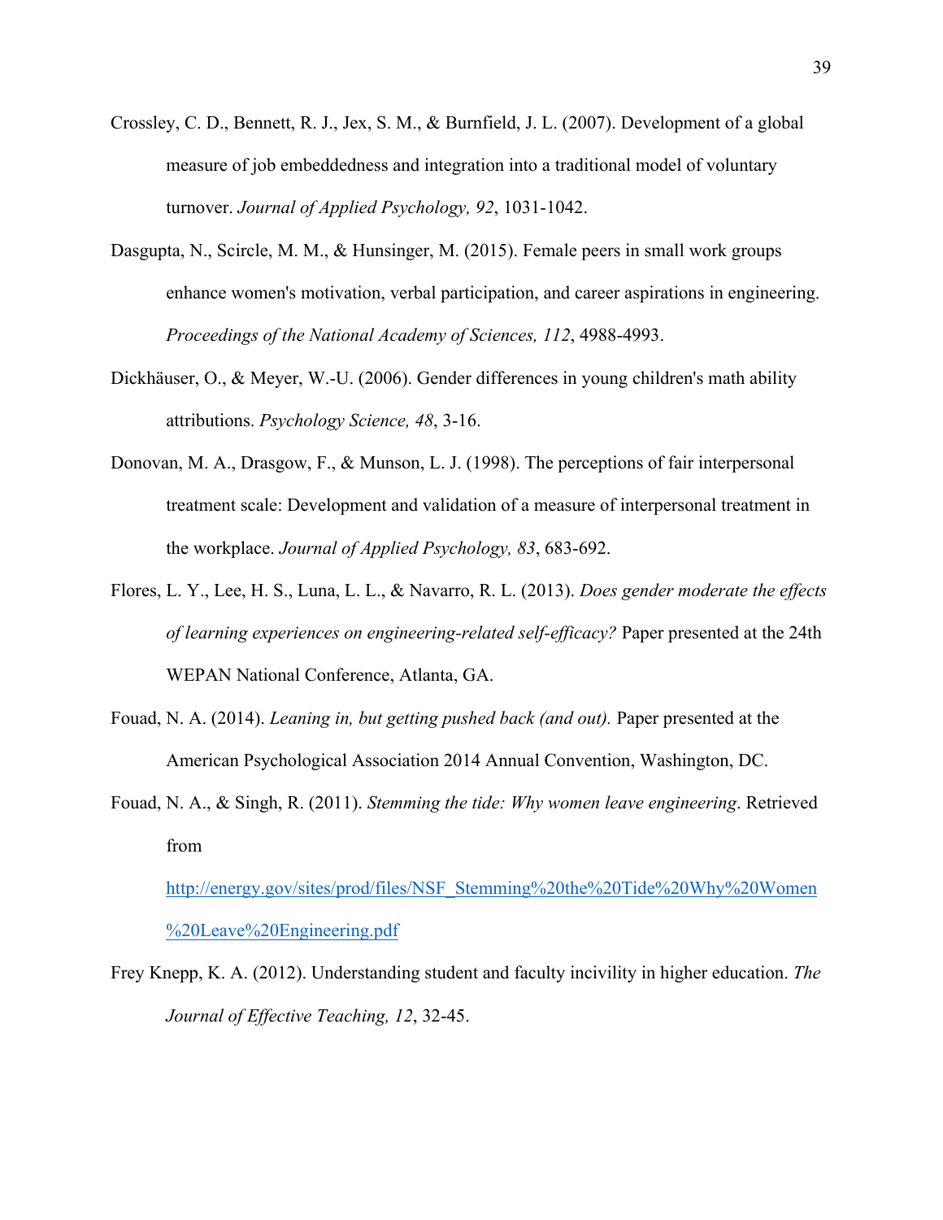Crossley, C. D., Bennett, R. J., Jex, S. M., & Burnfield, J. L. (2007). Development of a global measure of job embeddedness and integration into a traditional model of voluntary turnover. *Journal of Applied Psychology, 92*, 1031-1042.

Dasgupta, N., Scircle, M. M., & Hunsinger, M. (2015). Female peers in small work groups enhance women's motivation, verbal participation, and career aspirations in engineering. *Proceedings of the National Academy of Sciences, 112*, 4988-4993.

Dickhäuser, O., & Meyer, W.-U. (2006). Gender differences in young children's math ability attributions. *Psychology Science, 48*, 3-16.

Donovan, M. A., Drasgow, F., & Munson, L. J. (1998). The perceptions of fair interpersonal treatment scale: Development and validation of a measure of interpersonal treatment in the workplace. *Journal of Applied Psychology, 83*, 683-692.

Flores, L. Y., Lee, H. S., Luna, L. L., & Navarro, R. L. (2013). *Does gender moderate the effects of learning experiences on engineering-related self-efficacy?* Paper presented at the 24th WEPAN National Conference, Atlanta, GA.

Fouad, N. A. (2014). *Leaning in, but getting pushed back (and out).* Paper presented at the American Psychological Association 2014 Annual Convention, Washington, DC.

Fouad, N. A., & Singh, R. (2011). *Stemming the tide: Why women leave engineering*. Retrieved from http://energy.gov/sites/prod/files/NSF_Stemming%20the%20Tide%20Why%20Women%20Leave%20Engineering.pdf

Frey Knepp, K. A. (2012). Understanding student and faculty incivility in higher education. *The Journal of Effective Teaching, 12*, 32-45.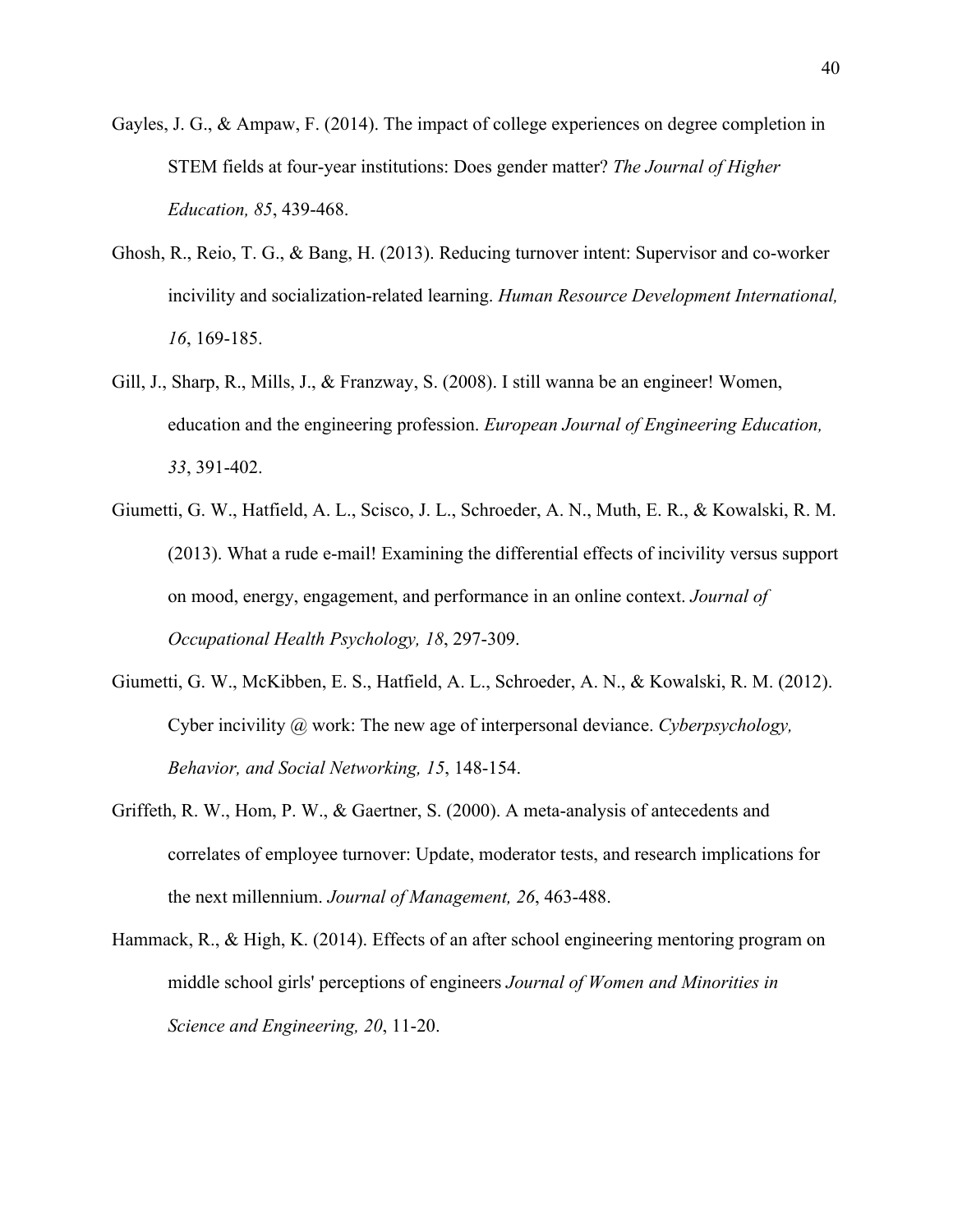Gayles, J. G., & Ampaw, F. (2014). The impact of college experiences on degree completion in STEM fields at four-year institutions: Does gender matter? *The Journal of Higher Education, 85*, 439-468.

Ghosh, R., Reio, T. G., & Bang, H. (2013). Reducing turnover intent: Supervisor and co-worker incivility and socialization-related learning. *Human Resource Development International, 16*, 169-185.

Gill, J., Sharp, R., Mills, J., & Franzway, S. (2008). I still wanna be an engineer! Women, education and the engineering profession. *European Journal of Engineering Education, 33*, 391-402.

Giumetti, G. W., Hatfield, A. L., Scisco, J. L., Schroeder, A. N., Muth, E. R., & Kowalski, R. M. (2013). What a rude e-mail! Examining the differential effects of incivility versus support on mood, energy, engagement, and performance in an online context. *Journal of Occupational Health Psychology, 18*, 297-309.

Giumetti, G. W., McKibben, E. S., Hatfield, A. L., Schroeder, A. N., & Kowalski, R. M. (2012). Cyber incivility @ work: The new age of interpersonal deviance. *Cyberpsychology, Behavior, and Social Networking, 15*, 148-154.

Griffeth, R. W., Hom, P. W., & Gaertner, S. (2000). A meta-analysis of antecedents and correlates of employee turnover: Update, moderator tests, and research implications for the next millennium. *Journal of Management, 26*, 463-488.

Hammack, R., & High, K. (2014). Effects of an after school engineering mentoring program on middle school girls' perceptions of engineers *Journal of Women and Minorities in Science and Engineering, 20*, 11-20.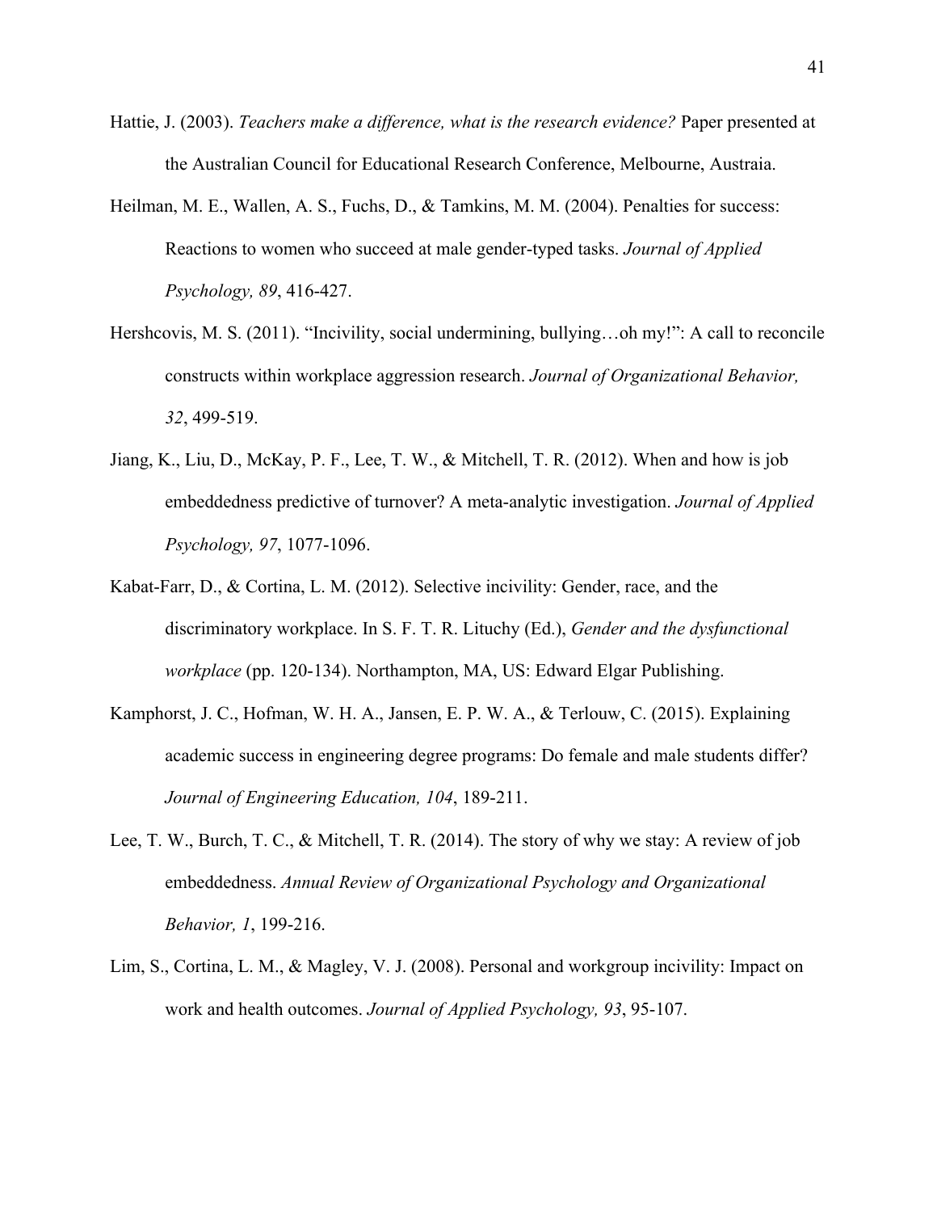Hattie, J. (2003). *Teachers make a difference, what is the research evidence?* Paper presented at the Australian Council for Educational Research Conference, Melbourne, Austraia.

Heilman, M. E., Wallen, A. S., Fuchs, D., & Tamkins, M. M. (2004). Penalties for success: Reactions to women who succeed at male gender-typed tasks. *Journal of Applied Psychology, 89*, 416-427.

Hershcovis, M. S. (2011). "Incivility, social undermining, bullying…oh my!": A call to reconcile constructs within workplace aggression research. *Journal of Organizational Behavior, 32*, 499-519.

Jiang, K., Liu, D., McKay, P. F., Lee, T. W., & Mitchell, T. R. (2012). When and how is job embeddedness predictive of turnover? A meta-analytic investigation. *Journal of Applied Psychology, 97*, 1077-1096.

Kabat-Farr, D., & Cortina, L. M. (2012). Selective incivility: Gender, race, and the discriminatory workplace. In S. F. T. R. Lituchy (Ed.), *Gender and the dysfunctional workplace* (pp. 120-134). Northampton, MA, US: Edward Elgar Publishing.

Kamphorst, J. C., Hofman, W. H. A., Jansen, E. P. W. A., & Terlouw, C. (2015). Explaining academic success in engineering degree programs: Do female and male students differ? *Journal of Engineering Education, 104*, 189-211.

Lee, T. W., Burch, T. C., & Mitchell, T. R. (2014). The story of why we stay: A review of job embeddedness. *Annual Review of Organizational Psychology and Organizational Behavior, 1*, 199-216.

Lim, S., Cortina, L. M., & Magley, V. J. (2008). Personal and workgroup incivility: Impact on work and health outcomes. *Journal of Applied Psychology, 93*, 95-107.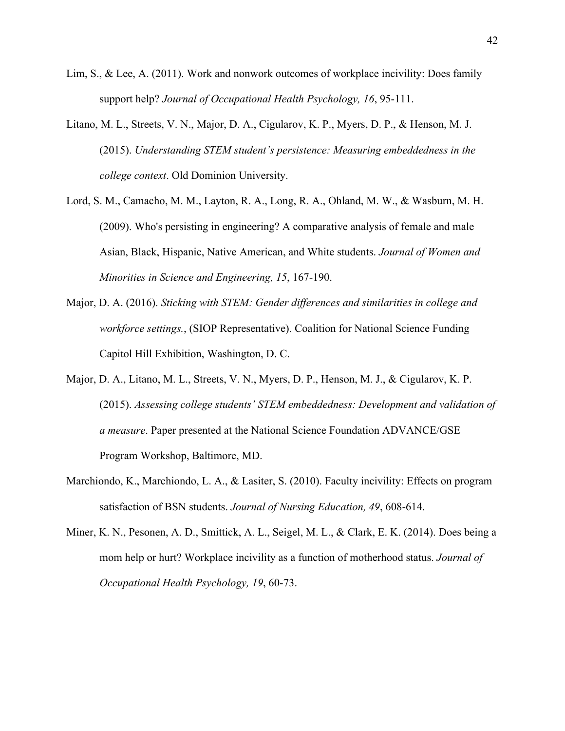Lim, S., & Lee, A. (2011). Work and nonwork outcomes of workplace incivility: Does family support help? *Journal of Occupational Health Psychology, 16*, 95-111.

Litano, M. L., Streets, V. N., Major, D. A., Cigularov, K. P., Myers, D. P., & Henson, M. J. (2015). *Understanding STEM student's persistence: Measuring embeddedness in the college context*. Old Dominion University.

Lord, S. M., Camacho, M. M., Layton, R. A., Long, R. A., Ohland, M. W., & Wasburn, M. H. (2009). Who's persisting in engineering? A comparative analysis of female and male Asian, Black, Hispanic, Native American, and White students. *Journal of Women and Minorities in Science and Engineering, 15*, 167-190.

Major, D. A. (2016). *Sticking with STEM: Gender differences and similarities in college and workforce settings.*, (SIOP Representative). Coalition for National Science Funding Capitol Hill Exhibition, Washington, D. C.

Major, D. A., Litano, M. L., Streets, V. N., Myers, D. P., Henson, M. J., & Cigularov, K. P. (2015). *Assessing college students' STEM embeddedness: Development and validation of a measure*. Paper presented at the National Science Foundation ADVANCE/GSE Program Workshop, Baltimore, MD.

Marchiondo, K., Marchiondo, L. A., & Lasiter, S. (2010). Faculty incivility: Effects on program satisfaction of BSN students. *Journal of Nursing Education, 49*, 608-614.

Miner, K. N., Pesonen, A. D., Smittick, A. L., Seigel, M. L., & Clark, E. K. (2014). Does being a mom help or hurt? Workplace incivility as a function of motherhood status. *Journal of Occupational Health Psychology, 19*, 60-73.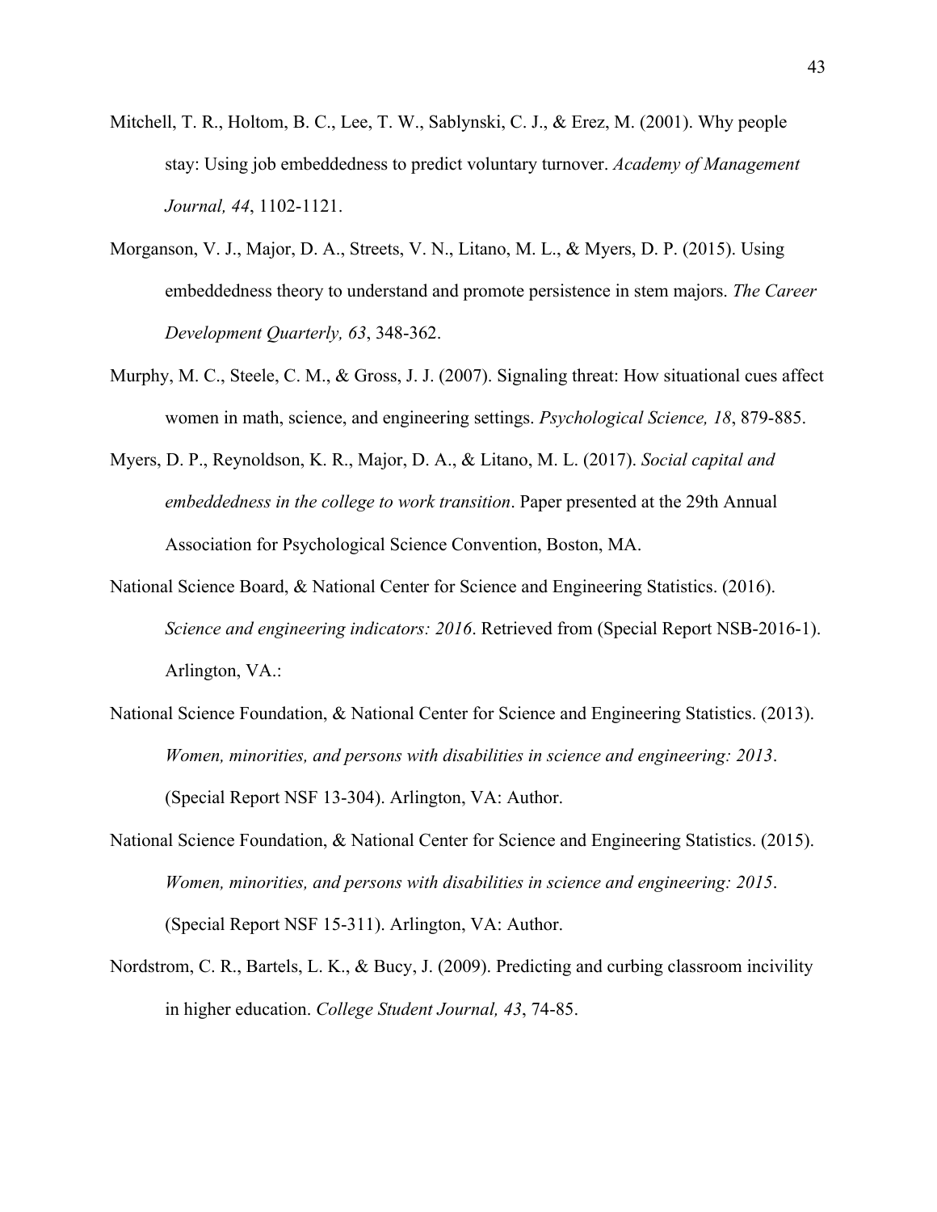Mitchell, T. R., Holtom, B. C., Lee, T. W., Sablynski, C. J., & Erez, M. (2001). Why people stay: Using job embeddedness to predict voluntary turnover. *Academy of Management Journal, 44*, 1102-1121.

Morganson, V. J., Major, D. A., Streets, V. N., Litano, M. L., & Myers, D. P. (2015). Using embeddedness theory to understand and promote persistence in stem majors. *The Career Development Quarterly, 63*, 348-362.

Murphy, M. C., Steele, C. M., & Gross, J. J. (2007). Signaling threat: How situational cues affect women in math, science, and engineering settings. *Psychological Science, 18*, 879-885.

Myers, D. P., Reynoldson, K. R., Major, D. A., & Litano, M. L. (2017). *Social capital and embeddedness in the college to work transition*. Paper presented at the 29th Annual Association for Psychological Science Convention, Boston, MA.

National Science Board, & National Center for Science and Engineering Statistics. (2016). *Science and engineering indicators: 2016*. Retrieved from (Special Report NSB-2016-1). Arlington, VA.:

National Science Foundation, & National Center for Science and Engineering Statistics. (2013). *Women, minorities, and persons with disabilities in science and engineering: 2013*. (Special Report NSF 13-304). Arlington, VA: Author.

National Science Foundation, & National Center for Science and Engineering Statistics. (2015). *Women, minorities, and persons with disabilities in science and engineering: 2015*. (Special Report NSF 15-311). Arlington, VA: Author.

Nordstrom, C. R., Bartels, L. K., & Bucy, J. (2009). Predicting and curbing classroom incivility in higher education. *College Student Journal, 43*, 74-85.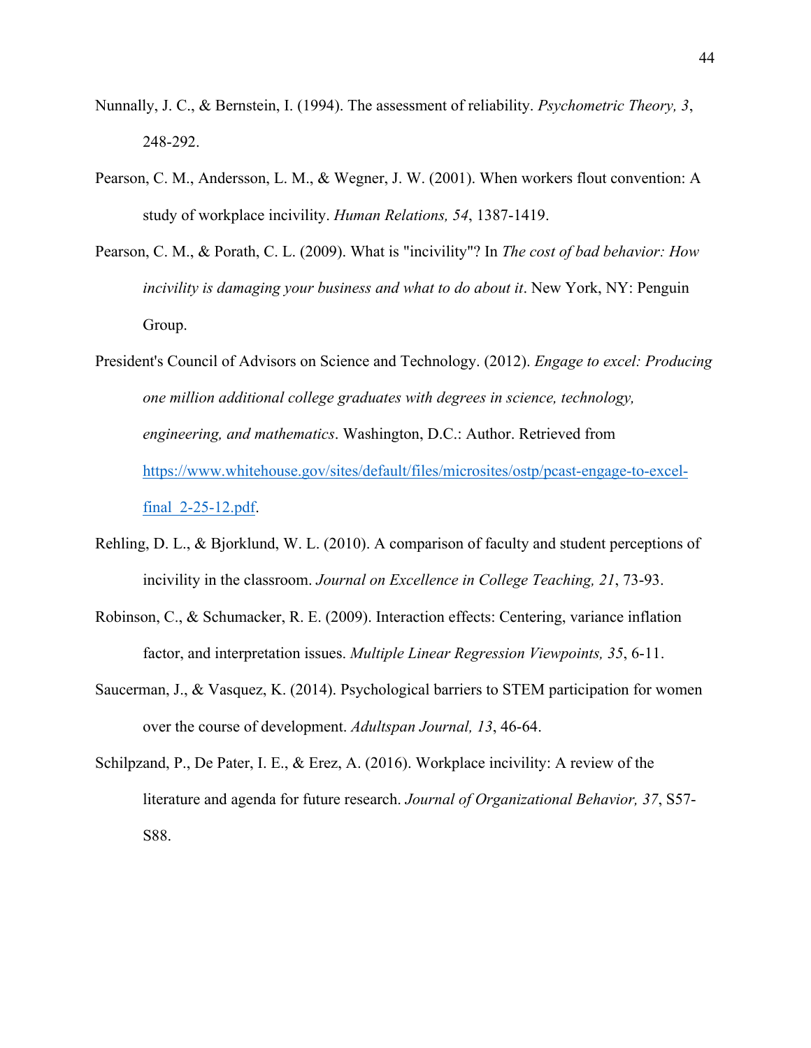Nunnally, J. C., & Bernstein, I. (1994). The assessment of reliability. *Psychometric Theory, 3*, 248-292.

Pearson, C. M., Andersson, L. M., & Wegner, J. W. (2001). When workers flout convention: A study of workplace incivility. *Human Relations, 54*, 1387-1419.

Pearson, C. M., & Porath, C. L. (2009). What is "incivility"? In *The cost of bad behavior: How incivility is damaging your business and what to do about it*. New York, NY: Penguin Group.

President's Council of Advisors on Science and Technology. (2012). *Engage to excel: Producing one million additional college graduates with degrees in science, technology, engineering, and mathematics*. Washington, D.C.: Author. Retrieved from [https://www.whitehouse.gov/sites/default/files/microsites/ostp/pcast-engage-to-excel-final_2-25-12.pdf](https://www.whitehouse.gov/sites/default/files/microsites/ostp/pcast-engage-to-excel-final_2-25-12.pdf).

Rehling, D. L., & Bjorklund, W. L. (2010). A comparison of faculty and student perceptions of incivility in the classroom. *Journal on Excellence in College Teaching, 21*, 73-93.

Robinson, C., & Schumacker, R. E. (2009). Interaction effects: Centering, variance inflation factor, and interpretation issues. *Multiple Linear Regression Viewpoints, 35*, 6-11.

Saucerman, J., & Vasquez, K. (2014). Psychological barriers to STEM participation for women over the course of development. *Adultspan Journal, 13*, 46-64.

Schilpzand, P., De Pater, I. E., & Erez, A. (2016). Workplace incivility: A review of the literature and agenda for future research. *Journal of Organizational Behavior, 37*, S57-S88.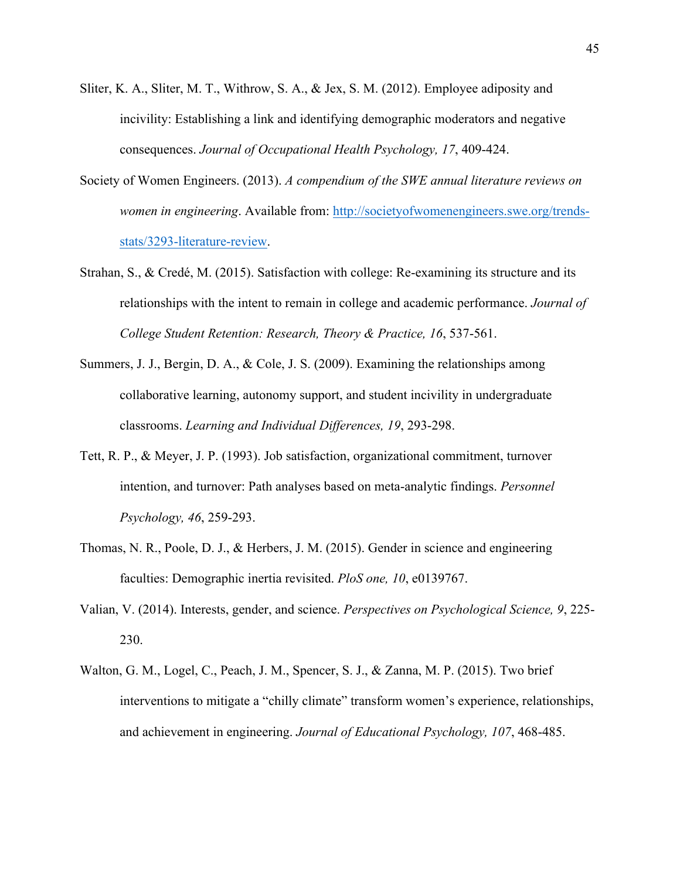Sliter, K. A., Sliter, M. T., Withrow, S. A., & Jex, S. M. (2012). Employee adiposity and incivility: Establishing a link and identifying demographic moderators and negative consequences. *Journal of Occupational Health Psychology, 17*, 409-424.

Society of Women Engineers. (2013). *A compendium of the SWE annual literature reviews on women in engineering*. Available from: [http://societyofwomenengineers.swe.org/trends-stats/3293-literature-review](http://societyofwomenengineers.swe.org/trends-stats/3293-literature-review).

Strahan, S., & Credé, M. (2015). Satisfaction with college: Re-examining its structure and its relationships with the intent to remain in college and academic performance. *Journal of College Student Retention: Research, Theory & Practice, 16*, 537-561.

Summers, J. J., Bergin, D. A., & Cole, J. S. (2009). Examining the relationships among collaborative learning, autonomy support, and student incivility in undergraduate classrooms. *Learning and Individual Differences, 19*, 293-298.

Tett, R. P., & Meyer, J. P. (1993). Job satisfaction, organizational commitment, turnover intention, and turnover: Path analyses based on meta-analytic findings. *Personnel Psychology, 46*, 259-293.

Thomas, N. R., Poole, D. J., & Herbers, J. M. (2015). Gender in science and engineering faculties: Demographic inertia revisited. *PloS one, 10*, e0139767.

Valian, V. (2014). Interests, gender, and science. *Perspectives on Psychological Science, 9*, 225-230.

Walton, G. M., Logel, C., Peach, J. M., Spencer, S. J., & Zanna, M. P. (2015). Two brief interventions to mitigate a "chilly climate" transform women's experience, relationships, and achievement in engineering. *Journal of Educational Psychology, 107*, 468-485.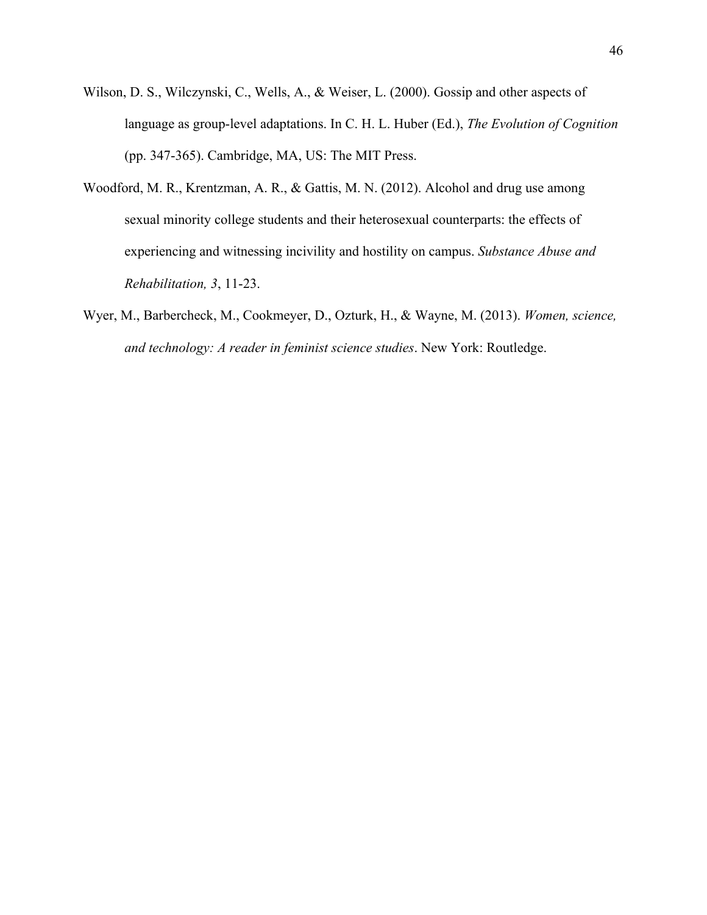Wilson, D. S., Wilczynski, C., Wells, A., & Weiser, L. (2000). Gossip and other aspects of language as group-level adaptations. In C. H. L. Huber (Ed.), *The Evolution of Cognition* (pp. 347-365). Cambridge, MA, US: The MIT Press.

Woodford, M. R., Krentzman, A. R., & Gattis, M. N. (2012). Alcohol and drug use among sexual minority college students and their heterosexual counterparts: the effects of experiencing and witnessing incivility and hostility on campus. *Substance Abuse and Rehabilitation, 3*, 11-23.

Wyer, M., Barbercheck, M., Cookmeyer, D., Ozturk, H., & Wayne, M. (2013). *Women, science, and technology: A reader in feminist science studies*. New York: Routledge.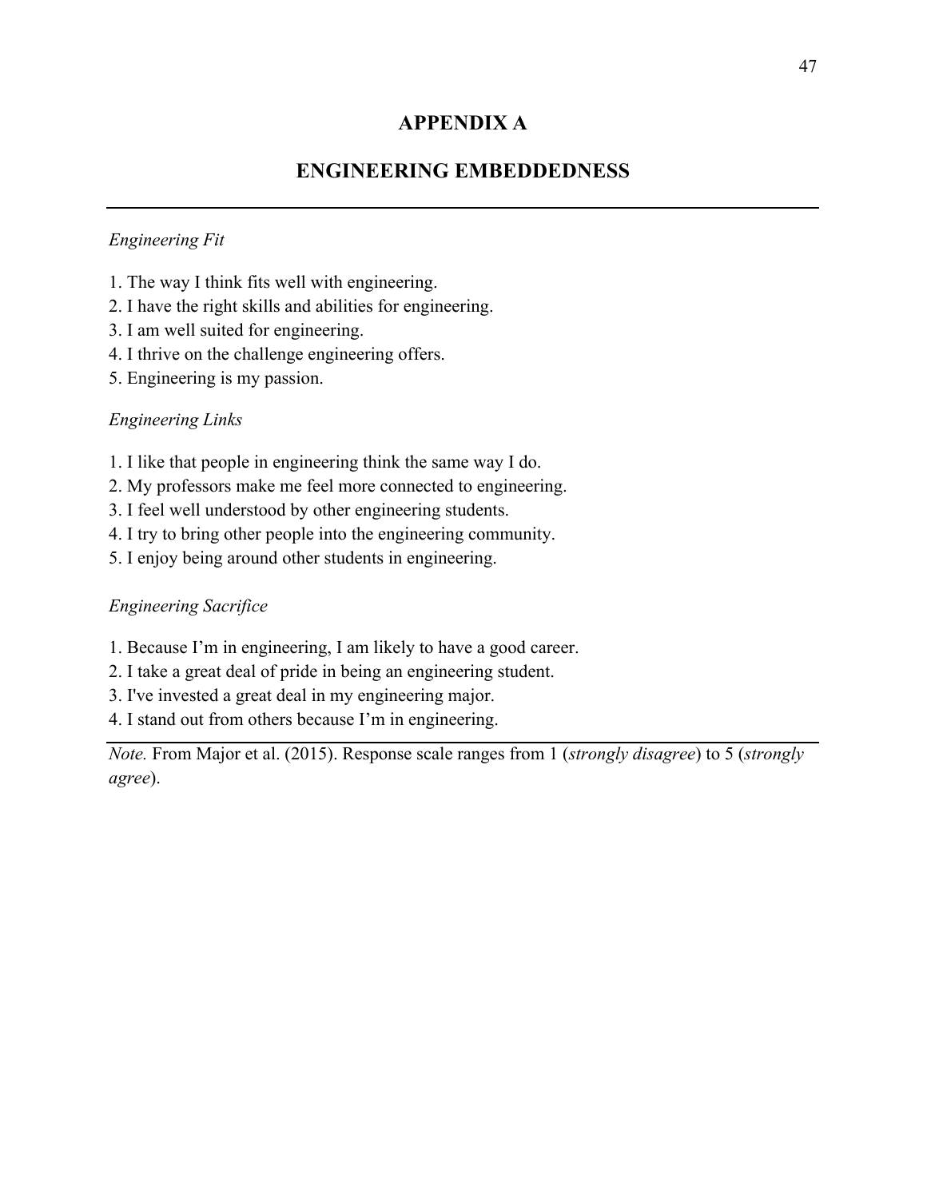# APPENDIX A

# ENGINEERING EMBEDDEDNESS

---

*Engineering Fit*

1. The way I think fits well with engineering.
2. I have the right skills and abilities for engineering.
3. I am well suited for engineering.
4. I thrive on the challenge engineering offers.
5. Engineering is my passion.

*Engineering Links*

1. I like that people in engineering think the same way I do.
2. My professors make me feel more connected to engineering.
3. I feel well understood by other engineering students.
4. I try to bring other people into the engineering community.
5. I enjoy being around other students in engineering.

*Engineering Sacrifice*

1. Because I'm in engineering, I am likely to have a good career.
2. I take a great deal of pride in being an engineering student.
3. I've invested a great deal in my engineering major.
4. I stand out from others because I'm in engineering.

---

*Note.* From Major et al. (2015). Response scale ranges from 1 (*strongly disagree*) to 5 (*strongly agree*).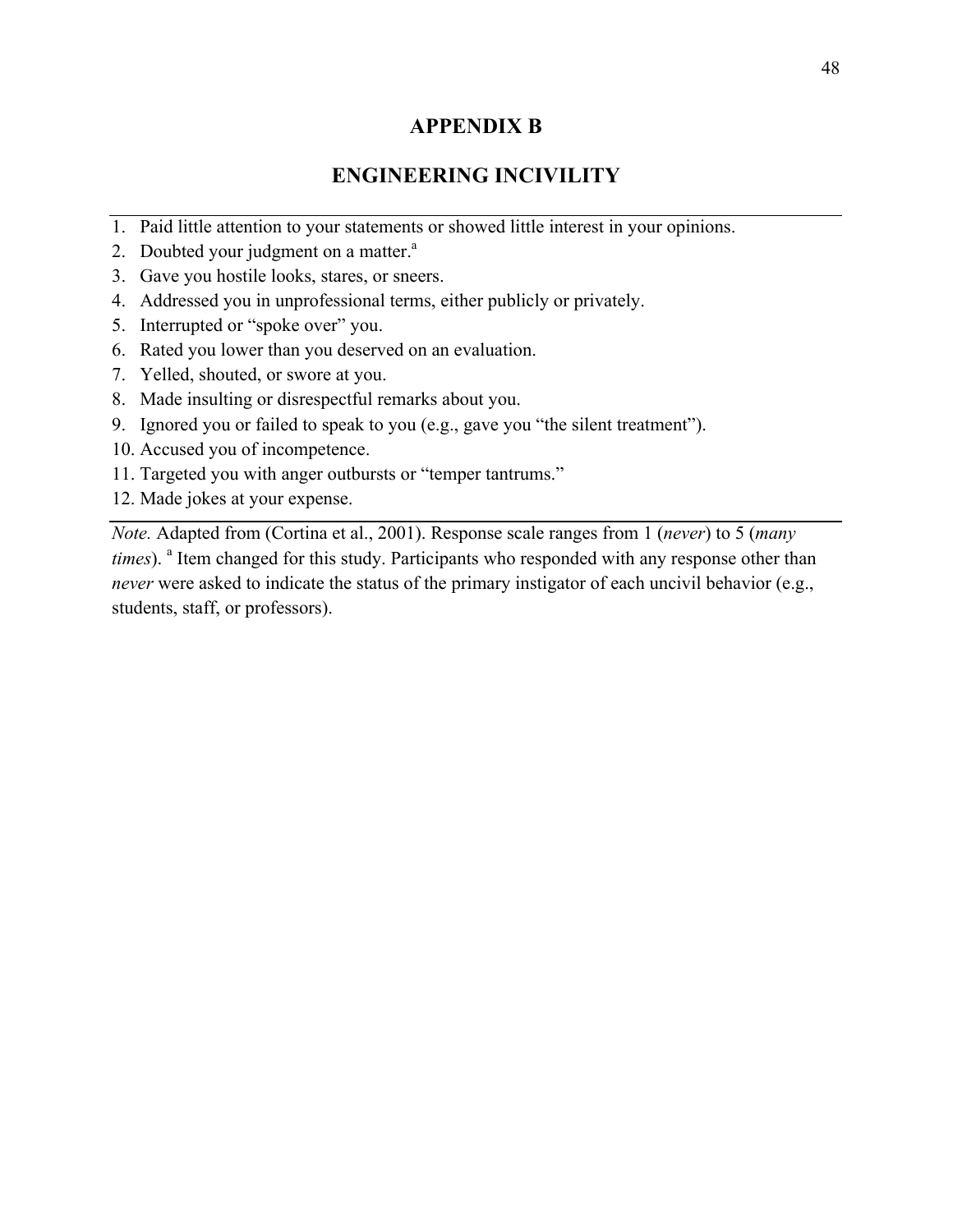# APPENDIX B

## ENGINEERING INCIVILITY

1. Paid little attention to your statements or showed little interest in your opinions.
2. Doubted your judgment on a matter.[a]
3. Gave you hostile looks, stares, or sneers.
4. Addressed you in unprofessional terms, either publicly or privately.
5. Interrupted or "spoke over" you.
6. Rated you lower than you deserved on an evaluation.
7. Yelled, shouted, or swore at you.
8. Made insulting or disrespectful remarks about you.
9. Ignored you or failed to speak to you (e.g., gave you "the silent treatment").
10. Accused you of incompetence.
11. Targeted you with anger outbursts or "temper tantrums."
12. Made jokes at your expense.

*Note.* Adapted from (Cortina et al., 2001). Response scale ranges from 1 (*never*) to 5 (*many times*). [a] Item changed for this study. Participants who responded with any response other than *never* were asked to indicate the status of the primary instigator of each uncivil behavior (e.g., students, staff, or professors).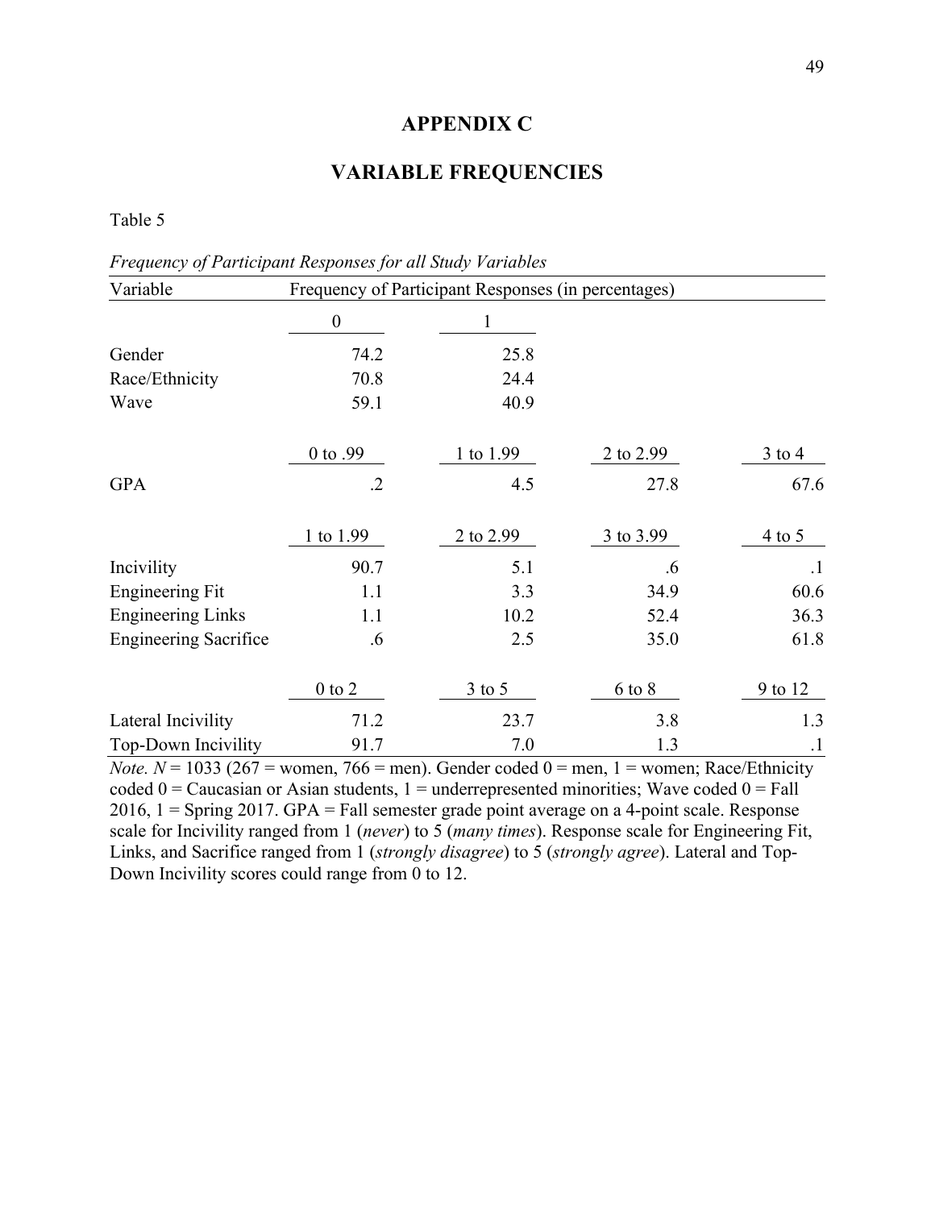# APPENDIX C

# VARIABLE FREQUENCIES

Table 5

*Frequency of Participant Responses for all Study Variables*

| Variable | Frequency of Participant Responses (in percentages) | | | |
|---|---|---|---|---|
| | 0 | 1 | | |
| Gender | 74.2 | 25.8 | | |
| Race/Ethnicity | 70.8 | 24.4 | | |
| Wave | 59.1 | 40.9 | | |
| | 0 to .99 | 1 to 1.99 | 2 to 2.99 | 3 to 4 |
| GPA | .2 | 4.5 | 27.8 | 67.6 |
| | 1 to 1.99 | 2 to 2.99 | 3 to 3.99 | 4 to 5 |
| Incivility | 90.7 | 5.1 | .6 | .1 |
| Engineering Fit | 1.1 | 3.3 | 34.9 | 60.6 |
| Engineering Links | 1.1 | 10.2 | 52.4 | 36.3 |
| Engineering Sacrifice | .6 | 2.5 | 35.0 | 61.8 |
| | 0 to 2 | 3 to 5 | 6 to 8 | 9 to 12 |
| Lateral Incivility | 71.2 | 23.7 | 3.8 | 1.3 |
| Top-Down Incivility | 91.7 | 7.0 | 1.3 | .1 |

*Note.* $N$ = 1033 (267 = women, 766 = men). Gender coded 0 = men, 1 = women; Race/Ethnicity coded 0 = Caucasian or Asian students, 1 = underrepresented minorities; Wave coded 0 = Fall 2016, 1 = Spring 2017. GPA = Fall semester grade point average on a 4-point scale. Response scale for Incivility ranged from 1 (*never*) to 5 (*many times*). Response scale for Engineering Fit, Links, and Sacrifice ranged from 1 (*strongly disagree*) to 5 (*strongly agree*). Lateral and Top-Down Incivility scores could range from 0 to 12.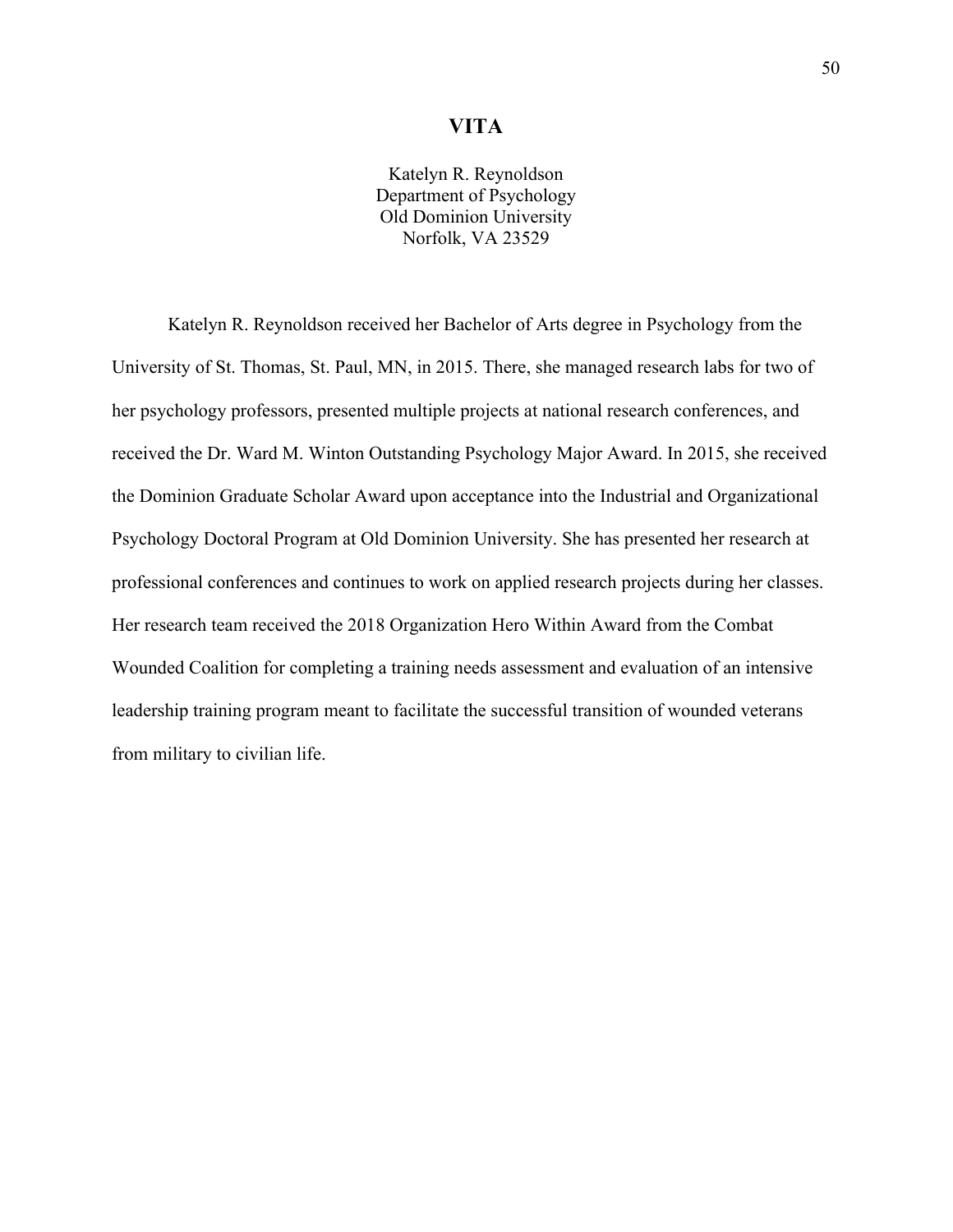# VITA

Katelyn R. Reynoldson
Department of Psychology
Old Dominion University
Norfolk, VA 23529

Katelyn R. Reynoldson received her Bachelor of Arts degree in Psychology from the University of St. Thomas, St. Paul, MN, in 2015. There, she managed research labs for two of her psychology professors, presented multiple projects at national research conferences, and received the Dr. Ward M. Winton Outstanding Psychology Major Award. In 2015, she received the Dominion Graduate Scholar Award upon acceptance into the Industrial and Organizational Psychology Doctoral Program at Old Dominion University. She has presented her research at professional conferences and continues to work on applied research projects during her classes. Her research team received the 2018 Organization Hero Within Award from the Combat Wounded Coalition for completing a training needs assessment and evaluation of an intensive leadership training program meant to facilitate the successful transition of wounded veterans from military to civilian life.